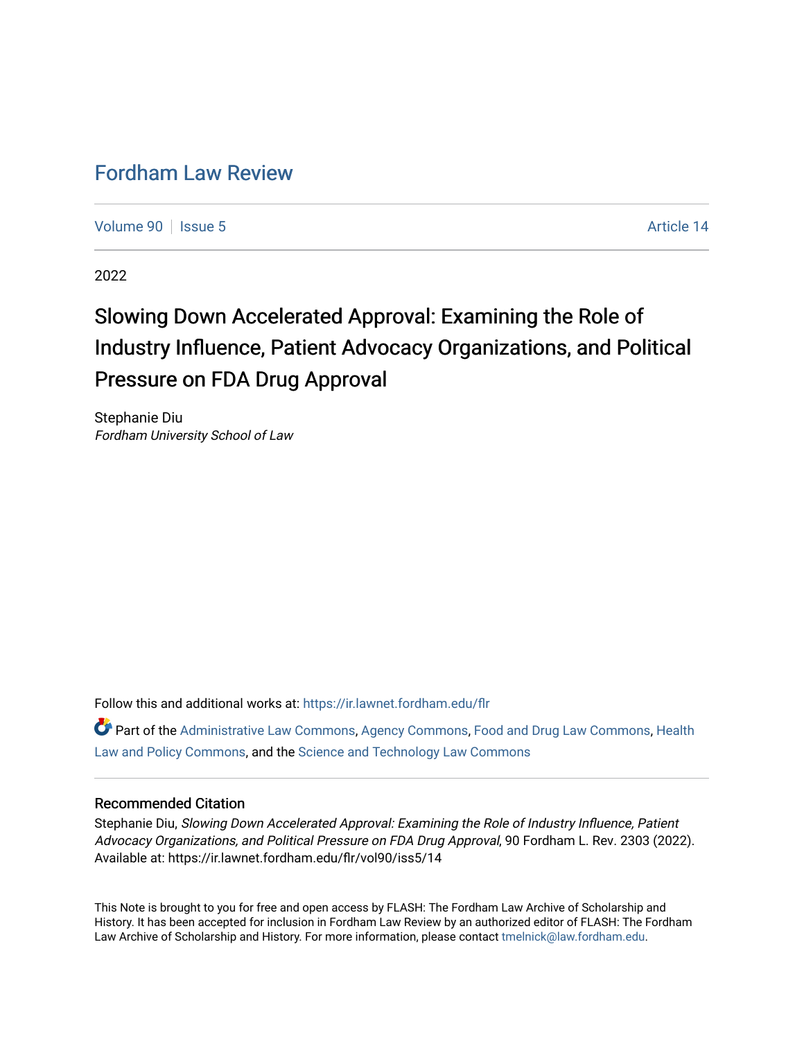# Fordham Law Review

Volume 90 | Issue 5 Article 14

2022

## Slowing Down Accelerated Approval: Examining the Role of Industry Influence, Patient Advocacy Organizations, and Political Pressure on FDA Drug Approval

Stephanie Diu
*Fordham University School of Law*

Follow this and additional works at: https://ir.lawnet.fordham.edu/flr

Part of the Administrative Law Commons, Agency Commons, Food and Drug Law Commons, Health Law and Policy Commons, and the Science and Technology Law Commons

### Recommended Citation

Stephanie Diu, *Slowing Down Accelerated Approval: Examining the Role of Industry Influence, Patient Advocacy Organizations, and Political Pressure on FDA Drug Approval*, 90 Fordham L. Rev. 2303 (2022).
Available at: https://ir.lawnet.fordham.edu/flr/vol90/iss5/14

This Note is brought to you for free and open access by FLASH: The Fordham Law Archive of Scholarship and History. It has been accepted for inclusion in Fordham Law Review by an authorized editor of FLASH: The Fordham Law Archive of Scholarship and History. For more information, please contact tmelnick@law.fordham.edu.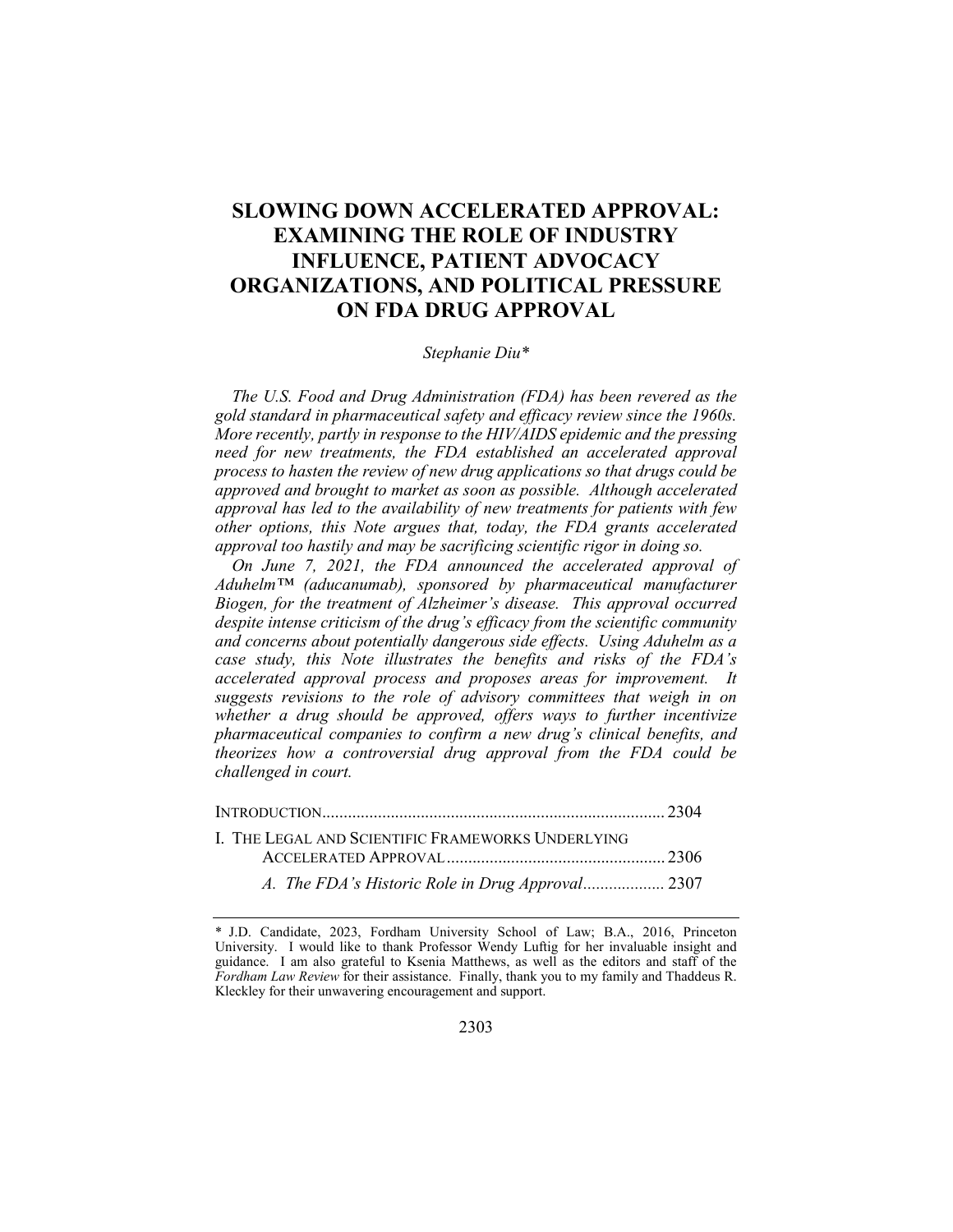# SLOWING DOWN ACCELERATED APPROVAL: EXAMINING THE ROLE OF INDUSTRY INFLUENCE, PATIENT ADVOCACY ORGANIZATIONS, AND POLITICAL PRESSURE ON FDA DRUG APPROVAL

*Stephanie Diu\**

*The U.S. Food and Drug Administration (FDA) has been revered as the gold standard in pharmaceutical safety and efficacy review since the 1960s. More recently, partly in response to the HIV/AIDS epidemic and the pressing need for new treatments, the FDA established an accelerated approval process to hasten the review of new drug applications so that drugs could be approved and brought to market as soon as possible. Although accelerated approval has led to the availability of new treatments for patients with few other options, this Note argues that, today, the FDA grants accelerated approval too hastily and may be sacrificing scientific rigor in doing so.*

*On June 7, 2021, the FDA announced the accelerated approval of Aduhelm™ (aducanumab), sponsored by pharmaceutical manufacturer Biogen, for the treatment of Alzheimer's disease. This approval occurred despite intense criticism of the drug's efficacy from the scientific community and concerns about potentially dangerous side effects. Using Aduhelm as a case study, this Note illustrates the benefits and risks of the FDA's accelerated approval process and proposes areas for improvement. It suggests revisions to the role of advisory committees that weigh in on whether a drug should be approved, offers ways to further incentivize pharmaceutical companies to confirm a new drug's clinical benefits, and theorizes how a controversial drug approval from the FDA could be challenged in court.*

INTRODUCTION................................................................................ 2304

I. THE LEGAL AND SCIENTIFIC FRAMEWORKS UNDERLYING ACCELERATED APPROVAL................................................... 2306

*A. The FDA's Historic Role in Drug Approval*................... 2307

---

\* J.D. Candidate, 2023, Fordham University School of Law; B.A., 2016, Princeton University. I would like to thank Professor Wendy Luftig for her invaluable insight and guidance. I am also grateful to Ksenia Matthews, as well as the editors and staff of the *Fordham Law Review* for their assistance. Finally, thank you to my family and Thaddeus R. Kleckley for their unwavering encouragement and support.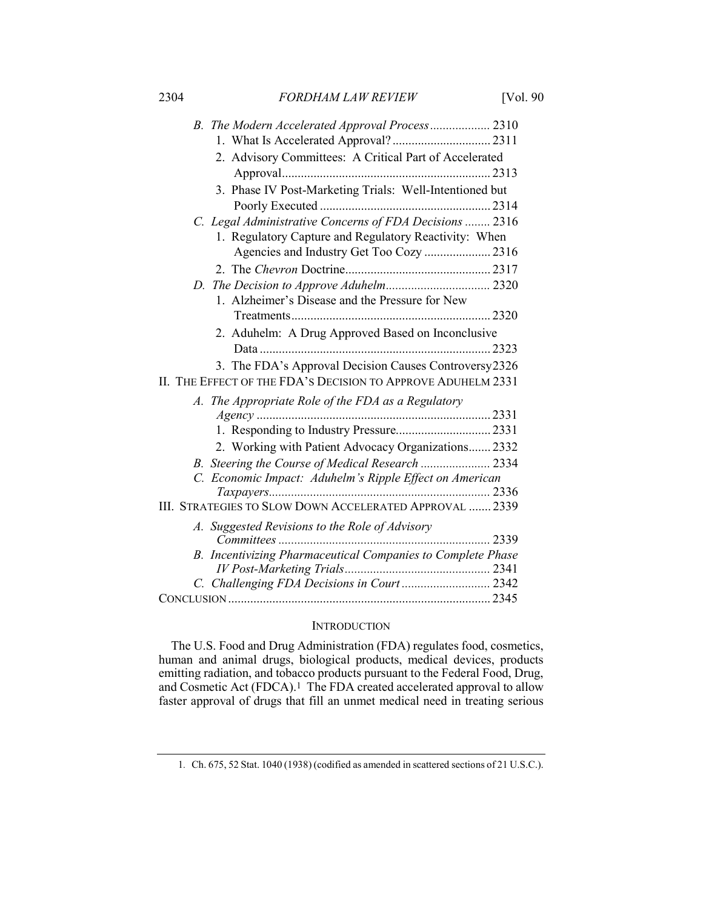*B. The Modern Accelerated Approval Process* ................... 2310

1. What Is Accelerated Approval? ............................... 2311
2. Advisory Committees: A Critical Part of Accelerated Approval .................................................................. 2313
3. Phase IV Post-Marketing Trials: Well-Intentioned but Poorly Executed ...................................................... 2314

*C. Legal Administrative Concerns of FDA Decisions* ........ 2316

1. Regulatory Capture and Regulatory Reactivity: When Agencies and Industry Get Too Cozy ..................... 2316
2. The *Chevron* Doctrine.............................................. 2317

*D. The Decision to Approve Aduhelm*................................. 2320

1. Alzheimer's Disease and the Pressure for New Treatments............................................................... 2320
2. Aduhelm: A Drug Approved Based on Inconclusive Data ......................................................................... 2323
3. The FDA's Approval Decision Causes Controversy 2326

II. THE EFFECT OF THE FDA'S DECISION TO APPROVE ADUHELM 2331

*A. The Appropriate Role of the FDA as a Regulatory Agency* .......................................................................... 2331

1. Responding to Industry Pressure.............................. 2331
2. Working with Patient Advocacy Organizations....... 2332

*B. Steering the Course of Medical Research* ...................... 2334

*C. Economic Impact: Aduhelm's Ripple Effect on American Taxpayers*...................................................................... 2336

III. STRATEGIES TO SLOW DOWN ACCELERATED APPROVAL ....... 2339

*A. Suggested Revisions to the Role of Advisory Committees* ................................................................... 2339

*B. Incentivizing Pharmaceutical Companies to Complete Phase IV Post-Marketing Trials*.............................................. 2341

*C. Challenging FDA Decisions in Court* ............................ 2342

CONCLUSION .................................................................................. 2345

## INTRODUCTION

The U.S. Food and Drug Administration (FDA) regulates food, cosmetics, human and animal drugs, biological products, medical devices, products emitting radiation, and tobacco products pursuant to the Federal Food, Drug, and Cosmetic Act (FDCA).[1] The FDA created accelerated approval to allow faster approval of drugs that fill an unmet medical need in treating serious

---

1. Ch. 675, 52 Stat. 1040 (1938) (codified as amended in scattered sections of 21 U.S.C.).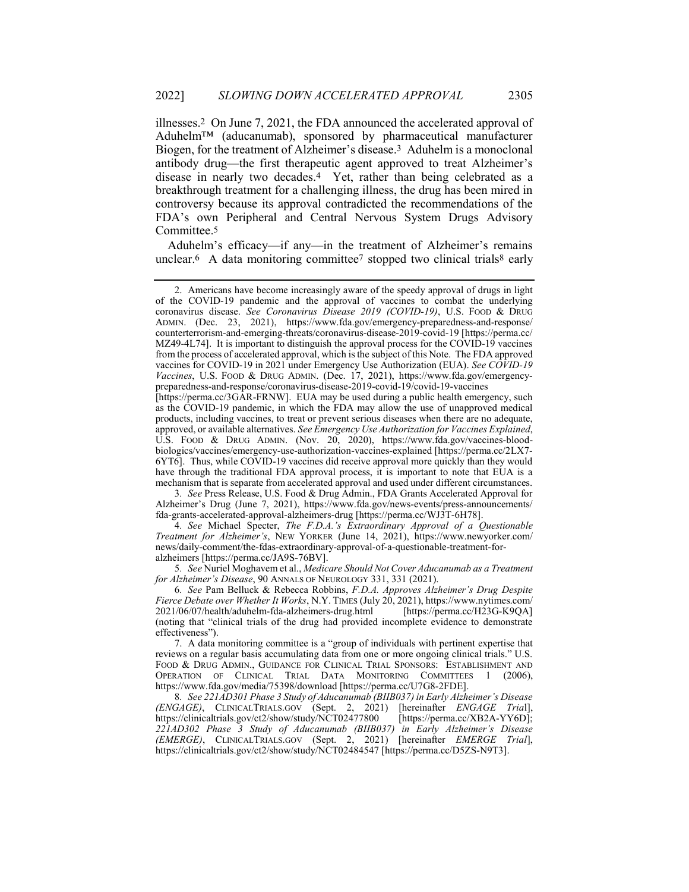illnesses.[2] On June 7, 2021, the FDA announced the accelerated approval of Aduhelm™ (aducanumab), sponsored by pharmaceutical manufacturer Biogen, for the treatment of Alzheimer's disease.[3] Aduhelm is a monoclonal antibody drug—the first therapeutic agent approved to treat Alzheimer's disease in nearly two decades.[4] Yet, rather than being celebrated as a breakthrough treatment for a challenging illness, the drug has been mired in controversy because its approval contradicted the recommendations of the FDA's own Peripheral and Central Nervous System Drugs Advisory Committee.[5]

Aduhelm's efficacy—if any—in the treatment of Alzheimer's remains unclear.[6] A data monitoring committee[7] stopped two clinical trials[8] early

---

2. Americans have become increasingly aware of the speedy approval of drugs in light of the COVID-19 pandemic and the approval of vaccines to combat the underlying coronavirus disease. *See Coronavirus Disease 2019 (COVID-19)*, U.S. FOOD & DRUG ADMIN. (Dec. 23, 2021), https://www.fda.gov/emergency-preparedness-and-response/counterterrorism-and-emerging-threats/coronavirus-disease-2019-covid-19 [https://perma.cc/MZ49-4L74]. It is important to distinguish the approval process for the COVID-19 vaccines from the process of accelerated approval, which is the subject of this Note. The FDA approved vaccines for COVID-19 in 2021 under Emergency Use Authorization (EUA). *See COVID-19 Vaccines*, U.S. FOOD & DRUG ADMIN. (Dec. 17, 2021), https://www.fda.gov/emergency-preparedness-and-response/coronavirus-disease-2019-covid-19/covid-19-vaccines [https://perma.cc/3GAR-FRNW]. EUA may be used during a public health emergency, such as the COVID-19 pandemic, in which the FDA may allow the use of unapproved medical products, including vaccines, to treat or prevent serious diseases when there are no adequate, approved, or available alternatives. *See Emergency Use Authorization for Vaccines Explained*, U.S. FOOD & DRUG ADMIN. (Nov. 20, 2020), https://www.fda.gov/vaccines-blood-biologics/vaccines/emergency-use-authorization-vaccines-explained [https://perma.cc/2LX7-6YT6]. Thus, while COVID-19 vaccines did receive approval more quickly than they would have through the traditional FDA approval process, it is important to note that EUA is a mechanism that is separate from accelerated approval and used under different circumstances.

3. *See* Press Release, U.S. Food & Drug Admin., FDA Grants Accelerated Approval for Alzheimer's Drug (June 7, 2021), https://www.fda.gov/news-events/press-announcements/fda-grants-accelerated-approval-alzheimers-drug [https://perma.cc/WJ3T-6H78].

4. *See* Michael Specter, *The F.D.A.'s Extraordinary Approval of a Questionable Treatment for Alzheimer's*, NEW YORKER (June 14, 2021), https://www.newyorker.com/news/daily-comment/the-fdas-extraordinary-approval-of-a-questionable-treatment-for-alzheimers [https://perma.cc/JA9S-76BV].

5. *See* Nuriel Moghavem et al., *Medicare Should Not Cover Aducanumab as a Treatment for Alzheimer's Disease*, 90 ANNALS OF NEUROLOGY 331, 331 (2021).

6. *See* Pam Belluck & Rebecca Robbins, *F.D.A. Approves Alzheimer's Drug Despite Fierce Debate over Whether It Works*, N.Y. TIMES (July 20, 2021), https://www.nytimes.com/2021/06/07/health/aduhelm-fda-alzheimers-drug.html [https://perma.cc/H23G-K9QA] (noting that "clinical trials of the drug had provided incomplete evidence to demonstrate effectiveness").

7. A data monitoring committee is a "group of individuals with pertinent expertise that reviews on a regular basis accumulating data from one or more ongoing clinical trials." U.S. FOOD & DRUG ADMIN., GUIDANCE FOR CLINICAL TRIAL SPONSORS: ESTABLISHMENT AND OPERATION OF CLINICAL TRIAL DATA MONITORING COMMITTEES 1 (2006), https://www.fda.gov/media/75398/download [https://perma.cc/U7G8-2FDE].

8. *See 221AD301 Phase 3 Study of Aducanumab (BIIB037) in Early Alzheimer's Disease (ENGAGE)*, CLINICALTRIALS.GOV (Sept. 2, 2021) [hereinafter *ENGAGE Trial*], https://clinicaltrials.gov/ct2/show/study/NCT02477800 [https://perma.cc/XB2A-YY6D]; *221AD302 Phase 3 Study of Aducanumab (BIIB037) in Early Alzheimer's Disease (EMERGE)*, CLINICALTRIALS.GOV (Sept. 2, 2021) [hereinafter *EMERGE Trial*], https://clinicaltrials.gov/ct2/show/study/NCT02484547 [https://perma.cc/D5ZS-N9T3].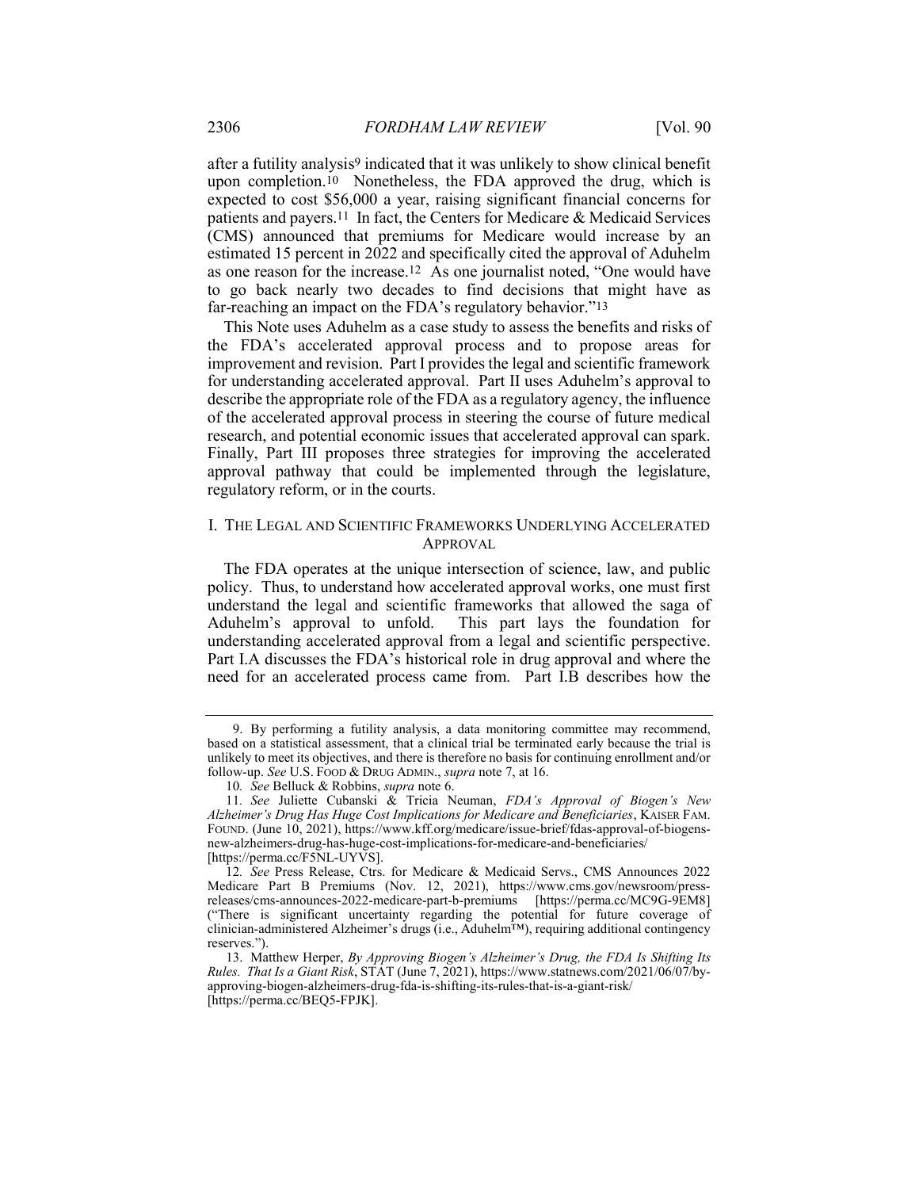after a futility analysis[9] indicated that it was unlikely to show clinical benefit upon completion.[10] Nonetheless, the FDA approved the drug, which is expected to cost $56,000 a year, raising significant financial concerns for patients and payers.[11] In fact, the Centers for Medicare & Medicaid Services (CMS) announced that premiums for Medicare would increase by an estimated 15 percent in 2022 and specifically cited the approval of Aduhelm as one reason for the increase.[12] As one journalist noted, "One would have to go back nearly two decades to find decisions that might have as far-reaching an impact on the FDA's regulatory behavior."[13]

This Note uses Aduhelm as a case study to assess the benefits and risks of the FDA's accelerated approval process and to propose areas for improvement and revision. Part I provides the legal and scientific framework for understanding accelerated approval. Part II uses Aduhelm's approval to describe the appropriate role of the FDA as a regulatory agency, the influence of the accelerated approval process in steering the course of future medical research, and potential economic issues that accelerated approval can spark. Finally, Part III proposes three strategies for improving the accelerated approval pathway that could be implemented through the legislature, regulatory reform, or in the courts.

## I. THE LEGAL AND SCIENTIFIC FRAMEWORKS UNDERLYING ACCELERATED APPROVAL

The FDA operates at the unique intersection of science, law, and public policy. Thus, to understand how accelerated approval works, one must first understand the legal and scientific frameworks that allowed the saga of Aduhelm's approval to unfold. This part lays the foundation for understanding accelerated approval from a legal and scientific perspective. Part I.A discusses the FDA's historical role in drug approval and where the need for an accelerated process came from. Part I.B describes how the

---

9. By performing a futility analysis, a data monitoring committee may recommend, based on a statistical assessment, that a clinical trial be terminated early because the trial is unlikely to meet its objectives, and there is therefore no basis for continuing enrollment and/or follow-up. *See* U.S. FOOD & DRUG ADMIN., *supra* note 7, at 16.

10. *See* Belluck & Robbins, *supra* note 6.

11. *See* Juliette Cubanski & Tricia Neuman, *FDA's Approval of Biogen's New Alzheimer's Drug Has Huge Cost Implications for Medicare and Beneficiaries*, KAISER FAM. FOUND. (June 10, 2021), https://www.kff.org/medicare/issue-brief/fdas-approval-of-biogens-new-alzheimers-drug-has-huge-cost-implications-for-medicare-and-beneficiaries/ [https://perma.cc/F5NL-UYVS].

12. *See* Press Release, Ctrs. for Medicare & Medicaid Servs., CMS Announces 2022 Medicare Part B Premiums (Nov. 12, 2021), https://www.cms.gov/newsroom/press-releases/cms-announces-2022-medicare-part-b-premiums [https://perma.cc/MC9G-9EM8] ("There is significant uncertainty regarding the potential for future coverage of clinician-administered Alzheimer's drugs (i.e., Aduhelm™), requiring additional contingency reserves.").

13. Matthew Herper, *By Approving Biogen's Alzheimer's Drug, the FDA Is Shifting Its Rules. That Is a Giant Risk*, STAT (June 7, 2021), https://www.statnews.com/2021/06/07/by-approving-biogen-alzheimers-drug-fda-is-shifting-its-rules-that-is-a-giant-risk/ [https://perma.cc/BEQ5-FPJK].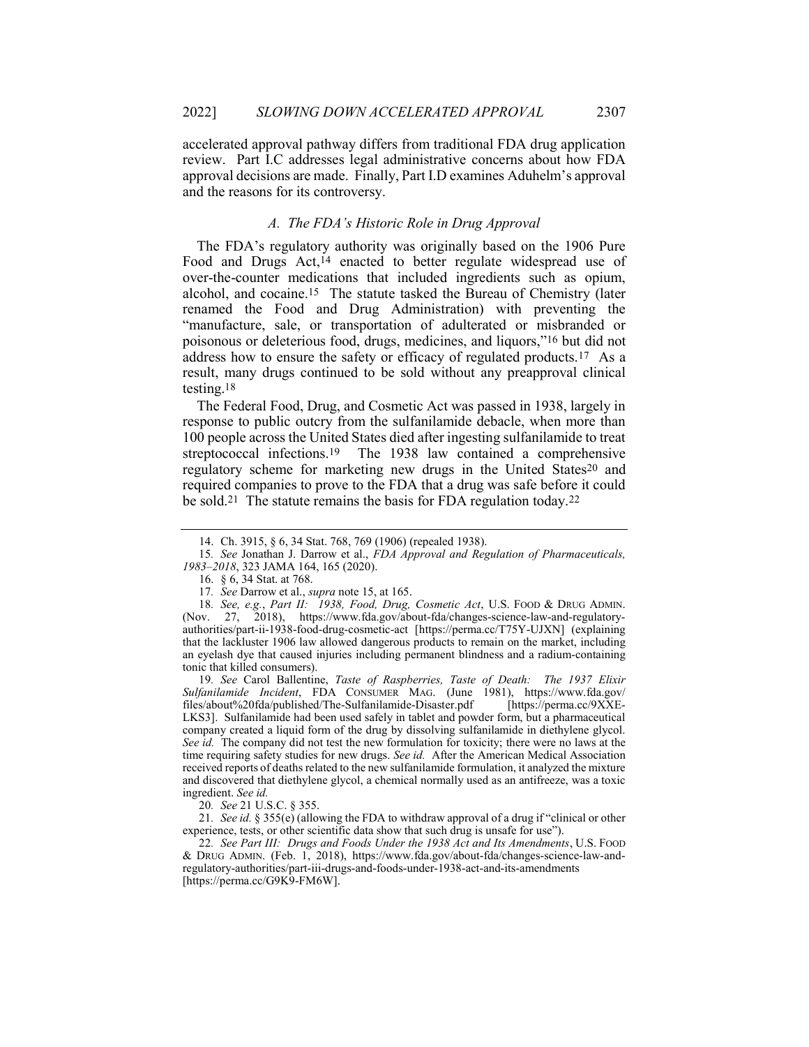accelerated approval pathway differs from traditional FDA drug application review. Part I.C addresses legal administrative concerns about how FDA approval decisions are made. Finally, Part I.D examines Aduhelm's approval and the reasons for its controversy.

### *A. The FDA's Historic Role in Drug Approval*

The FDA's regulatory authority was originally based on the 1906 Pure Food and Drugs Act,[14] enacted to better regulate widespread use of over-the-counter medications that included ingredients such as opium, alcohol, and cocaine.[15] The statute tasked the Bureau of Chemistry (later renamed the Food and Drug Administration) with preventing the "manufacture, sale, or transportation of adulterated or misbranded or poisonous or deleterious food, drugs, medicines, and liquors,"[16] but did not address how to ensure the safety or efficacy of regulated products.[17] As a result, many drugs continued to be sold without any preapproval clinical testing.[18]

The Federal Food, Drug, and Cosmetic Act was passed in 1938, largely in response to public outcry from the sulfanilamide debacle, when more than 100 people across the United States died after ingesting sulfanilamide to treat streptococcal infections.[19] The 1938 law contained a comprehensive regulatory scheme for marketing new drugs in the United States[20] and required companies to prove to the FDA that a drug was safe before it could be sold.[21] The statute remains the basis for FDA regulation today.[22]

---

14. Ch. 3915, § 6, 34 Stat. 768, 769 (1906) (repealed 1938).

15. *See* Jonathan J. Darrow et al., *FDA Approval and Regulation of Pharmaceuticals, 1983–2018*, 323 JAMA 164, 165 (2020).

16. § 6, 34 Stat. at 768.

17. *See* Darrow et al., *supra* note 15, at 165.

18. *See, e.g.*, *Part II: 1938, Food, Drug, Cosmetic Act*, U.S. FOOD & DRUG ADMIN. (Nov. 27, 2018), https://www.fda.gov/about-fda/changes-science-law-and-regulatory-authorities/part-ii-1938-food-drug-cosmetic-act [https://perma.cc/T75Y-UJXN] (explaining that the lackluster 1906 law allowed dangerous products to remain on the market, including an eyelash dye that caused injuries including permanent blindness and a radium-containing tonic that killed consumers).

19. *See* Carol Ballentine, *Taste of Raspberries, Taste of Death: The 1937 Elixir Sulfanilamide Incident*, FDA CONSUMER MAG. (June 1981), https://www.fda.gov/files/about%20fda/published/The-Sulfanilamide-Disaster.pdf [https://perma.cc/9XXE-LKS3]. Sulfanilamide had been used safely in tablet and powder form, but a pharmaceutical company created a liquid form of the drug by dissolving sulfanilamide in diethylene glycol. *See id.* The company did not test the new formulation for toxicity; there were no laws at the time requiring safety studies for new drugs. *See id.* After the American Medical Association received reports of deaths related to the new sulfanilamide formulation, it analyzed the mixture and discovered that diethylene glycol, a chemical normally used as an antifreeze, was a toxic ingredient. *See id.*

20. *See* 21 U.S.C. § 355.

21. *See id.* § 355(e) (allowing the FDA to withdraw approval of a drug if "clinical or other experience, tests, or other scientific data show that such drug is unsafe for use").

22. *See Part III: Drugs and Foods Under the 1938 Act and Its Amendments*, U.S. FOOD & DRUG ADMIN. (Feb. 1, 2018), https://www.fda.gov/about-fda/changes-science-law-and-regulatory-authorities/part-iii-drugs-and-foods-under-1938-act-and-its-amendments [https://perma.cc/G9K9-FM6W].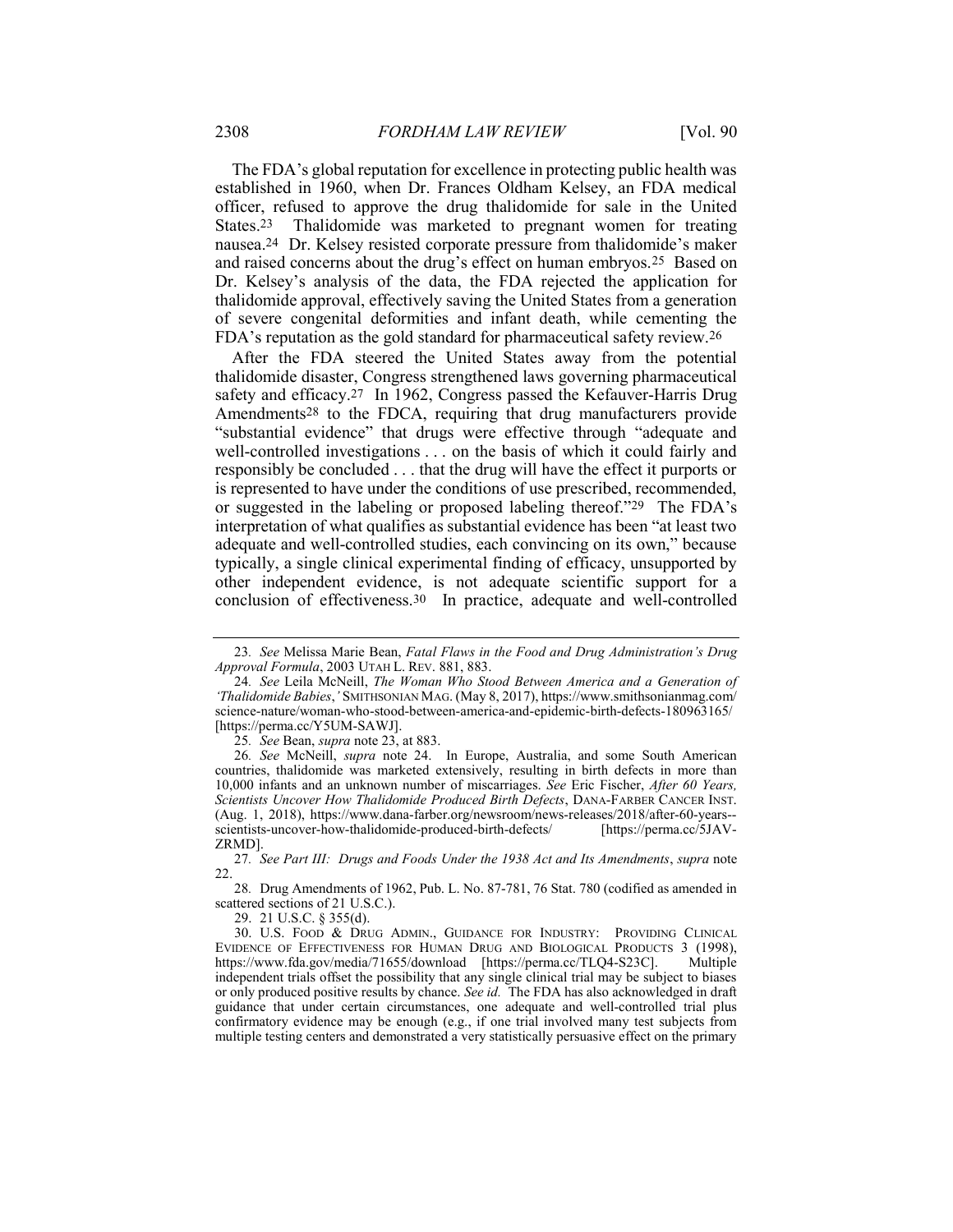The FDA's global reputation for excellence in protecting public health was established in 1960, when Dr. Frances Oldham Kelsey, an FDA medical officer, refused to approve the drug thalidomide for sale in the United States.[23] Thalidomide was marketed to pregnant women for treating nausea.[24] Dr. Kelsey resisted corporate pressure from thalidomide's maker and raised concerns about the drug's effect on human embryos.[25] Based on Dr. Kelsey's analysis of the data, the FDA rejected the application for thalidomide approval, effectively saving the United States from a generation of severe congenital deformities and infant death, while cementing the FDA's reputation as the gold standard for pharmaceutical safety review.[26]

After the FDA steered the United States away from the potential thalidomide disaster, Congress strengthened laws governing pharmaceutical safety and efficacy.[27] In 1962, Congress passed the Kefauver-Harris Drug Amendments[28] to the FDCA, requiring that drug manufacturers provide "substantial evidence" that drugs were effective through "adequate and well-controlled investigations . . . on the basis of which it could fairly and responsibly be concluded . . . that the drug will have the effect it purports or is represented to have under the conditions of use prescribed, recommended, or suggested in the labeling or proposed labeling thereof."[29] The FDA's interpretation of what qualifies as substantial evidence has been "at least two adequate and well-controlled studies, each convincing on its own," because typically, a single clinical experimental finding of efficacy, unsupported by other independent evidence, is not adequate scientific support for a conclusion of effectiveness.[30] In practice, adequate and well-controlled

---

23. *See* Melissa Marie Bean, *Fatal Flaws in the Food and Drug Administration's Drug Approval Formula*, 2003 UTAH L. REV. 881, 883.

24. *See* Leila McNeill, *The Woman Who Stood Between America and a Generation of 'Thalidomide Babies*,*'* SMITHSONIAN MAG. (May 8, 2017), https://www.smithsonianmag.com/science-nature/woman-who-stood-between-america-and-epidemic-birth-defects-180963165/ [https://perma.cc/Y5UM-SAWJ].

25. *See* Bean, *supra* note 23, at 883.

26. *See* McNeill, *supra* note 24. In Europe, Australia, and some South American countries, thalidomide was marketed extensively, resulting in birth defects in more than 10,000 infants and an unknown number of miscarriages. *See* Eric Fischer, *After 60 Years, Scientists Uncover How Thalidomide Produced Birth Defects*, DANA-FARBER CANCER INST. (Aug. 1, 2018), https://www.dana-farber.org/newsroom/news-releases/2018/after-60-years--scientists-uncover-how-thalidomide-produced-birth-defects/ [https://perma.cc/5JAV-ZRMD].

27. *See Part III: Drugs and Foods Under the 1938 Act and Its Amendments*, *supra* note 22.

28. Drug Amendments of 1962, Pub. L. No. 87-781, 76 Stat. 780 (codified as amended in scattered sections of 21 U.S.C.).

29. 21 U.S.C. § 355(d).

30. U.S. FOOD & DRUG ADMIN., GUIDANCE FOR INDUSTRY: PROVIDING CLINICAL EVIDENCE OF EFFECTIVENESS FOR HUMAN DRUG AND BIOLOGICAL PRODUCTS 3 (1998), https://www.fda.gov/media/71655/download [https://perma.cc/TLQ4-S23C]. Multiple independent trials offset the possibility that any single clinical trial may be subject to biases or only produced positive results by chance. *See id.* The FDA has also acknowledged in draft guidance that under certain circumstances, one adequate and well-controlled trial plus confirmatory evidence may be enough (e.g., if one trial involved many test subjects from multiple testing centers and demonstrated a very statistically persuasive effect on the primary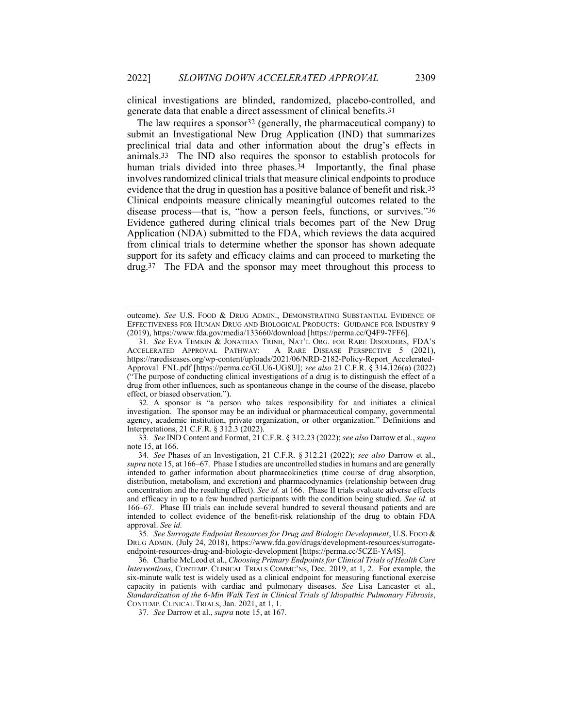clinical investigations are blinded, randomized, placebo-controlled, and generate data that enable a direct assessment of clinical benefits.[31]

The law requires a sponsor[32] (generally, the pharmaceutical company) to submit an Investigational New Drug Application (IND) that summarizes preclinical trial data and other information about the drug's effects in animals.[33] The IND also requires the sponsor to establish protocols for human trials divided into three phases.[34] Importantly, the final phase involves randomized clinical trials that measure clinical endpoints to produce evidence that the drug in question has a positive balance of benefit and risk.[35] Clinical endpoints measure clinically meaningful outcomes related to the disease process—that is, "how a person feels, functions, or survives."[36] Evidence gathered during clinical trials becomes part of the New Drug Application (NDA) submitted to the FDA, which reviews the data acquired from clinical trials to determine whether the sponsor has shown adequate support for its safety and efficacy claims and can proceed to marketing the drug.[37] The FDA and the sponsor may meet throughout this process to

---

outcome). *See* U.S. FOOD & DRUG ADMIN., DEMONSTRATING SUBSTANTIAL EVIDENCE OF EFFECTIVENESS FOR HUMAN DRUG AND BIOLOGICAL PRODUCTS: GUIDANCE FOR INDUSTRY 9 (2019), https://www.fda.gov/media/133660/download [https://perma.cc/Q4F9-7FF6].

31. *See* EVA TEMKIN & JONATHAN TRINH, NAT'L ORG. FOR RARE DISORDERS, FDA'S ACCELERATED APPROVAL PATHWAY: A RARE DISEASE PERSPECTIVE 5 (2021), https://rarediseases.org/wp-content/uploads/2021/06/NRD-2182-Policy-Report_Accelerated-Approval_FNL.pdf [https://perma.cc/GLU6-UG8U]; *see also* 21 C.F.R. § 314.126(a) (2022) ("The purpose of conducting clinical investigations of a drug is to distinguish the effect of a drug from other influences, such as spontaneous change in the course of the disease, placebo effect, or biased observation.").

32. A sponsor is "a person who takes responsibility for and initiates a clinical investigation. The sponsor may be an individual or pharmaceutical company, governmental agency, academic institution, private organization, or other organization." Definitions and Interpretations, 21 C.F.R. § 312.3 (2022).

33. *See* IND Content and Format, 21 C.F.R. § 312.23 (2022); *see also* Darrow et al., *supra* note 15, at 166.

34. *See* Phases of an Investigation, 21 C.F.R. § 312.21 (2022); *see also* Darrow et al., *supra* note 15, at 166–67. Phase I studies are uncontrolled studies in humans and are generally intended to gather information about pharmacokinetics (time course of drug absorption, distribution, metabolism, and excretion) and pharmacodynamics (relationship between drug concentration and the resulting effect). *See id.* at 166. Phase II trials evaluate adverse effects and efficacy in up to a few hundred participants with the condition being studied. *See id.* at 166–67. Phase III trials can include several hundred to several thousand patients and are intended to collect evidence of the benefit-risk relationship of the drug to obtain FDA approval. *See id.*

35. *See Surrogate Endpoint Resources for Drug and Biologic Development*, U.S. FOOD & DRUG ADMIN. (July 24, 2018), https://www.fda.gov/drugs/development-resources/surrogate-endpoint-resources-drug-and-biologic-development [https://perma.cc/5CZE-YA4S].

36. Charlie McLeod et al., *Choosing Primary Endpoints for Clinical Trials of Health Care Interventions*, CONTEMP. CLINICAL TRIALS COMMC'NS, Dec. 2019, at 1, 2. For example, the six-minute walk test is widely used as a clinical endpoint for measuring functional exercise capacity in patients with cardiac and pulmonary diseases. *See* Lisa Lancaster et al., *Standardization of the 6-Min Walk Test in Clinical Trials of Idiopathic Pulmonary Fibrosis*, CONTEMP. CLINICAL TRIALS, Jan. 2021, at 1, 1.

37. *See* Darrow et al., *supra* note 15, at 167.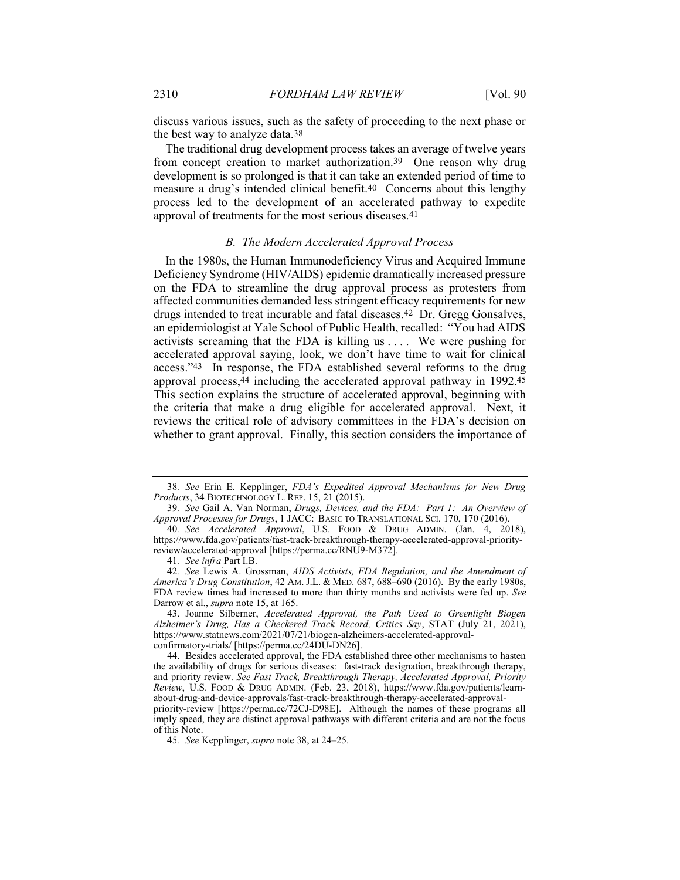discuss various issues, such as the safety of proceeding to the next phase or the best way to analyze data.[38]

The traditional drug development process takes an average of twelve years from concept creation to market authorization.[39] One reason why drug development is so prolonged is that it can take an extended period of time to measure a drug's intended clinical benefit.[40] Concerns about this lengthy process led to the development of an accelerated pathway to expedite approval of treatments for the most serious diseases.[41]

### *B. The Modern Accelerated Approval Process*

In the 1980s, the Human Immunodeficiency Virus and Acquired Immune Deficiency Syndrome (HIV/AIDS) epidemic dramatically increased pressure on the FDA to streamline the drug approval process as protesters from affected communities demanded less stringent efficacy requirements for new drugs intended to treat incurable and fatal diseases.[42] Dr. Gregg Gonsalves, an epidemiologist at Yale School of Public Health, recalled: "You had AIDS activists screaming that the FDA is killing us . . . . We were pushing for accelerated approval saying, look, we don't have time to wait for clinical access."[43] In response, the FDA established several reforms to the drug approval process,[44] including the accelerated approval pathway in 1992.[45] This section explains the structure of accelerated approval, beginning with the criteria that make a drug eligible for accelerated approval. Next, it reviews the critical role of advisory committees in the FDA's decision on whether to grant approval. Finally, this section considers the importance of

---

38. *See* Erin E. Kepplinger, *FDA's Expedited Approval Mechanisms for New Drug Products*, 34 BIOTECHNOLOGY L. REP. 15, 21 (2015).

39. *See* Gail A. Van Norman, *Drugs, Devices, and the FDA: Part 1: An Overview of Approval Processes for Drugs*, 1 JACC: BASIC TO TRANSLATIONAL SCI. 170, 170 (2016).

40. *See Accelerated Approval*, U.S. FOOD & DRUG ADMIN. (Jan. 4, 2018), https://www.fda.gov/patients/fast-track-breakthrough-therapy-accelerated-approval-priority-review/accelerated-approval [https://perma.cc/RNU9-M372].

41. *See infra* Part I.B.

42. *See* Lewis A. Grossman, *AIDS Activists, FDA Regulation, and the Amendment of America's Drug Constitution*, 42 AM. J.L. & MED. 687, 688–690 (2016). By the early 1980s, FDA review times had increased to more than thirty months and activists were fed up. *See* Darrow et al., *supra* note 15, at 165.

43. Joanne Silberner, *Accelerated Approval, the Path Used to Greenlight Biogen Alzheimer's Drug, Has a Checkered Track Record, Critics Say*, STAT (July 21, 2021), https://www.statnews.com/2021/07/21/biogen-alzheimers-accelerated-approval-confirmatory-trials/ [https://perma.cc/24DU-DN26].

44. Besides accelerated approval, the FDA established three other mechanisms to hasten the availability of drugs for serious diseases: fast-track designation, breakthrough therapy, and priority review. *See Fast Track, Breakthrough Therapy, Accelerated Approval, Priority Review*, U.S. FOOD & DRUG ADMIN. (Feb. 23, 2018), https://www.fda.gov/patients/learn-about-drug-and-device-approvals/fast-track-breakthrough-therapy-accelerated-approval-priority-review [https://perma.cc/72CJ-D98E]. Although the names of these programs all imply speed, they are distinct approval pathways with different criteria and are not the focus of this Note.

45. *See* Kepplinger, *supra* note 38, at 24–25.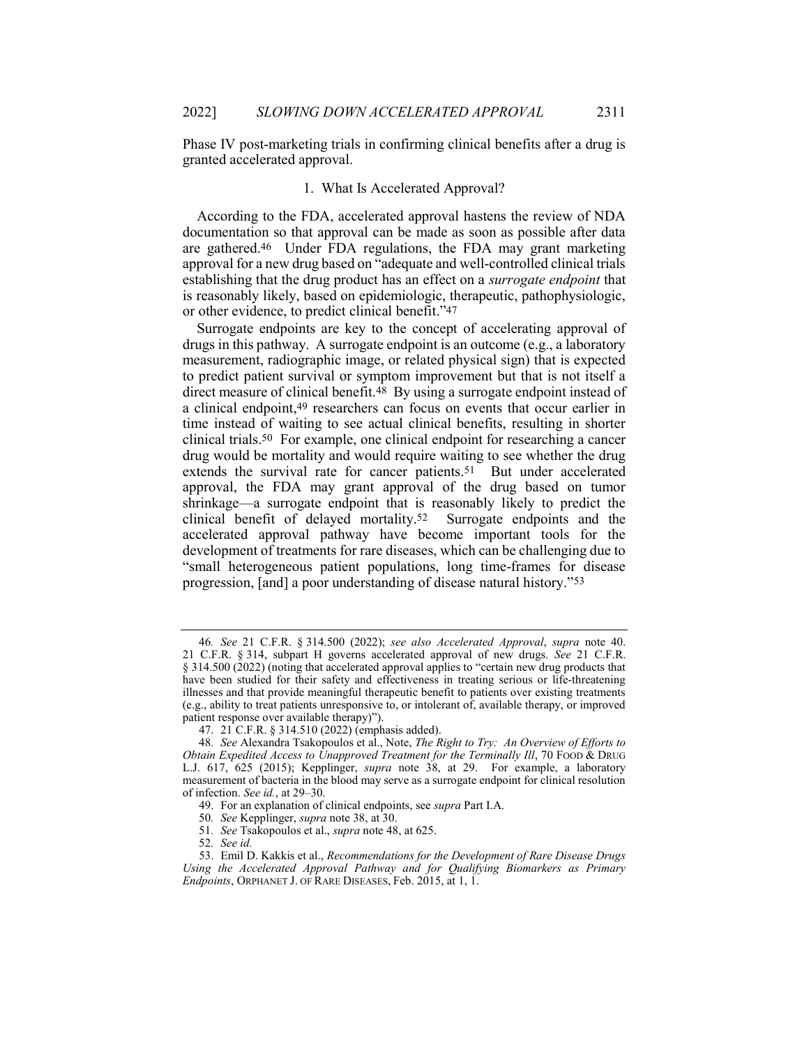Phase IV post-marketing trials in confirming clinical benefits after a drug is granted accelerated approval.

### 1. What Is Accelerated Approval?

According to the FDA, accelerated approval hastens the review of NDA documentation so that approval can be made as soon as possible after data are gathered.[46] Under FDA regulations, the FDA may grant marketing approval for a new drug based on "adequate and well-controlled clinical trials establishing that the drug product has an effect on a *surrogate endpoint* that is reasonably likely, based on epidemiologic, therapeutic, pathophysiologic, or other evidence, to predict clinical benefit."[47]

Surrogate endpoints are key to the concept of accelerating approval of drugs in this pathway. A surrogate endpoint is an outcome (e.g., a laboratory measurement, radiographic image, or related physical sign) that is expected to predict patient survival or symptom improvement but that is not itself a direct measure of clinical benefit.[48] By using a surrogate endpoint instead of a clinical endpoint,[49] researchers can focus on events that occur earlier in time instead of waiting to see actual clinical benefits, resulting in shorter clinical trials.[50] For example, one clinical endpoint for researching a cancer drug would be mortality and would require waiting to see whether the drug extends the survival rate for cancer patients.[51] But under accelerated approval, the FDA may grant approval of the drug based on tumor shrinkage—a surrogate endpoint that is reasonably likely to predict the clinical benefit of delayed mortality.[52] Surrogate endpoints and the accelerated approval pathway have become important tools for the development of treatments for rare diseases, which can be challenging due to "small heterogeneous patient populations, long time-frames for disease progression, [and] a poor understanding of disease natural history."[53]

---

46. *See* 21 C.F.R. § 314.500 (2022); *see also Accelerated Approval*, *supra* note 40. 21 C.F.R. § 314, subpart H governs accelerated approval of new drugs. *See* 21 C.F.R. § 314.500 (2022) (noting that accelerated approval applies to "certain new drug products that have been studied for their safety and effectiveness in treating serious or life-threatening illnesses and that provide meaningful therapeutic benefit to patients over existing treatments (e.g., ability to treat patients unresponsive to, or intolerant of, available therapy, or improved patient response over available therapy)").

47. 21 C.F.R. § 314.510 (2022) (emphasis added).

48. *See* Alexandra Tsakopoulos et al., Note, *The Right to Try: An Overview of Efforts to Obtain Expedited Access to Unapproved Treatment for the Terminally Ill*, 70 FOOD & DRUG L.J. 617, 625 (2015); Kepplinger, *supra* note 38, at 29. For example, a laboratory measurement of bacteria in the blood may serve as a surrogate endpoint for clinical resolution of infection. *See id.*, at 29–30.

49. For an explanation of clinical endpoints, see *supra* Part I.A.

50. *See* Kepplinger, *supra* note 38, at 30.

51. *See* Tsakopoulos et al., *supra* note 48, at 625.

52. *See id.*

53. Emil D. Kakkis et al., *Recommendations for the Development of Rare Disease Drugs Using the Accelerated Approval Pathway and for Qualifying Biomarkers as Primary Endpoints*, ORPHANET J. OF RARE DISEASES, Feb. 2015, at 1, 1.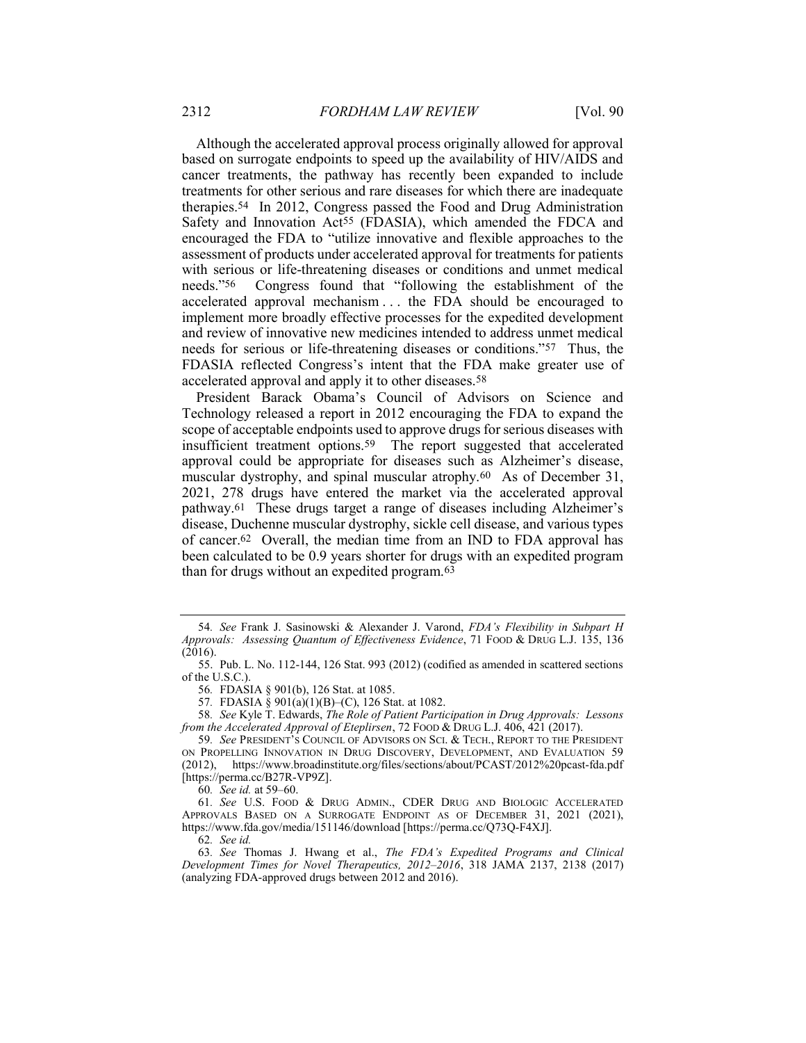Although the accelerated approval process originally allowed for approval based on surrogate endpoints to speed up the availability of HIV/AIDS and cancer treatments, the pathway has recently been expanded to include treatments for other serious and rare diseases for which there are inadequate therapies.[54] In 2012, Congress passed the Food and Drug Administration Safety and Innovation Act[55] (FDASIA), which amended the FDCA and encouraged the FDA to "utilize innovative and flexible approaches to the assessment of products under accelerated approval for treatments for patients with serious or life-threatening diseases or conditions and unmet medical needs."[56] Congress found that "following the establishment of the accelerated approval mechanism . . . the FDA should be encouraged to implement more broadly effective processes for the expedited development and review of innovative new medicines intended to address unmet medical needs for serious or life-threatening diseases or conditions."[57] Thus, the FDASIA reflected Congress's intent that the FDA make greater use of accelerated approval and apply it to other diseases.[58]

President Barack Obama's Council of Advisors on Science and Technology released a report in 2012 encouraging the FDA to expand the scope of acceptable endpoints used to approve drugs for serious diseases with insufficient treatment options.[59] The report suggested that accelerated approval could be appropriate for diseases such as Alzheimer's disease, muscular dystrophy, and spinal muscular atrophy.[60] As of December 31, 2021, 278 drugs have entered the market via the accelerated approval pathway.[61] These drugs target a range of diseases including Alzheimer's disease, Duchenne muscular dystrophy, sickle cell disease, and various types of cancer.[62] Overall, the median time from an IND to FDA approval has been calculated to be 0.9 years shorter for drugs with an expedited program than for drugs without an expedited program.[63]

---

54. *See* Frank J. Sasinowski & Alexander J. Varond, *FDA's Flexibility in Subpart H Approvals: Assessing Quantum of Effectiveness Evidence*, 71 FOOD & DRUG L.J. 135, 136 (2016).

55. Pub. L. No. 112-144, 126 Stat. 993 (2012) (codified as amended in scattered sections of the U.S.C.).

56. FDASIA § 901(b), 126 Stat. at 1085.

57. FDASIA § 901(a)(1)(B)–(C), 126 Stat. at 1082.

58. *See* Kyle T. Edwards, *The Role of Patient Participation in Drug Approvals: Lessons from the Accelerated Approval of Eteplirsen*, 72 FOOD & DRUG L.J. 406, 421 (2017).

59. *See* PRESIDENT'S COUNCIL OF ADVISORS ON SCI. & TECH., REPORT TO THE PRESIDENT ON PROPELLING INNOVATION IN DRUG DISCOVERY, DEVELOPMENT, AND EVALUATION 59 (2012), https://www.broadinstitute.org/files/sections/about/PCAST/2012%20pcast-fda.pdf [https://perma.cc/B27R-VP9Z].

60. *See id.* at 59–60.

61. *See* U.S. FOOD & DRUG ADMIN., CDER DRUG AND BIOLOGIC ACCELERATED APPROVALS BASED ON A SURROGATE ENDPOINT AS OF DECEMBER 31, 2021 (2021), https://www.fda.gov/media/151146/download [https://perma.cc/Q73Q-F4XJ].

62. *See id.*

63. *See* Thomas J. Hwang et al., *The FDA's Expedited Programs and Clinical Development Times for Novel Therapeutics, 2012–2016*, 318 JAMA 2137, 2138 (2017) (analyzing FDA-approved drugs between 2012 and 2016).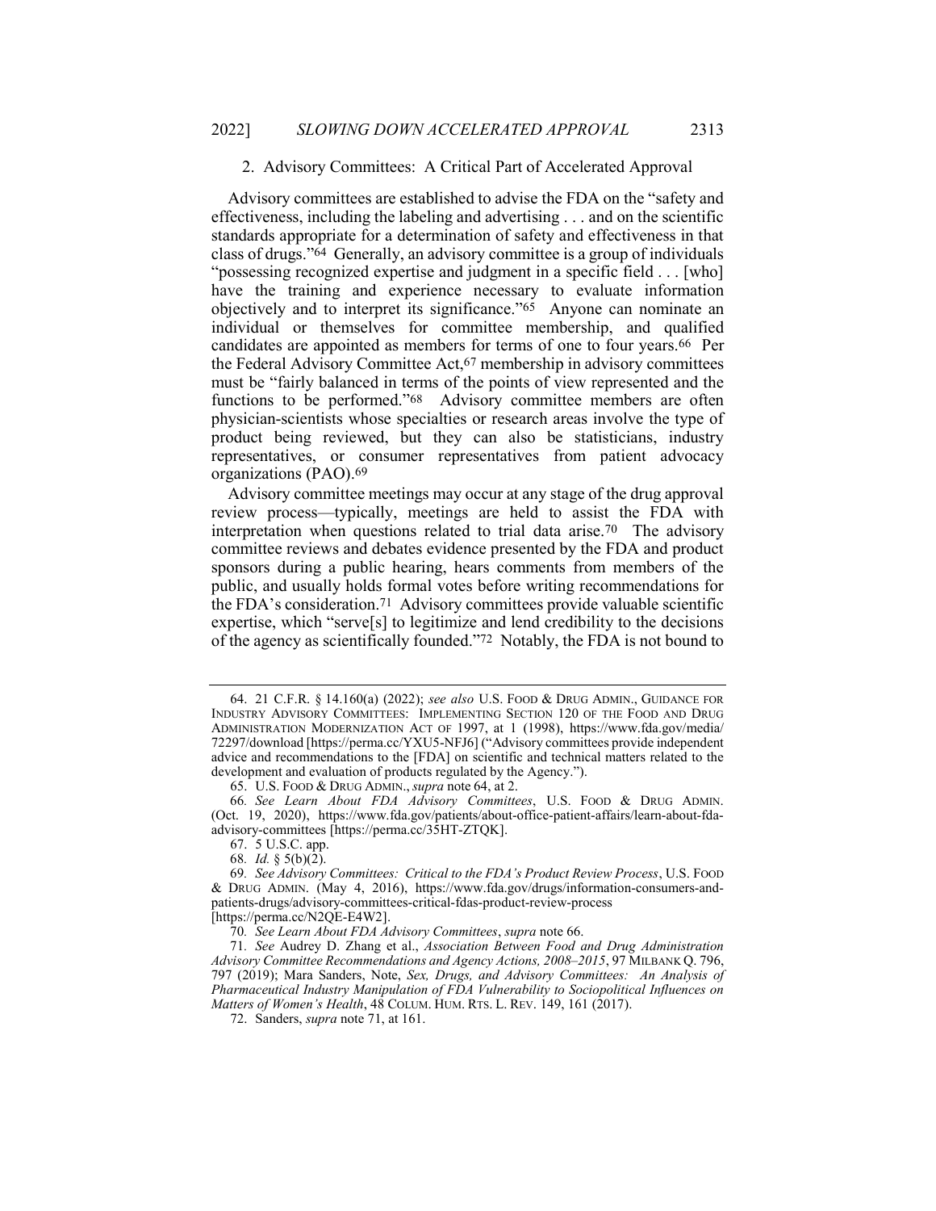### 2. Advisory Committees: A Critical Part of Accelerated Approval

Advisory committees are established to advise the FDA on the "safety and effectiveness, including the labeling and advertising . . . and on the scientific standards appropriate for a determination of safety and effectiveness in that class of drugs."[64] Generally, an advisory committee is a group of individuals "possessing recognized expertise and judgment in a specific field . . . [who] have the training and experience necessary to evaluate information objectively and to interpret its significance."[65] Anyone can nominate an individual or themselves for committee membership, and qualified candidates are appointed as members for terms of one to four years.[66] Per the Federal Advisory Committee Act,[67] membership in advisory committees must be "fairly balanced in terms of the points of view represented and the functions to be performed."[68] Advisory committee members are often physician-scientists whose specialties or research areas involve the type of product being reviewed, but they can also be statisticians, industry representatives, or consumer representatives from patient advocacy organizations (PAO).[69]

Advisory committee meetings may occur at any stage of the drug approval review process—typically, meetings are held to assist the FDA with interpretation when questions related to trial data arise.[70] The advisory committee reviews and debates evidence presented by the FDA and product sponsors during a public hearing, hears comments from members of the public, and usually holds formal votes before writing recommendations for the FDA's consideration.[71] Advisory committees provide valuable scientific expertise, which "serve[s] to legitimize and lend credibility to the decisions of the agency as scientifically founded."[72] Notably, the FDA is not bound to

---

64. 21 C.F.R. § 14.160(a) (2022); *see also* U.S. FOOD & DRUG ADMIN., GUIDANCE FOR INDUSTRY ADVISORY COMMITTEES: IMPLEMENTING SECTION 120 OF THE FOOD AND DRUG ADMINISTRATION MODERNIZATION ACT OF 1997, at 1 (1998), https://www.fda.gov/media/72297/download [https://perma.cc/YXU5-NFJ6] ("Advisory committees provide independent advice and recommendations to the [FDA] on scientific and technical matters related to the development and evaluation of products regulated by the Agency.").

65. U.S. FOOD & DRUG ADMIN., *supra* note 64, at 2.

66. *See Learn About FDA Advisory Committees*, U.S. FOOD & DRUG ADMIN. (Oct. 19, 2020), https://www.fda.gov/patients/about-office-patient-affairs/learn-about-fda-advisory-committees [https://perma.cc/35HT-ZTQK].

67. 5 U.S.C. app.

68. *Id.* § 5(b)(2).

69. *See Advisory Committees: Critical to the FDA's Product Review Process*, U.S. FOOD & DRUG ADMIN. (May 4, 2016), https://www.fda.gov/drugs/information-consumers-and-patients-drugs/advisory-committees-critical-fdas-product-review-process [https://perma.cc/N2QE-E4W2].

70. *See Learn About FDA Advisory Committees*, *supra* note 66.

71. *See* Audrey D. Zhang et al., *Association Between Food and Drug Administration Advisory Committee Recommendations and Agency Actions, 2008–2015*, 97 MILBANK Q. 796, 797 (2019); Mara Sanders, Note, *Sex, Drugs, and Advisory Committees: An Analysis of Pharmaceutical Industry Manipulation of FDA Vulnerability to Sociopolitical Influences on Matters of Women's Health*, 48 COLUM. HUM. RTS. L. REV. 149, 161 (2017).

72. Sanders, *supra* note 71, at 161.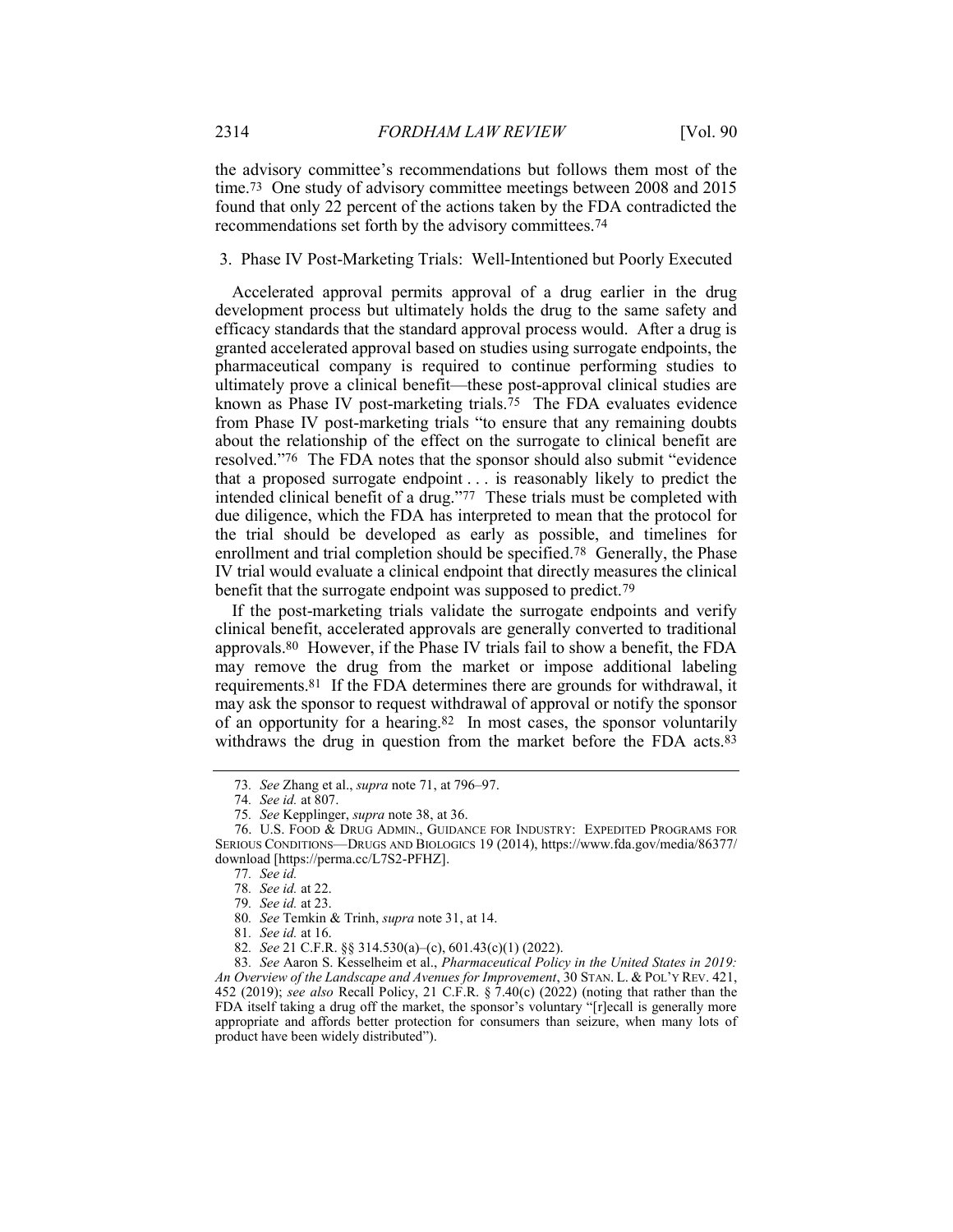the advisory committee's recommendations but follows them most of the time.[73] One study of advisory committee meetings between 2008 and 2015 found that only 22 percent of the actions taken by the FDA contradicted the recommendations set forth by the advisory committees.[74]

### 3. Phase IV Post-Marketing Trials: Well-Intentioned but Poorly Executed

Accelerated approval permits approval of a drug earlier in the drug development process but ultimately holds the drug to the same safety and efficacy standards that the standard approval process would. After a drug is granted accelerated approval based on studies using surrogate endpoints, the pharmaceutical company is required to continue performing studies to ultimately prove a clinical benefit—these post-approval clinical studies are known as Phase IV post-marketing trials.[75] The FDA evaluates evidence from Phase IV post-marketing trials "to ensure that any remaining doubts about the relationship of the effect on the surrogate to clinical benefit are resolved."[76] The FDA notes that the sponsor should also submit "evidence that a proposed surrogate endpoint . . . is reasonably likely to predict the intended clinical benefit of a drug."[77] These trials must be completed with due diligence, which the FDA has interpreted to mean that the protocol for the trial should be developed as early as possible, and timelines for enrollment and trial completion should be specified.[78] Generally, the Phase IV trial would evaluate a clinical endpoint that directly measures the clinical benefit that the surrogate endpoint was supposed to predict.[79]

If the post-marketing trials validate the surrogate endpoints and verify clinical benefit, accelerated approvals are generally converted to traditional approvals.[80] However, if the Phase IV trials fail to show a benefit, the FDA may remove the drug from the market or impose additional labeling requirements.[81] If the FDA determines there are grounds for withdrawal, it may ask the sponsor to request withdrawal of approval or notify the sponsor of an opportunity for a hearing.[82] In most cases, the sponsor voluntarily withdraws the drug in question from the market before the FDA acts.[83]

---

73. *See* Zhang et al., *supra* note 71, at 796–97.

74. *See id.* at 807.

75. *See* Kepplinger, *supra* note 38, at 36.

76. U.S. FOOD & DRUG ADMIN., GUIDANCE FOR INDUSTRY: EXPEDITED PROGRAMS FOR SERIOUS CONDITIONS—DRUGS AND BIOLOGICS 19 (2014), https://www.fda.gov/media/86377/download [https://perma.cc/L7S2-PFHZ].

77. *See id.*

78. *See id.* at 22.

79. *See id.* at 23.

80. *See* Temkin & Trinh, *supra* note 31, at 14.

81. *See id.* at 16.

82. *See* 21 C.F.R. §§ 314.530(a)–(c), 601.43(c)(1) (2022).

83. *See* Aaron S. Kesselheim et al., *Pharmaceutical Policy in the United States in 2019: An Overview of the Landscape and Avenues for Improvement*, 30 STAN. L. & POL'Y REV. 421, 452 (2019); *see also* Recall Policy, 21 C.F.R. § 7.40(c) (2022) (noting that rather than the FDA itself taking a drug off the market, the sponsor's voluntary "[r]ecall is generally more appropriate and affords better protection for consumers than seizure, when many lots of product have been widely distributed").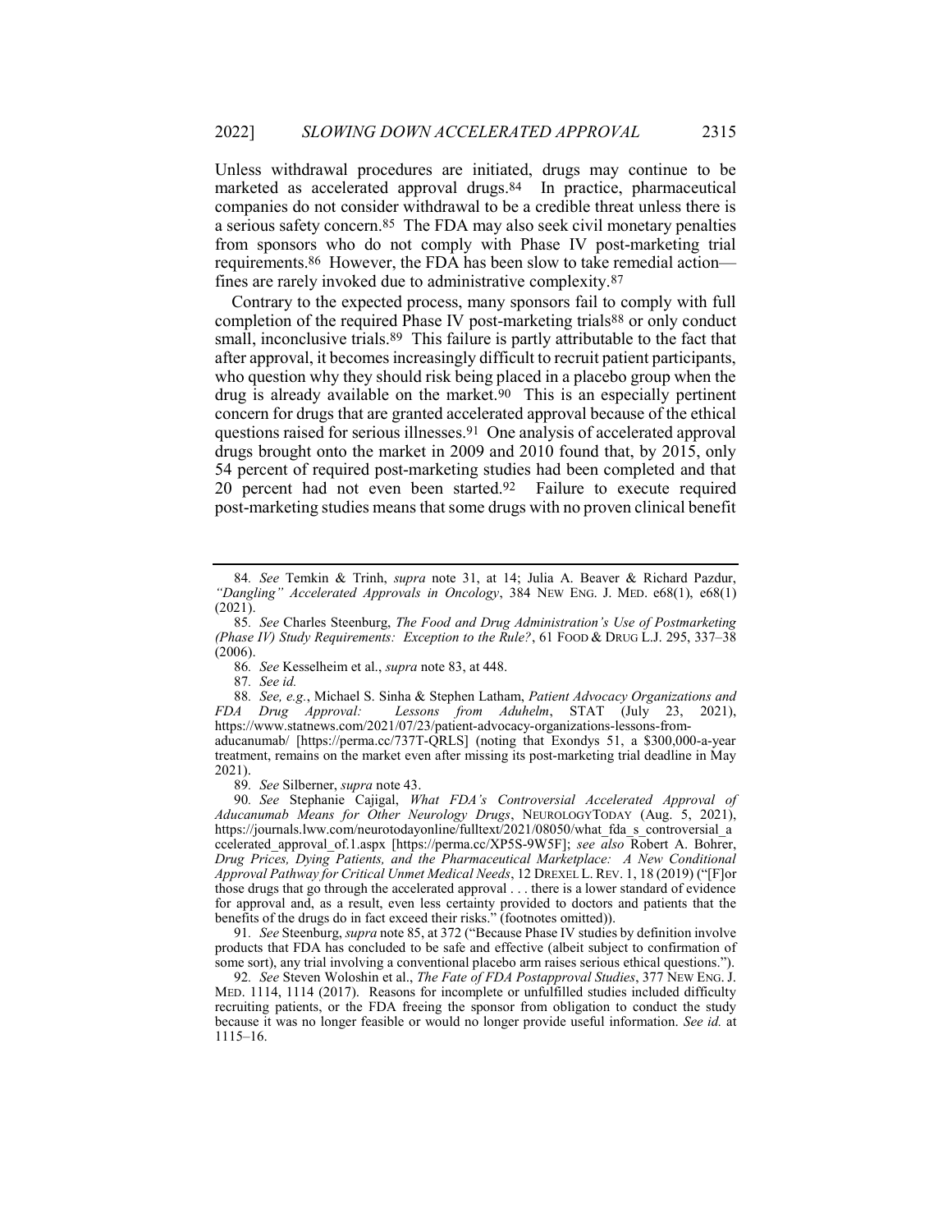Unless withdrawal procedures are initiated, drugs may continue to be marketed as accelerated approval drugs.[84] In practice, pharmaceutical companies do not consider withdrawal to be a credible threat unless there is a serious safety concern.[85] The FDA may also seek civil monetary penalties from sponsors who do not comply with Phase IV post-marketing trial requirements.[86] However, the FDA has been slow to take remedial action—fines are rarely invoked due to administrative complexity.[87]

Contrary to the expected process, many sponsors fail to comply with full completion of the required Phase IV post-marketing trials[88] or only conduct small, inconclusive trials.[89] This failure is partly attributable to the fact that after approval, it becomes increasingly difficult to recruit patient participants, who question why they should risk being placed in a placebo group when the drug is already available on the market.[90] This is an especially pertinent concern for drugs that are granted accelerated approval because of the ethical questions raised for serious illnesses.[91] One analysis of accelerated approval drugs brought onto the market in 2009 and 2010 found that, by 2015, only 54 percent of required post-marketing studies had been completed and that 20 percent had not even been started.[92] Failure to execute required post-marketing studies means that some drugs with no proven clinical benefit

---

84. *See* Temkin & Trinh, *supra* note 31, at 14; Julia A. Beaver & Richard Pazdur, *"Dangling" Accelerated Approvals in Oncology*, 384 NEW ENG. J. MED. e68(1), e68(1) (2021).

85. *See* Charles Steenburg, *The Food and Drug Administration's Use of Postmarketing (Phase IV) Study Requirements: Exception to the Rule?*, 61 FOOD & DRUG L.J. 295, 337–38 (2006).

86. *See* Kesselheim et al., *supra* note 83, at 448.

87. *See id.*

88. *See, e.g.*, Michael S. Sinha & Stephen Latham, *Patient Advocacy Organizations and FDA Drug Approval: Lessons from Aduhelm*, STAT (July 23, 2021), https://www.statnews.com/2021/07/23/patient-advocacy-organizations-lessons-from-aducanumab/ [https://perma.cc/737T-QRLS] (noting that Exondys 51, a $300,000-a-year treatment, remains on the market even after missing its post-marketing trial deadline in May 2021).

89. *See* Silberner, *supra* note 43.

90. *See* Stephanie Cajigal, *What FDA's Controversial Accelerated Approval of Aducanumab Means for Other Neurology Drugs*, NEUROLOGYTODAY (Aug. 5, 2021), https://journals.lww.com/neurotodayonline/fulltext/2021/08050/what_fda_s_controversial_accelerated_approval_of.1.aspx [https://perma.cc/XP5S-9W5F]; *see also* Robert A. Bohrer, *Drug Prices, Dying Patients, and the Pharmaceutical Marketplace: A New Conditional Approval Pathway for Critical Unmet Medical Needs*, 12 DREXEL L. REV. 1, 18 (2019) ("[F]or those drugs that go through the accelerated approval . . . there is a lower standard of evidence for approval and, as a result, even less certainty provided to doctors and patients that the benefits of the drugs do in fact exceed their risks." (footnotes omitted)).

91. *See* Steenburg, *supra* note 85, at 372 ("Because Phase IV studies by definition involve products that FDA has concluded to be safe and effective (albeit subject to confirmation of some sort), any trial involving a conventional placebo arm raises serious ethical questions.").

92. *See* Steven Woloshin et al., *The Fate of FDA Postapproval Studies*, 377 NEW ENG. J. MED. 1114, 1114 (2017). Reasons for incomplete or unfulfilled studies included difficulty recruiting patients, or the FDA freeing the sponsor from obligation to conduct the study because it was no longer feasible or would no longer provide useful information. *See id.* at 1115–16.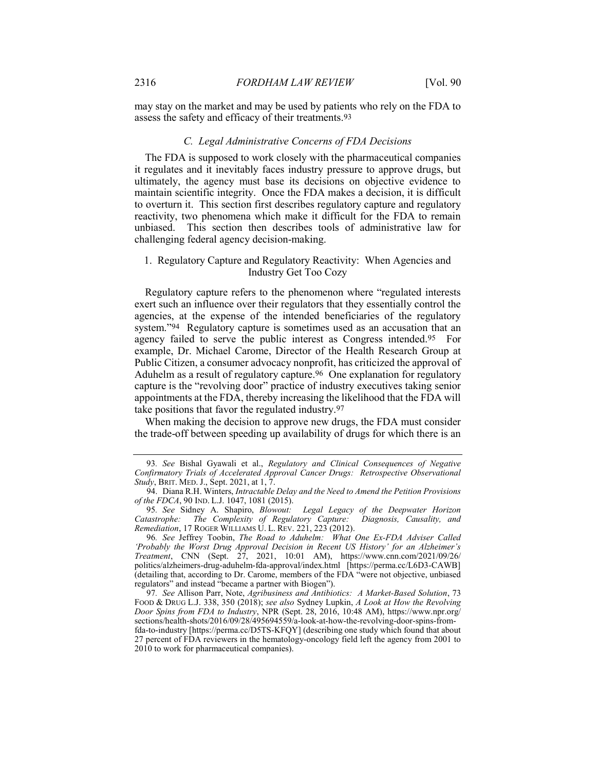may stay on the market and may be used by patients who rely on the FDA to assess the safety and efficacy of their treatments.[93]

### *C. Legal Administrative Concerns of FDA Decisions*

The FDA is supposed to work closely with the pharmaceutical companies it regulates and it inevitably faces industry pressure to approve drugs, but ultimately, the agency must base its decisions on objective evidence to maintain scientific integrity. Once the FDA makes a decision, it is difficult to overturn it. This section first describes regulatory capture and regulatory reactivity, two phenomena which make it difficult for the FDA to remain unbiased. This section then describes tools of administrative law for challenging federal agency decision-making.

#### 1. Regulatory Capture and Regulatory Reactivity: When Agencies and Industry Get Too Cozy

Regulatory capture refers to the phenomenon where "regulated interests exert such an influence over their regulators that they essentially control the agencies, at the expense of the intended beneficiaries of the regulatory system."[94] Regulatory capture is sometimes used as an accusation that an agency failed to serve the public interest as Congress intended.[95] For example, Dr. Michael Carome, Director of the Health Research Group at Public Citizen, a consumer advocacy nonprofit, has criticized the approval of Aduhelm as a result of regulatory capture.[96] One explanation for regulatory capture is the "revolving door" practice of industry executives taking senior appointments at the FDA, thereby increasing the likelihood that the FDA will take positions that favor the regulated industry.[97]

When making the decision to approve new drugs, the FDA must consider the trade-off between speeding up availability of drugs for which there is an

---

93. *See* Bishal Gyawali et al., *Regulatory and Clinical Consequences of Negative Confirmatory Trials of Accelerated Approval Cancer Drugs: Retrospective Observational Study*, BRIT. MED. J., Sept. 2021, at 1, 7.

94. Diana R.H. Winters, *Intractable Delay and the Need to Amend the Petition Provisions of the FDCA*, 90 IND. L.J. 1047, 1081 (2015).

95. *See* Sidney A. Shapiro, *Blowout: Legal Legacy of the Deepwater Horizon Catastrophe: The Complexity of Regulatory Capture: Diagnosis, Causality, and Remediation*, 17 ROGER WILLIAMS U. L. REV. 221, 223 (2012).

96. *See* Jeffrey Toobin, *The Road to Aduhelm: What One Ex-FDA Adviser Called 'Probably the Worst Drug Approval Decision in Recent US History' for an Alzheimer's Treatment*, CNN (Sept. 27, 2021, 10:01 AM), https://www.cnn.com/2021/09/26/politics/alzheimers-drug-aduhelm-fda-approval/index.html [https://perma.cc/L6D3-CAWB] (detailing that, according to Dr. Carome, members of the FDA "were not objective, unbiased regulators" and instead "became a partner with Biogen").

97. *See* Allison Parr, Note, *Agribusiness and Antibiotics: A Market-Based Solution*, 73 FOOD & DRUG L.J. 338, 350 (2018); *see also* Sydney Lupkin, *A Look at How the Revolving Door Spins from FDA to Industry*, NPR (Sept. 28, 2016, 10:48 AM), https://www.npr.org/sections/health-shots/2016/09/28/495694559/a-look-at-how-the-revolving-door-spins-from-fda-to-industry [https://perma.cc/D5TS-KFQY] (describing one study which found that about 27 percent of FDA reviewers in the hematology-oncology field left the agency from 2001 to 2010 to work for pharmaceutical companies).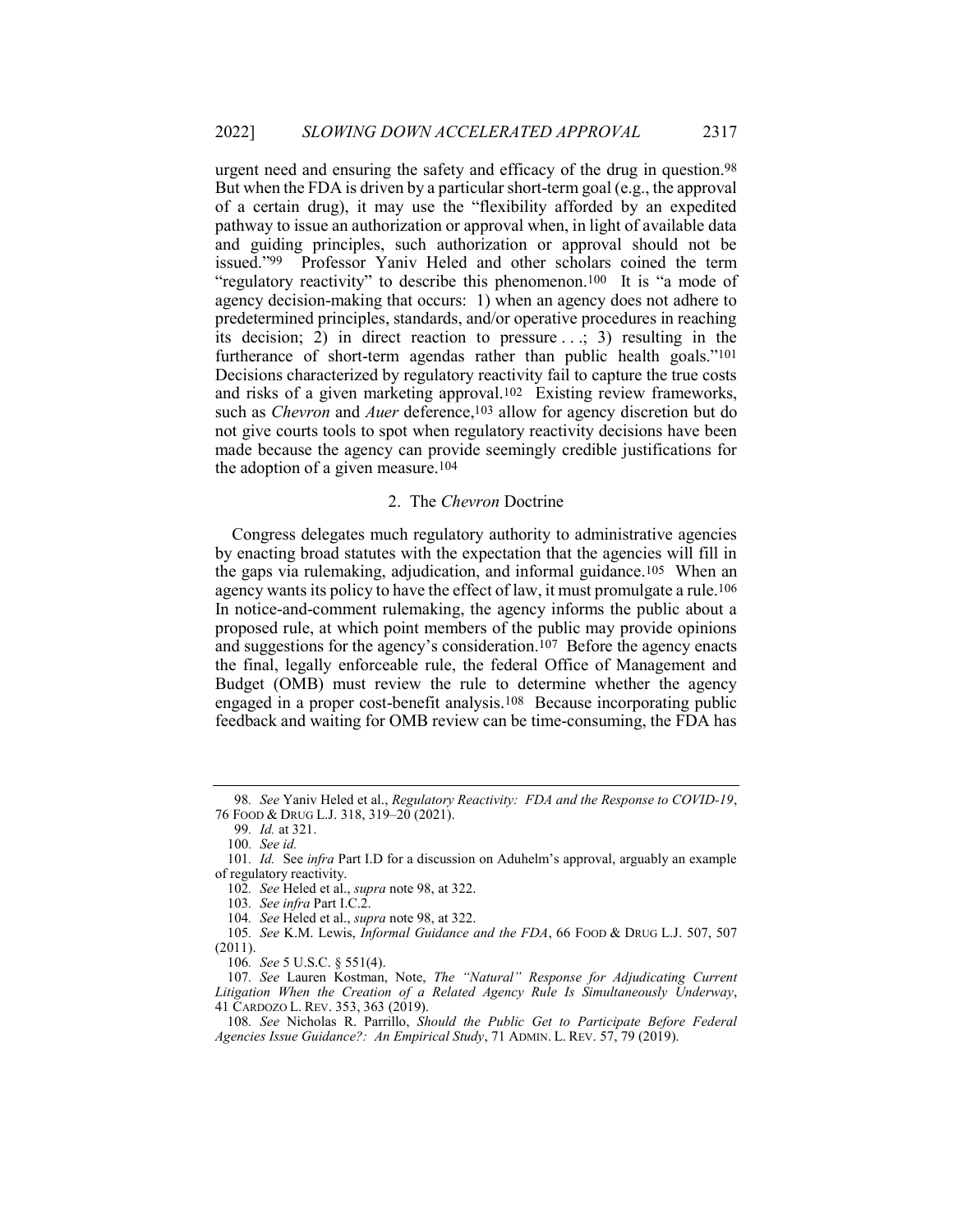urgent need and ensuring the safety and efficacy of the drug in question.[98] But when the FDA is driven by a particular short-term goal (e.g., the approval of a certain drug), it may use the "flexibility afforded by an expedited pathway to issue an authorization or approval when, in light of available data and guiding principles, such authorization or approval should not be issued."[99] Professor Yaniv Heled and other scholars coined the term "regulatory reactivity" to describe this phenomenon.[100] It is "a mode of agency decision-making that occurs: 1) when an agency does not adhere to predetermined principles, standards, and/or operative procedures in reaching its decision; 2) in direct reaction to pressure . . .; 3) resulting in the furtherance of short-term agendas rather than public health goals."[101] Decisions characterized by regulatory reactivity fail to capture the true costs and risks of a given marketing approval.[102] Existing review frameworks, such as *Chevron* and *Auer* deference,[103] allow for agency discretion but do not give courts tools to spot when regulatory reactivity decisions have been made because the agency can provide seemingly credible justifications for the adoption of a given measure.[104]

### 2. The *Chevron* Doctrine

Congress delegates much regulatory authority to administrative agencies by enacting broad statutes with the expectation that the agencies will fill in the gaps via rulemaking, adjudication, and informal guidance.[105] When an agency wants its policy to have the effect of law, it must promulgate a rule.[106] In notice-and-comment rulemaking, the agency informs the public about a proposed rule, at which point members of the public may provide opinions and suggestions for the agency's consideration.[107] Before the agency enacts the final, legally enforceable rule, the federal Office of Management and Budget (OMB) must review the rule to determine whether the agency engaged in a proper cost-benefit analysis.[108] Because incorporating public feedback and waiting for OMB review can be time-consuming, the FDA has

---

98. *See* Yaniv Heled et al., *Regulatory Reactivity: FDA and the Response to COVID-19*, 76 FOOD & DRUG L.J. 318, 319–20 (2021).

99. *Id.* at 321.

100. *See id.*

101. *Id.* See *infra* Part I.D for a discussion on Aduhelm's approval, arguably an example of regulatory reactivity.

102. *See* Heled et al., *supra* note 98, at 322.

103. *See infra* Part I.C.2.

104. *See* Heled et al., *supra* note 98, at 322.

105. *See* K.M. Lewis, *Informal Guidance and the FDA*, 66 FOOD & DRUG L.J. 507, 507 (2011).

106. *See* 5 U.S.C. § 551(4).

107. *See* Lauren Kostman, Note, *The "Natural" Response for Adjudicating Current Litigation When the Creation of a Related Agency Rule Is Simultaneously Underway*, 41 CARDOZO L. REV. 353, 363 (2019).

108. *See* Nicholas R. Parrillo, *Should the Public Get to Participate Before Federal Agencies Issue Guidance?: An Empirical Study*, 71 ADMIN. L. REV. 57, 79 (2019).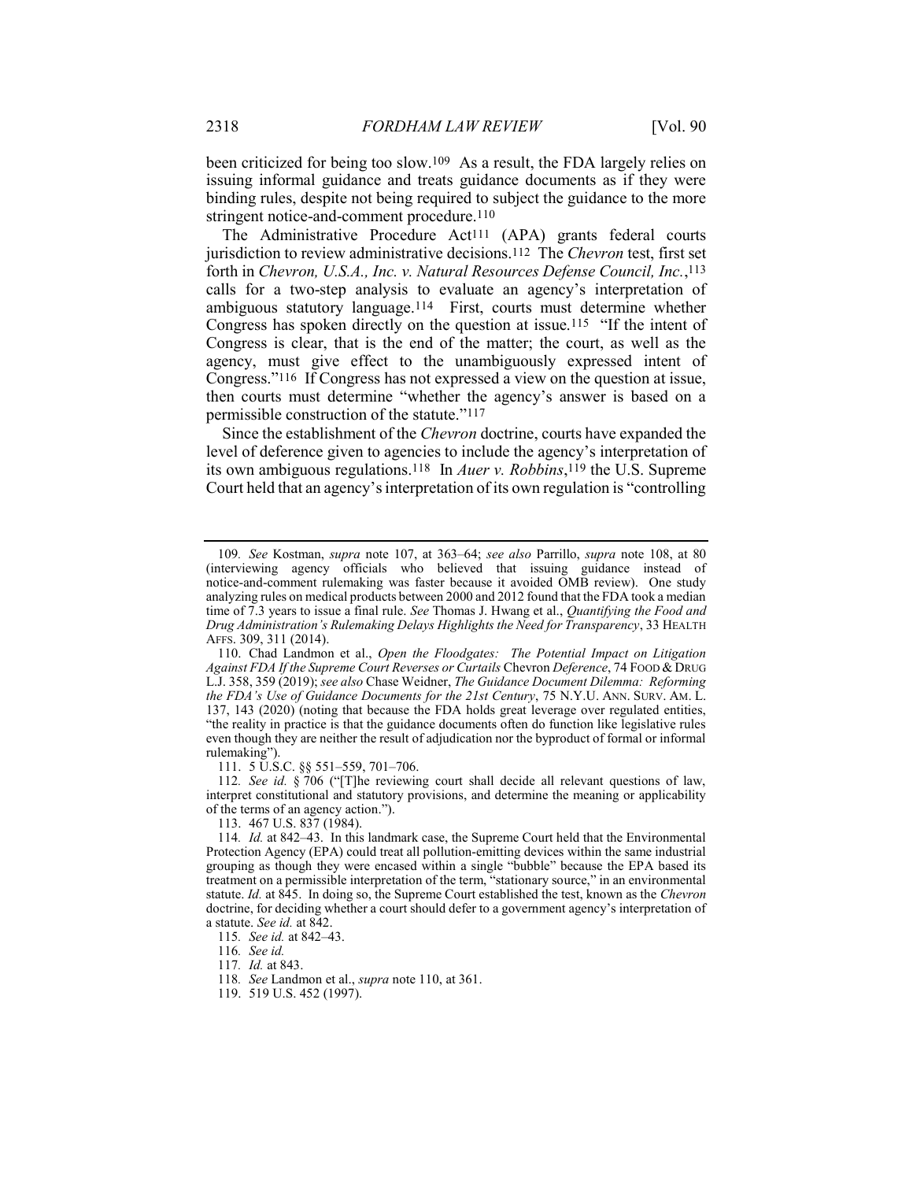been criticized for being too slow.[109] As a result, the FDA largely relies on issuing informal guidance and treats guidance documents as if they were binding rules, despite not being required to subject the guidance to the more stringent notice-and-comment procedure.[110]

The Administrative Procedure Act[111] (APA) grants federal courts jurisdiction to review administrative decisions.[112] The *Chevron* test, first set forth in *Chevron, U.S.A., Inc. v. Natural Resources Defense Council, Inc.*,[113] calls for a two-step analysis to evaluate an agency's interpretation of ambiguous statutory language.[114] First, courts must determine whether Congress has spoken directly on the question at issue.[115] "If the intent of Congress is clear, that is the end of the matter; the court, as well as the agency, must give effect to the unambiguously expressed intent of Congress."[116] If Congress has not expressed a view on the question at issue, then courts must determine "whether the agency's answer is based on a permissible construction of the statute."[117]

Since the establishment of the *Chevron* doctrine, courts have expanded the level of deference given to agencies to include the agency's interpretation of its own ambiguous regulations.[118] In *Auer v. Robbins*,[119] the U.S. Supreme Court held that an agency's interpretation of its own regulation is "controlling

---

109. *See* Kostman, *supra* note 107, at 363–64; *see also* Parrillo, *supra* note 108, at 80 (interviewing agency officials who believed that issuing guidance instead of notice-and-comment rulemaking was faster because it avoided OMB review). One study analyzing rules on medical products between 2000 and 2012 found that the FDA took a median time of 7.3 years to issue a final rule. *See* Thomas J. Hwang et al., *Quantifying the Food and Drug Administration's Rulemaking Delays Highlights the Need for Transparency*, 33 HEALTH AFFS. 309, 311 (2014).

110. Chad Landmon et al., *Open the Floodgates: The Potential Impact on Litigation Against FDA If the Supreme Court Reverses or Curtails* Chevron *Deference*, 74 FOOD & DRUG L.J. 358, 359 (2019); *see also* Chase Weidner, *The Guidance Document Dilemma: Reforming the FDA's Use of Guidance Documents for the 21st Century*, 75 N.Y.U. ANN. SURV. AM. L. 137, 143 (2020) (noting that because the FDA holds great leverage over regulated entities, "the reality in practice is that the guidance documents often do function like legislative rules even though they are neither the result of adjudication nor the byproduct of formal or informal rulemaking").

111. 5 U.S.C. §§ 551–559, 701–706.

112. *See id.* § 706 ("[T]he reviewing court shall decide all relevant questions of law, interpret constitutional and statutory provisions, and determine the meaning or applicability of the terms of an agency action.").

113. 467 U.S. 837 (1984).

114. *Id.* at 842–43. In this landmark case, the Supreme Court held that the Environmental Protection Agency (EPA) could treat all pollution-emitting devices within the same industrial grouping as though they were encased within a single "bubble" because the EPA based its treatment on a permissible interpretation of the term, "stationary source," in an environmental statute. *Id.* at 845. In doing so, the Supreme Court established the test, known as the *Chevron* doctrine, for deciding whether a court should defer to a government agency's interpretation of a statute. *See id.* at 842.

115. *See id.* at 842–43.

116. *See id.*

117. *Id.* at 843.

118. *See* Landmon et al., *supra* note 110, at 361.

119. 519 U.S. 452 (1997).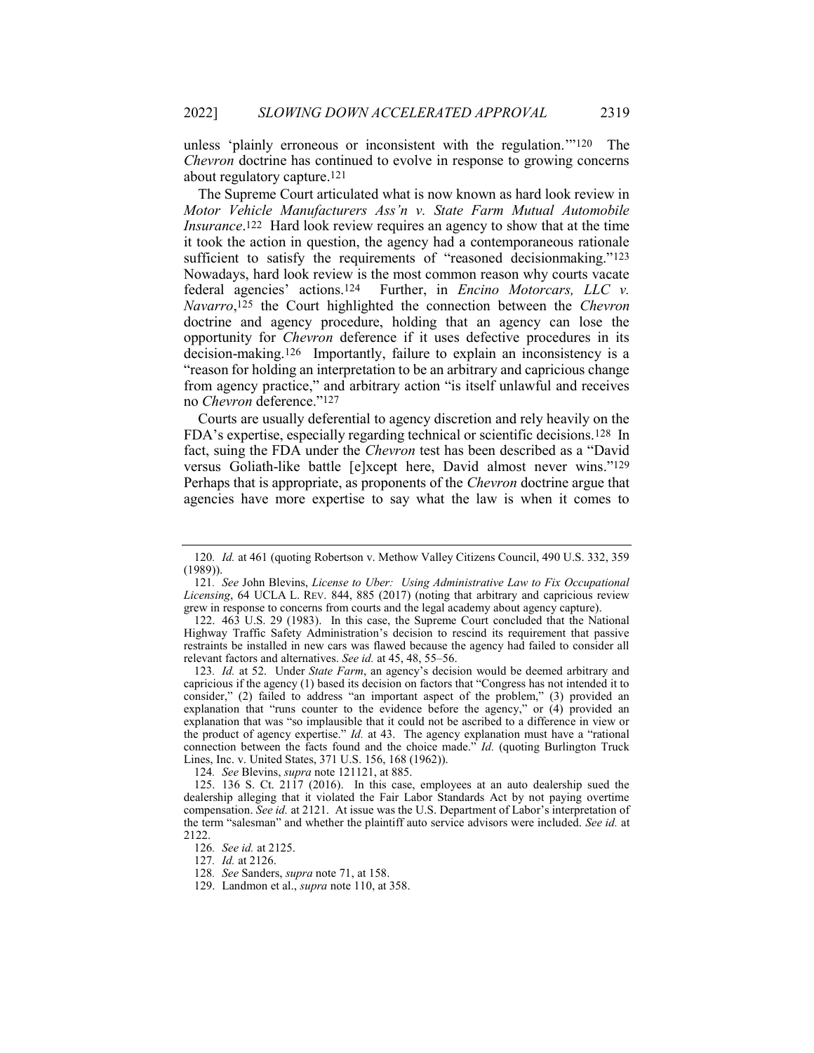unless 'plainly erroneous or inconsistent with the regulation.'"[120] The *Chevron* doctrine has continued to evolve in response to growing concerns about regulatory capture.[121]

The Supreme Court articulated what is now known as hard look review in *Motor Vehicle Manufacturers Ass'n v. State Farm Mutual Automobile Insurance*.[122] Hard look review requires an agency to show that at the time it took the action in question, the agency had a contemporaneous rationale sufficient to satisfy the requirements of "reasoned decisionmaking."[123] Nowadays, hard look review is the most common reason why courts vacate federal agencies' actions.[124] Further, in *Encino Motorcars, LLC v. Navarro*,[125] the Court highlighted the connection between the *Chevron* doctrine and agency procedure, holding that an agency can lose the opportunity for *Chevron* deference if it uses defective procedures in its decision-making.[126] Importantly, failure to explain an inconsistency is a "reason for holding an interpretation to be an arbitrary and capricious change from agency practice," and arbitrary action "is itself unlawful and receives no *Chevron* deference."[127]

Courts are usually deferential to agency discretion and rely heavily on the FDA's expertise, especially regarding technical or scientific decisions.[128] In fact, suing the FDA under the *Chevron* test has been described as a "David versus Goliath-like battle [e]xcept here, David almost never wins."[129] Perhaps that is appropriate, as proponents of the *Chevron* doctrine argue that agencies have more expertise to say what the law is when it comes to

---

120. *Id.* at 461 (quoting Robertson v. Methow Valley Citizens Council, 490 U.S. 332, 359 (1989)).

121. *See* John Blevins, *License to Uber: Using Administrative Law to Fix Occupational Licensing*, 64 UCLA L. REV. 844, 885 (2017) (noting that arbitrary and capricious review grew in response to concerns from courts and the legal academy about agency capture).

122. 463 U.S. 29 (1983). In this case, the Supreme Court concluded that the National Highway Traffic Safety Administration's decision to rescind its requirement that passive restraints be installed in new cars was flawed because the agency had failed to consider all relevant factors and alternatives. *See id.* at 45, 48, 55–56.

123. *Id.* at 52. Under *State Farm*, an agency's decision would be deemed arbitrary and capricious if the agency (1) based its decision on factors that "Congress has not intended it to consider," (2) failed to address "an important aspect of the problem," (3) provided an explanation that "runs counter to the evidence before the agency," or (4) provided an explanation that was "so implausible that it could not be ascribed to a difference in view or the product of agency expertise." *Id.* at 43. The agency explanation must have a "rational connection between the facts found and the choice made." *Id.* (quoting Burlington Truck Lines, Inc. v. United States, 371 U.S. 156, 168 (1962)).

124. *See* Blevins, *supra* note 121121, at 885.

125. 136 S. Ct. 2117 (2016). In this case, employees at an auto dealership sued the dealership alleging that it violated the Fair Labor Standards Act by not paying overtime compensation. *See id.* at 2121. At issue was the U.S. Department of Labor's interpretation of the term "salesman" and whether the plaintiff auto service advisors were included. *See id.* at 2122.

126. *See id.* at 2125.

127. *Id.* at 2126.

128. *See* Sanders, *supra* note 71, at 158.

129. Landmon et al., *supra* note 110, at 358.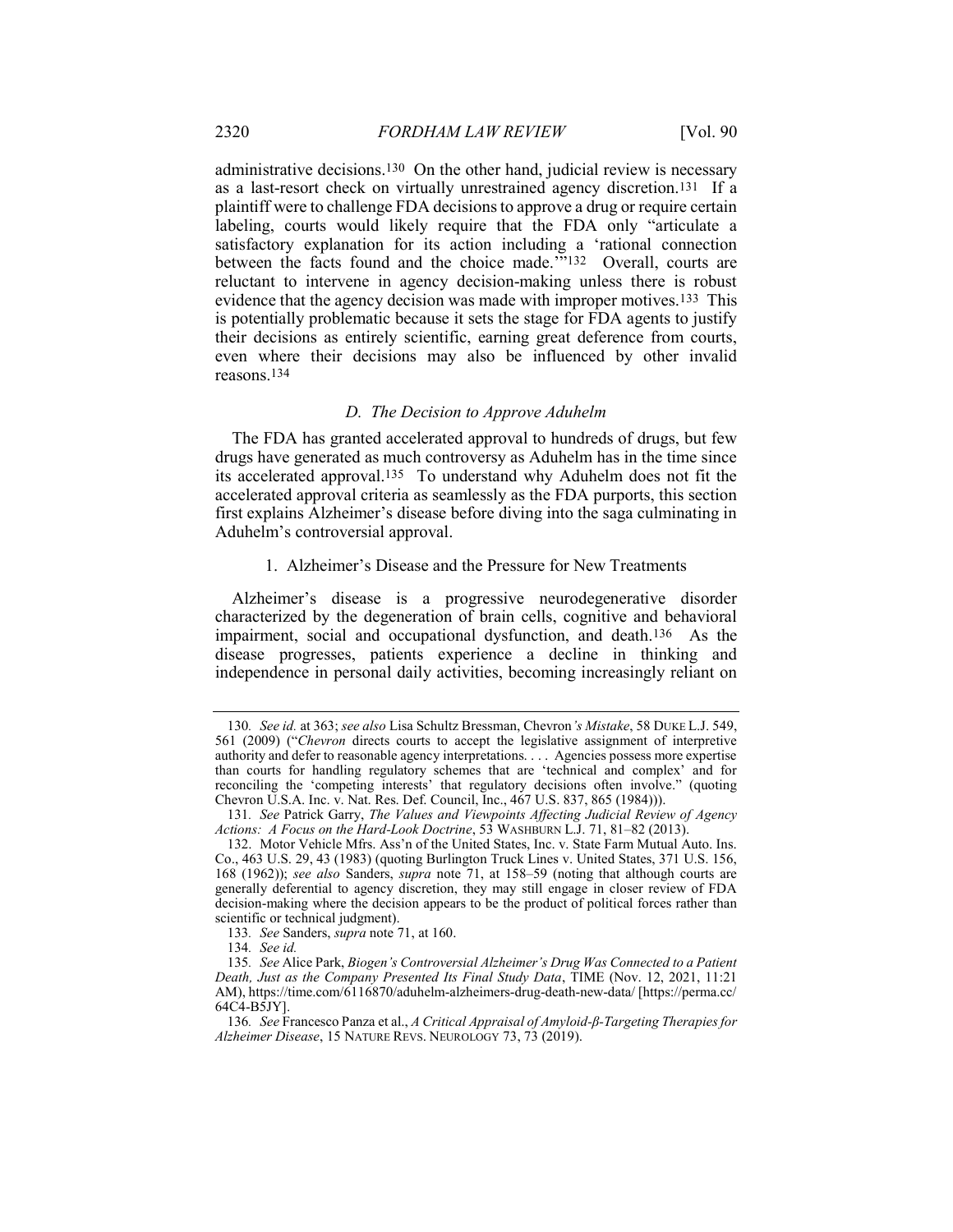administrative decisions.[130] On the other hand, judicial review is necessary as a last-resort check on virtually unrestrained agency discretion.[131] If a plaintiff were to challenge FDA decisions to approve a drug or require certain labeling, courts would likely require that the FDA only "articulate a satisfactory explanation for its action including a 'rational connection between the facts found and the choice made.'"[132] Overall, courts are reluctant to intervene in agency decision-making unless there is robust evidence that the agency decision was made with improper motives.[133] This is potentially problematic because it sets the stage for FDA agents to justify their decisions as entirely scientific, earning great deference from courts, even where their decisions may also be influenced by other invalid reasons.[134]

### *D. The Decision to Approve Aduhelm*

The FDA has granted accelerated approval to hundreds of drugs, but few drugs have generated as much controversy as Aduhelm has in the time since its accelerated approval.[135] To understand why Aduhelm does not fit the accelerated approval criteria as seamlessly as the FDA purports, this section first explains Alzheimer's disease before diving into the saga culminating in Aduhelm's controversial approval.

#### 1. Alzheimer's Disease and the Pressure for New Treatments

Alzheimer's disease is a progressive neurodegenerative disorder characterized by the degeneration of brain cells, cognitive and behavioral impairment, social and occupational dysfunction, and death.[136] As the disease progresses, patients experience a decline in thinking and independence in personal daily activities, becoming increasingly reliant on

---

130. *See id.* at 363; *see also* Lisa Schultz Bressman, Chevron*'s Mistake*, 58 DUKE L.J. 549, 561 (2009) ("*Chevron* directs courts to accept the legislative assignment of interpretive authority and defer to reasonable agency interpretations. . . . Agencies possess more expertise than courts for handling regulatory schemes that are 'technical and complex' and for reconciling the 'competing interests' that regulatory decisions often involve." (quoting Chevron U.S.A. Inc. v. Nat. Res. Def. Council, Inc., 467 U.S. 837, 865 (1984))).

131. *See* Patrick Garry, *The Values and Viewpoints Affecting Judicial Review of Agency Actions: A Focus on the Hard-Look Doctrine*, 53 WASHBURN L.J. 71, 81–82 (2013).

132. Motor Vehicle Mfrs. Ass'n of the United States, Inc. v. State Farm Mutual Auto. Ins. Co., 463 U.S. 29, 43 (1983) (quoting Burlington Truck Lines v. United States, 371 U.S. 156, 168 (1962)); *see also* Sanders, *supra* note 71, at 158–59 (noting that although courts are generally deferential to agency discretion, they may still engage in closer review of FDA decision-making where the decision appears to be the product of political forces rather than scientific or technical judgment).

133. *See* Sanders, *supra* note 71, at 160.

134. *See id.*

135. *See* Alice Park, *Biogen's Controversial Alzheimer's Drug Was Connected to a Patient Death, Just as the Company Presented Its Final Study Data*, TIME (Nov. 12, 2021, 11:21 AM), https://time.com/6116870/aduhelm-alzheimers-drug-death-new-data/ [https://perma.cc/64C4-B5JY].

136. *See* Francesco Panza et al., *A Critical Appraisal of Amyloid-β-Targeting Therapies for Alzheimer Disease*, 15 NATURE REVS. NEUROLOGY 73, 73 (2019).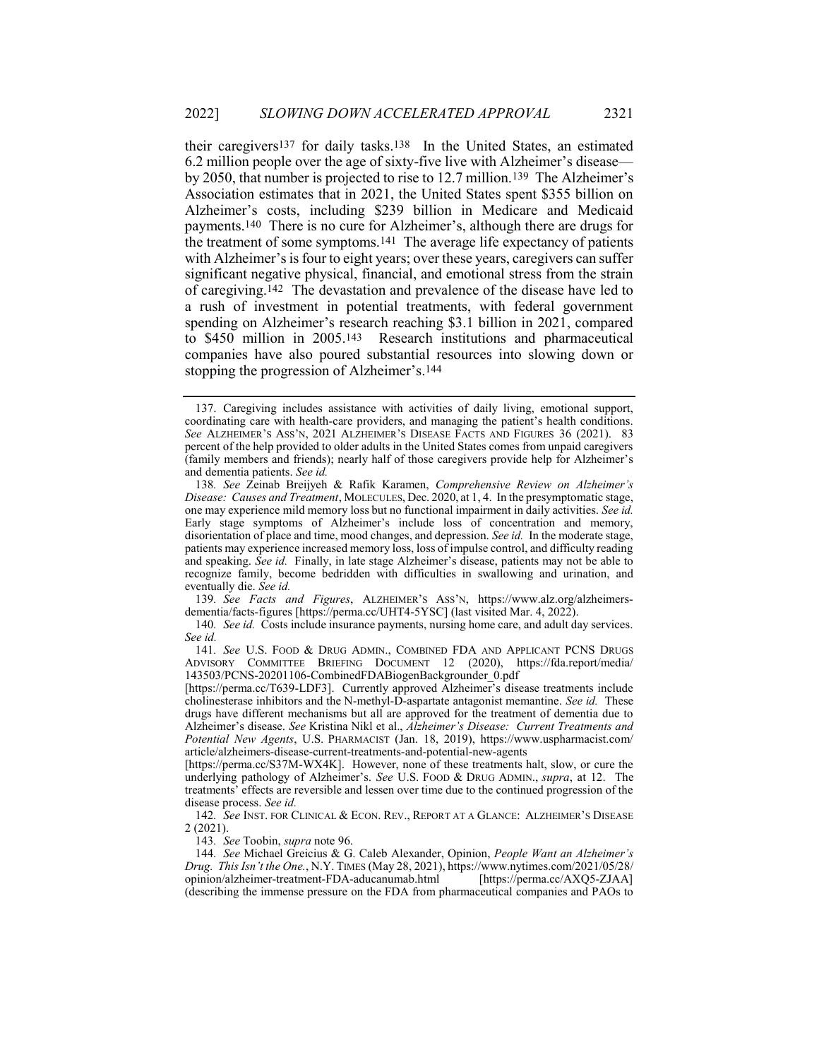their caregivers[137] for daily tasks.[138] In the United States, an estimated 6.2 million people over the age of sixty-five live with Alzheimer's disease—by 2050, that number is projected to rise to 12.7 million.[139] The Alzheimer's Association estimates that in 2021, the United States spent $355 billion on Alzheimer's costs, including $239 billion in Medicare and Medicaid payments.[140] There is no cure for Alzheimer's, although there are drugs for the treatment of some symptoms.[141] The average life expectancy of patients with Alzheimer's is four to eight years; over these years, caregivers can suffer significant negative physical, financial, and emotional stress from the strain of caregiving.[142] The devastation and prevalence of the disease have led to a rush of investment in potential treatments, with federal government spending on Alzheimer's research reaching $3.1 billion in 2021, compared to $450 million in 2005.[143] Research institutions and pharmaceutical companies have also poured substantial resources into slowing down or stopping the progression of Alzheimer's.[144]

---

137. Caregiving includes assistance with activities of daily living, emotional support, coordinating care with health-care providers, and managing the patient's health conditions. *See* ALZHEIMER'S ASS'N, 2021 ALZHEIMER'S DISEASE FACTS AND FIGURES 36 (2021). 83 percent of the help provided to older adults in the United States comes from unpaid caregivers (family members and friends); nearly half of those caregivers provide help for Alzheimer's and dementia patients. *See id.*

138. *See* Zeinab Breijyeh & Rafik Karamen, *Comprehensive Review on Alzheimer's Disease: Causes and Treatment*, MOLECULES, Dec. 2020, at 1, 4. In the presymptomatic stage, one may experience mild memory loss but no functional impairment in daily activities. *See id.* Early stage symptoms of Alzheimer's include loss of concentration and memory, disorientation of place and time, mood changes, and depression. *See id.* In the moderate stage, patients may experience increased memory loss, loss of impulse control, and difficulty reading and speaking. *See id.* Finally, in late stage Alzheimer's disease, patients may not be able to recognize family, become bedridden with difficulties in swallowing and urination, and eventually die. *See id.*

139. *See Facts and Figures*, ALZHEIMER'S ASS'N, https://www.alz.org/alzheimers-dementia/facts-figures [https://perma.cc/UHT4-5YSC] (last visited Mar. 4, 2022).

140. *See id.* Costs include insurance payments, nursing home care, and adult day services. *See id.*

141. *See* U.S. FOOD & DRUG ADMIN., COMBINED FDA AND APPLICANT PCNS DRUGS ADVISORY COMMITTEE BRIEFING DOCUMENT 12 (2020), https://fda.report/media/143503/PCNS-20201106-CombinedFDABiogenBackgrounder_0.pdf [https://perma.cc/T639-LDF3]. Currently approved Alzheimer's disease treatments include cholinesterase inhibitors and the N-methyl-D-aspartate antagonist memantine. *See id.* These drugs have different mechanisms but all are approved for the treatment of dementia due to Alzheimer's disease. *See* Kristina Nikl et al., *Alzheimer's Disease: Current Treatments and Potential New Agents*, U.S. PHARMACIST (Jan. 18, 2019), https://www.uspharmacist.com/article/alzheimers-disease-current-treatments-and-potential-new-agents [https://perma.cc/S37M-WX4K]. However, none of these treatments halt, slow, or cure the underlying pathology of Alzheimer's. *See* U.S. FOOD & DRUG ADMIN., *supra*, at 12. The treatments' effects are reversible and lessen over time due to the continued progression of the disease process. *See id.*

142. *See* INST. FOR CLINICAL & ECON. REV., REPORT AT A GLANCE: ALZHEIMER'S DISEASE 2 (2021).

143. *See* Toobin, *supra* note 96.

144. *See* Michael Greicius & G. Caleb Alexander, Opinion, *People Want an Alzheimer's Drug. This Isn't the One.*, N.Y. TIMES (May 28, 2021), https://www.nytimes.com/2021/05/28/opinion/alzheimer-treatment-FDA-aducanumab.html [https://perma.cc/AXQ5-ZJAA] (describing the immense pressure on the FDA from pharmaceutical companies and PAOs to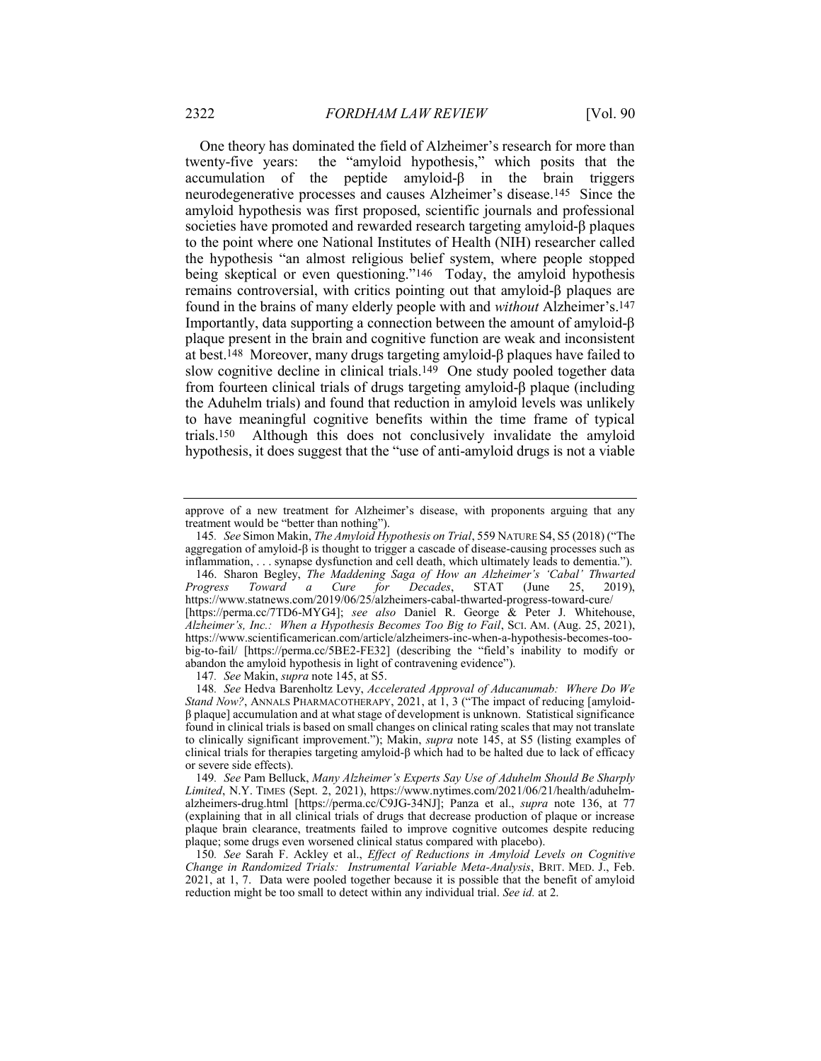One theory has dominated the field of Alzheimer's research for more than twenty-five years: the "amyloid hypothesis," which posits that the accumulation of the peptide amyloid-β in the brain triggers neurodegenerative processes and causes Alzheimer's disease.[145] Since the amyloid hypothesis was first proposed, scientific journals and professional societies have promoted and rewarded research targeting amyloid-β plaques to the point where one National Institutes of Health (NIH) researcher called the hypothesis "an almost religious belief system, where people stopped being skeptical or even questioning."[146] Today, the amyloid hypothesis remains controversial, with critics pointing out that amyloid-β plaques are found in the brains of many elderly people with and *without* Alzheimer's.[147] Importantly, data supporting a connection between the amount of amyloid-β plaque present in the brain and cognitive function are weak and inconsistent at best.[148] Moreover, many drugs targeting amyloid-β plaques have failed to slow cognitive decline in clinical trials.[149] One study pooled together data from fourteen clinical trials of drugs targeting amyloid-β plaque (including the Aduhelm trials) and found that reduction in amyloid levels was unlikely to have meaningful cognitive benefits within the time frame of typical trials.[150] Although this does not conclusively invalidate the amyloid hypothesis, it does suggest that the "use of anti-amyloid drugs is not a viable

---

approve of a new treatment for Alzheimer's disease, with proponents arguing that any treatment would be "better than nothing").

145. *See* Simon Makin, *The Amyloid Hypothesis on Trial*, 559 NATURE S4, S5 (2018) ("The aggregation of amyloid-β is thought to trigger a cascade of disease-causing processes such as inflammation, . . . synapse dysfunction and cell death, which ultimately leads to dementia.").

146. Sharon Begley, *The Maddening Saga of How an Alzheimer's 'Cabal' Thwarted Progress Toward a Cure for Decades*, STAT (June 25, 2019), https://www.statnews.com/2019/06/25/alzheimers-cabal-thwarted-progress-toward-cure/ [https://perma.cc/7TD6-MYG4]; *see also* Daniel R. George & Peter J. Whitehouse, *Alzheimer's, Inc.: When a Hypothesis Becomes Too Big to Fail*, SCI. AM. (Aug. 25, 2021), https://www.scientificamerican.com/article/alzheimers-inc-when-a-hypothesis-becomes-too-big-to-fail/ [https://perma.cc/5BE2-FE32] (describing the "field's inability to modify or abandon the amyloid hypothesis in light of contravening evidence").

147. *See* Makin, *supra* note 145, at S5.

148. *See* Hedva Barenholtz Levy, *Accelerated Approval of Aducanumab: Where Do We Stand Now?*, ANNALS PHARMACOTHERAPY, 2021, at 1, 3 ("The impact of reducing [amyloid-β plaque] accumulation and at what stage of development is unknown. Statistical significance found in clinical trials is based on small changes on clinical rating scales that may not translate to clinically significant improvement."); Makin, *supra* note 145, at S5 (listing examples of clinical trials for therapies targeting amyloid-β which had to be halted due to lack of efficacy or severe side effects).

149. *See* Pam Belluck, *Many Alzheimer's Experts Say Use of Aduhelm Should Be Sharply Limited*, N.Y. TIMES (Sept. 2, 2021), https://www.nytimes.com/2021/06/21/health/aduhelm-alzheimers-drug.html [https://perma.cc/C9JG-34NJ]; Panza et al., *supra* note 136, at 77 (explaining that in all clinical trials of drugs that decrease production of plaque or increase plaque brain clearance, treatments failed to improve cognitive outcomes despite reducing plaque; some drugs even worsened clinical status compared with placebo).

150. *See* Sarah F. Ackley et al., *Effect of Reductions in Amyloid Levels on Cognitive Change in Randomized Trials: Instrumental Variable Meta-Analysis*, BRIT. MED. J., Feb. 2021, at 1, 7. Data were pooled together because it is possible that the benefit of amyloid reduction might be too small to detect within any individual trial. *See id.* at 2.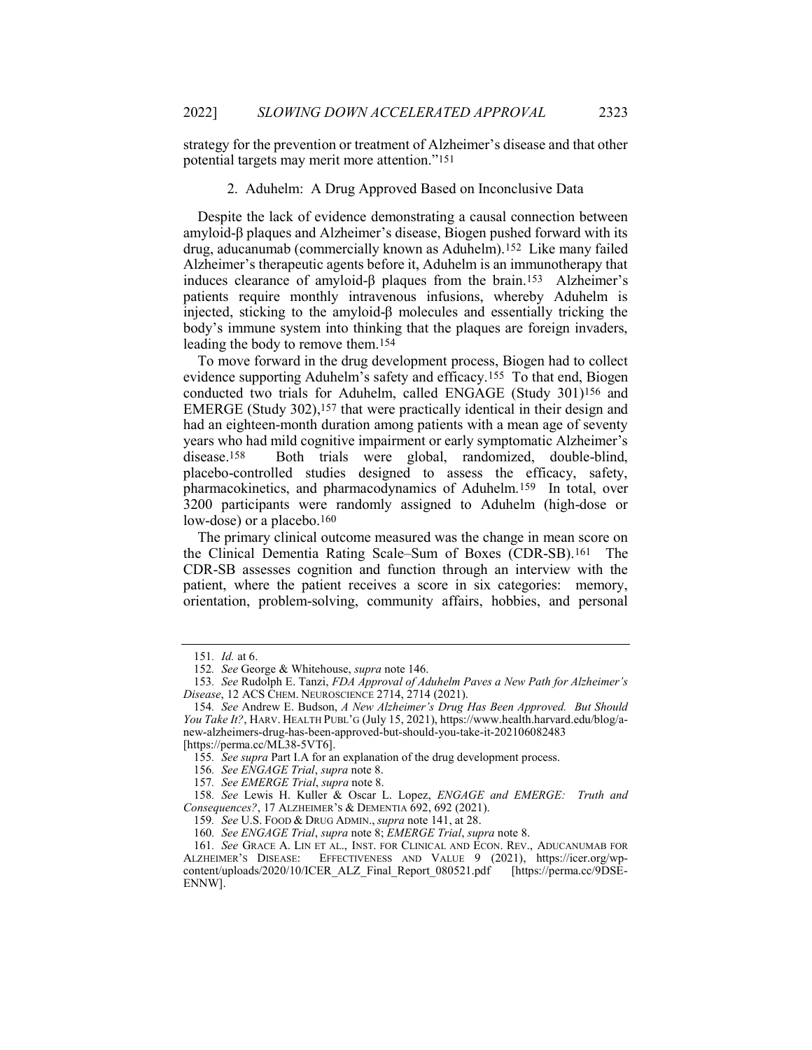strategy for the prevention or treatment of Alzheimer's disease and that other potential targets may merit more attention."[151]

### 2. Aduhelm: A Drug Approved Based on Inconclusive Data

Despite the lack of evidence demonstrating a causal connection between amyloid-β plaques and Alzheimer's disease, Biogen pushed forward with its drug, aducanumab (commercially known as Aduhelm).[152] Like many failed Alzheimer's therapeutic agents before it, Aduhelm is an immunotherapy that induces clearance of amyloid-β plaques from the brain.[153] Alzheimer's patients require monthly intravenous infusions, whereby Aduhelm is injected, sticking to the amyloid-β molecules and essentially tricking the body's immune system into thinking that the plaques are foreign invaders, leading the body to remove them.[154]

To move forward in the drug development process, Biogen had to collect evidence supporting Aduhelm's safety and efficacy.[155] To that end, Biogen conducted two trials for Aduhelm, called ENGAGE (Study 301)[156] and EMERGE (Study 302),[157] that were practically identical in their design and had an eighteen-month duration among patients with a mean age of seventy years who had mild cognitive impairment or early symptomatic Alzheimer's disease.[158] Both trials were global, randomized, double-blind, placebo-controlled studies designed to assess the efficacy, safety, pharmacokinetics, and pharmacodynamics of Aduhelm.[159] In total, over 3200 participants were randomly assigned to Aduhelm (high-dose or low-dose) or a placebo.[160]

The primary clinical outcome measured was the change in mean score on the Clinical Dementia Rating Scale–Sum of Boxes (CDR-SB).[161] The CDR-SB assesses cognition and function through an interview with the patient, where the patient receives a score in six categories: memory, orientation, problem-solving, community affairs, hobbies, and personal

---

151. *Id.* at 6.

152. *See* George & Whitehouse, *supra* note 146.

153. *See* Rudolph E. Tanzi, *FDA Approval of Aduhelm Paves a New Path for Alzheimer's Disease*, 12 ACS CHEM. NEUROSCIENCE 2714, 2714 (2021).

154. *See* Andrew E. Budson, *A New Alzheimer's Drug Has Been Approved. But Should You Take It?*, HARV. HEALTH PUBL'G (July 15, 2021), https://www.health.harvard.edu/blog/a-new-alzheimers-drug-has-been-approved-but-should-you-take-it-202106082483 [https://perma.cc/ML38-5VT6].

155. *See supra* Part I.A for an explanation of the drug development process.

156. *See ENGAGE Trial*, *supra* note 8.

157. *See EMERGE Trial*, *supra* note 8.

158. *See* Lewis H. Kuller & Oscar L. Lopez, *ENGAGE and EMERGE: Truth and Consequences?*, 17 ALZHEIMER'S & DEMENTIA 692, 692 (2021).

159. *See* U.S. FOOD & DRUG ADMIN., *supra* note 141, at 28.

160. *See ENGAGE Trial*, *supra* note 8; *EMERGE Trial*, *supra* note 8.

161. *See* GRACE A. LIN ET AL., INST. FOR CLINICAL AND ECON. REV., ADUCANUMAB FOR ALZHEIMER'S DISEASE: EFFECTIVENESS AND VALUE 9 (2021), https://icer.org/wp-content/uploads/2020/10/ICER_ALZ_Final_Report_080521.pdf [https://perma.cc/9DSE-ENNW].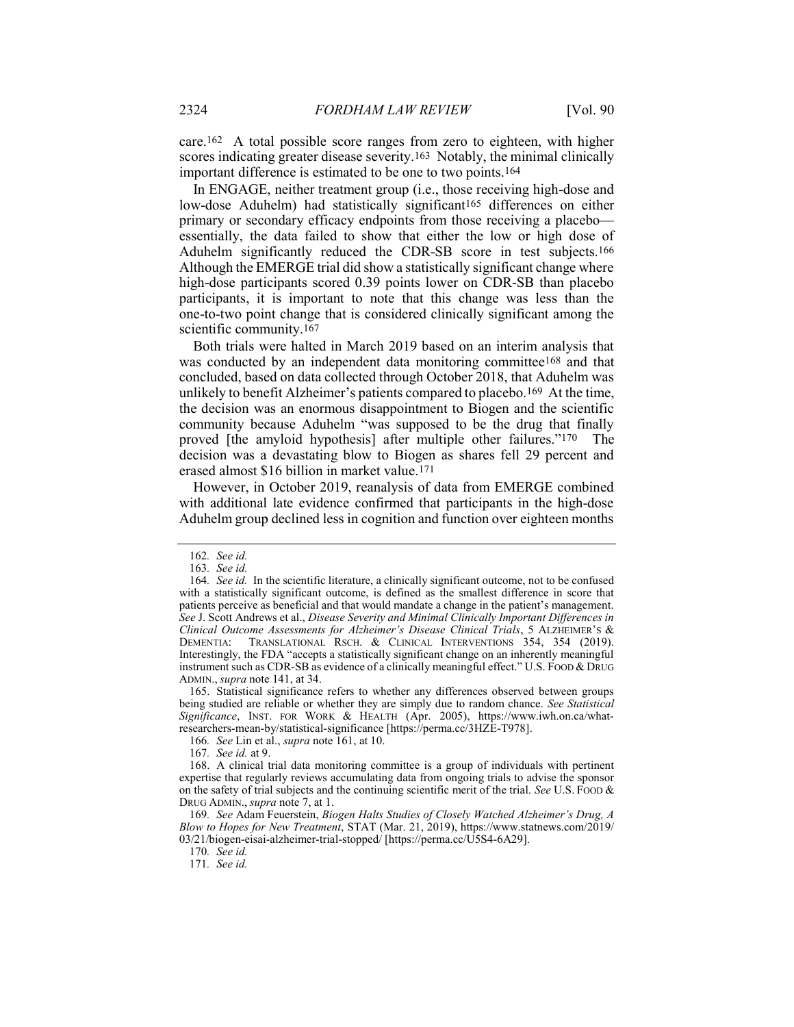care.[162] A total possible score ranges from zero to eighteen, with higher scores indicating greater disease severity.[163] Notably, the minimal clinically important difference is estimated to be one to two points.[164]

In ENGAGE, neither treatment group (i.e., those receiving high-dose and low-dose Aduhelm) had statistically significant[165] differences on either primary or secondary efficacy endpoints from those receiving a placebo—essentially, the data failed to show that either the low or high dose of Aduhelm significantly reduced the CDR-SB score in test subjects.[166] Although the EMERGE trial did show a statistically significant change where high-dose participants scored 0.39 points lower on CDR-SB than placebo participants, it is important to note that this change was less than the one-to-two point change that is considered clinically significant among the scientific community.[167]

Both trials were halted in March 2019 based on an interim analysis that was conducted by an independent data monitoring committee[168] and that concluded, based on data collected through October 2018, that Aduhelm was unlikely to benefit Alzheimer's patients compared to placebo.[169] At the time, the decision was an enormous disappointment to Biogen and the scientific community because Aduhelm "was supposed to be the drug that finally proved [the amyloid hypothesis] after multiple other failures."[170] The decision was a devastating blow to Biogen as shares fell 29 percent and erased almost $16 billion in market value.[171]

However, in October 2019, reanalysis of data from EMERGE combined with additional late evidence confirmed that participants in the high-dose Aduhelm group declined less in cognition and function over eighteen months

---

162. *See id.*

163. *See id.*

164. *See id.* In the scientific literature, a clinically significant outcome, not to be confused with a statistically significant outcome, is defined as the smallest difference in score that patients perceive as beneficial and that would mandate a change in the patient's management. *See* J. Scott Andrews et al., *Disease Severity and Minimal Clinically Important Differences in Clinical Outcome Assessments for Alzheimer's Disease Clinical Trials*, 5 ALZHEIMER'S & DEMENTIA: TRANSLATIONAL RSCH. & CLINICAL INTERVENTIONS 354, 354 (2019). Interestingly, the FDA "accepts a statistically significant change on an inherently meaningful instrument such as CDR-SB as evidence of a clinically meaningful effect." U.S. FOOD & DRUG ADMIN., *supra* note 141, at 34.

165. Statistical significance refers to whether any differences observed between groups being studied are reliable or whether they are simply due to random chance. *See Statistical Significance*, INST. FOR WORK & HEALTH (Apr. 2005), https://www.iwh.on.ca/what-researchers-mean-by/statistical-significance [https://perma.cc/3HZE-T978].

166. *See* Lin et al., *supra* note 161, at 10.

167. *See id.* at 9.

168. A clinical trial data monitoring committee is a group of individuals with pertinent expertise that regularly reviews accumulating data from ongoing trials to advise the sponsor on the safety of trial subjects and the continuing scientific merit of the trial. *See* U.S. FOOD & DRUG ADMIN., *supra* note 7, at 1.

169. *See* Adam Feuerstein, *Biogen Halts Studies of Closely Watched Alzheimer's Drug, A Blow to Hopes for New Treatment*, STAT (Mar. 21, 2019), https://www.statnews.com/2019/03/21/biogen-eisai-alzheimer-trial-stopped/ [https://perma.cc/U5S4-6A29].

170. *See id.*

171. *See id.*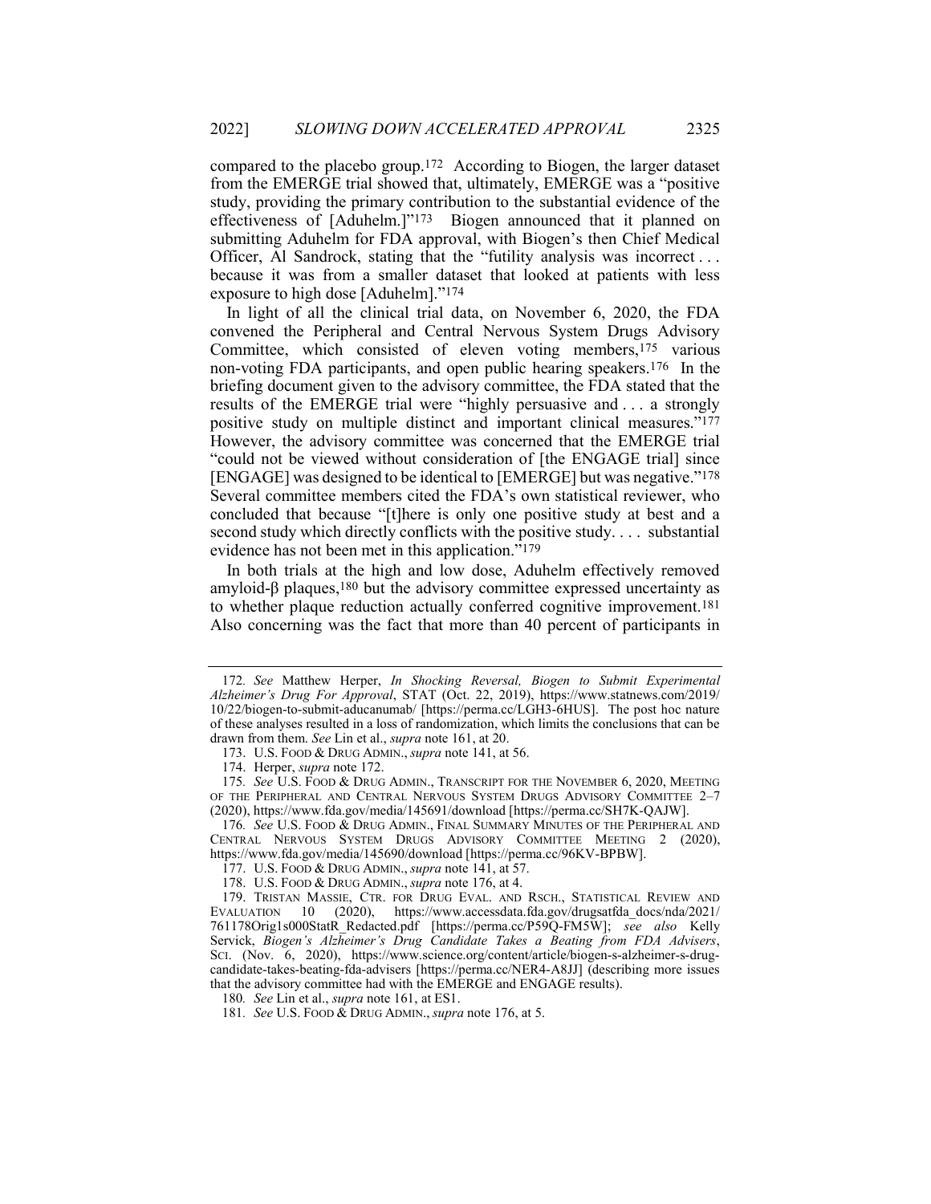compared to the placebo group.[172] According to Biogen, the larger dataset from the EMERGE trial showed that, ultimately, EMERGE was a "positive study, providing the primary contribution to the substantial evidence of the effectiveness of [Aduhelm.]"[173] Biogen announced that it planned on submitting Aduhelm for FDA approval, with Biogen's then Chief Medical Officer, Al Sandrock, stating that the "futility analysis was incorrect . . . because it was from a smaller dataset that looked at patients with less exposure to high dose [Aduhelm]."[174]

In light of all the clinical trial data, on November 6, 2020, the FDA convened the Peripheral and Central Nervous System Drugs Advisory Committee, which consisted of eleven voting members,[175] various non-voting FDA participants, and open public hearing speakers.[176] In the briefing document given to the advisory committee, the FDA stated that the results of the EMERGE trial were "highly persuasive and . . . a strongly positive study on multiple distinct and important clinical measures."[177] However, the advisory committee was concerned that the EMERGE trial "could not be viewed without consideration of [the ENGAGE trial] since [ENGAGE] was designed to be identical to [EMERGE] but was negative."[178] Several committee members cited the FDA's own statistical reviewer, who concluded that because "[t]here is only one positive study at best and a second study which directly conflicts with the positive study. . . . substantial evidence has not been met in this application."[179]

In both trials at the high and low dose, Aduhelm effectively removed amyloid-β plaques,[180] but the advisory committee expressed uncertainty as to whether plaque reduction actually conferred cognitive improvement.[181] Also concerning was the fact that more than 40 percent of participants in

---

172. *See* Matthew Herper, *In Shocking Reversal, Biogen to Submit Experimental Alzheimer's Drug For Approval*, STAT (Oct. 22, 2019), https://www.statnews.com/2019/10/22/biogen-to-submit-aducanumab/ [https://perma.cc/LGH3-6HUS]. The post hoc nature of these analyses resulted in a loss of randomization, which limits the conclusions that can be drawn from them. *See* Lin et al., *supra* note 161, at 20.

173. U.S. FOOD & DRUG ADMIN., *supra* note 141, at 56.

174. Herper, *supra* note 172.

175. *See* U.S. FOOD & DRUG ADMIN., TRANSCRIPT FOR THE NOVEMBER 6, 2020, MEETING OF THE PERIPHERAL AND CENTRAL NERVOUS SYSTEM DRUGS ADVISORY COMMITTEE 2–7 (2020), https://www.fda.gov/media/145691/download [https://perma.cc/SH7K-QAJW].

176. *See* U.S. FOOD & DRUG ADMIN., FINAL SUMMARY MINUTES OF THE PERIPHERAL AND CENTRAL NERVOUS SYSTEM DRUGS ADVISORY COMMITTEE MEETING 2 (2020), https://www.fda.gov/media/145690/download [https://perma.cc/96KV-BPBW].

177. U.S. FOOD & DRUG ADMIN., *supra* note 141, at 57.

178. U.S. FOOD & DRUG ADMIN., *supra* note 176, at 4.

179. TRISTAN MASSIE, CTR. FOR DRUG EVAL. AND RSCH., STATISTICAL REVIEW AND EVALUATION 10 (2020), https://www.accessdata.fda.gov/drugsatfda_docs/nda/2021/761178Orig1s000StatR_Redacted.pdf [https://perma.cc/P59Q-FM5W]; *see also* Kelly Servick, *Biogen's Alzheimer's Drug Candidate Takes a Beating from FDA Advisers*, SCI. (Nov. 6, 2020), https://www.science.org/content/article/biogen-s-alzheimer-s-drug-candidate-takes-beating-fda-advisers [https://perma.cc/NER4-A8JJ] (describing more issues that the advisory committee had with the EMERGE and ENGAGE results).

180. *See* Lin et al., *supra* note 161, at ES1.

181. *See* U.S. FOOD & DRUG ADMIN., *supra* note 176, at 5.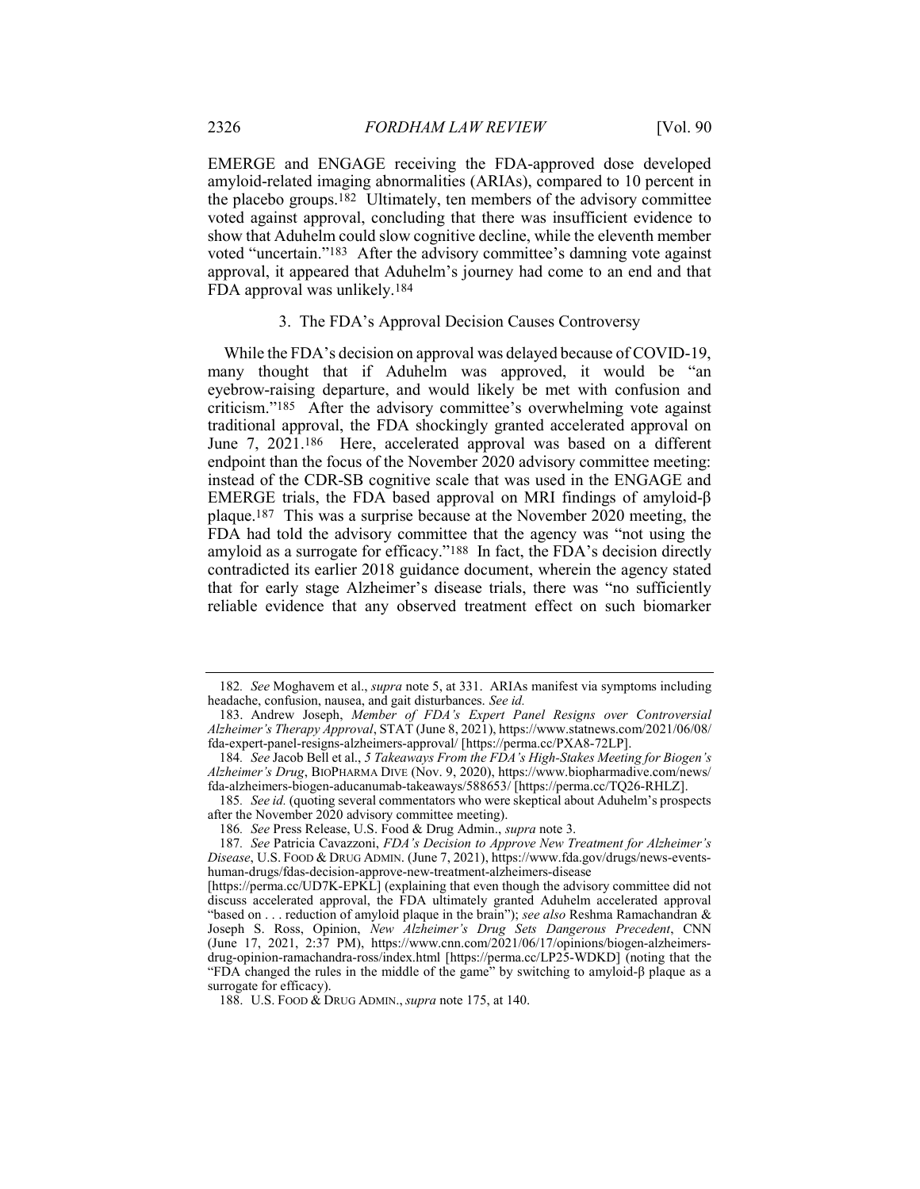EMERGE and ENGAGE receiving the FDA-approved dose developed amyloid-related imaging abnormalities (ARIAs), compared to 10 percent in the placebo groups.[182] Ultimately, ten members of the advisory committee voted against approval, concluding that there was insufficient evidence to show that Aduhelm could slow cognitive decline, while the eleventh member voted "uncertain."[183] After the advisory committee's damning vote against approval, it appeared that Aduhelm's journey had come to an end and that FDA approval was unlikely.[184]

### 3. The FDA's Approval Decision Causes Controversy

While the FDA's decision on approval was delayed because of COVID-19, many thought that if Aduhelm was approved, it would be "an eyebrow-raising departure, and would likely be met with confusion and criticism."[185] After the advisory committee's overwhelming vote against traditional approval, the FDA shockingly granted accelerated approval on June 7, 2021.[186] Here, accelerated approval was based on a different endpoint than the focus of the November 2020 advisory committee meeting: instead of the CDR-SB cognitive scale that was used in the ENGAGE and EMERGE trials, the FDA based approval on MRI findings of amyloid-β plaque.[187] This was a surprise because at the November 2020 meeting, the FDA had told the advisory committee that the agency was "not using the amyloid as a surrogate for efficacy."[188] In fact, the FDA's decision directly contradicted its earlier 2018 guidance document, wherein the agency stated that for early stage Alzheimer's disease trials, there was "no sufficiently reliable evidence that any observed treatment effect on such biomarker

---

182. *See* Moghavem et al., *supra* note 5, at 331. ARIAs manifest via symptoms including headache, confusion, nausea, and gait disturbances. *See id.*

183. Andrew Joseph, *Member of FDA's Expert Panel Resigns over Controversial Alzheimer's Therapy Approval*, STAT (June 8, 2021), https://www.statnews.com/2021/06/08/fda-expert-panel-resigns-alzheimers-approval/ [https://perma.cc/PXA8-72LP].

184. *See* Jacob Bell et al., *5 Takeaways From the FDA's High-Stakes Meeting for Biogen's Alzheimer's Drug*, BIOPHARMA DIVE (Nov. 9, 2020), https://www.biopharmadive.com/news/fda-alzheimers-biogen-aducanumab-takeaways/588653/ [https://perma.cc/TQ26-RHLZ].

185. *See id.* (quoting several commentators who were skeptical about Aduhelm's prospects after the November 2020 advisory committee meeting).

186. *See* Press Release, U.S. Food & Drug Admin., *supra* note 3.

187. *See* Patricia Cavazzoni, *FDA's Decision to Approve New Treatment for Alzheimer's Disease*, U.S. FOOD & DRUG ADMIN. (June 7, 2021), https://www.fda.gov/drugs/news-events-human-drugs/fdas-decision-approve-new-treatment-alzheimers-disease [https://perma.cc/UD7K-EPKL] (explaining that even though the advisory committee did not discuss accelerated approval, the FDA ultimately granted Aduhelm accelerated approval "based on . . . reduction of amyloid plaque in the brain"); *see also* Reshma Ramachandran & Joseph S. Ross, Opinion, *New Alzheimer's Drug Sets Dangerous Precedent*, CNN (June 17, 2021, 2:37 PM), https://www.cnn.com/2021/06/17/opinions/biogen-alzheimers-drug-opinion-ramachandra-ross/index.html [https://perma.cc/LP25-WDKD] (noting that the "FDA changed the rules in the middle of the game" by switching to amyloid-β plaque as a surrogate for efficacy).

188. U.S. FOOD & DRUG ADMIN., *supra* note 175, at 140.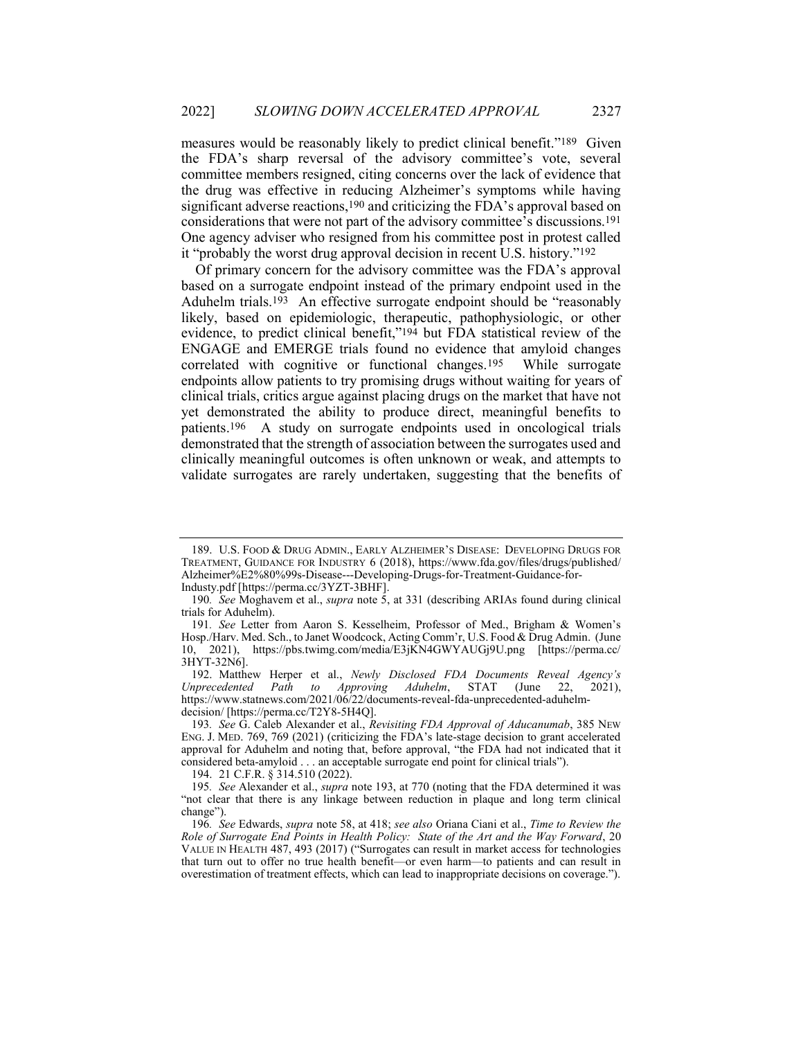measures would be reasonably likely to predict clinical benefit."[189] Given the FDA's sharp reversal of the advisory committee's vote, several committee members resigned, citing concerns over the lack of evidence that the drug was effective in reducing Alzheimer's symptoms while having significant adverse reactions,[190] and criticizing the FDA's approval based on considerations that were not part of the advisory committee's discussions.[191] One agency adviser who resigned from his committee post in protest called it "probably the worst drug approval decision in recent U.S. history."[192]

Of primary concern for the advisory committee was the FDA's approval based on a surrogate endpoint instead of the primary endpoint used in the Aduhelm trials.[193] An effective surrogate endpoint should be "reasonably likely, based on epidemiologic, therapeutic, pathophysiologic, or other evidence, to predict clinical benefit,"[194] but FDA statistical review of the ENGAGE and EMERGE trials found no evidence that amyloid changes correlated with cognitive or functional changes.[195] While surrogate endpoints allow patients to try promising drugs without waiting for years of clinical trials, critics argue against placing drugs on the market that have not yet demonstrated the ability to produce direct, meaningful benefits to patients.[196] A study on surrogate endpoints used in oncological trials demonstrated that the strength of association between the surrogates used and clinically meaningful outcomes is often unknown or weak, and attempts to validate surrogates are rarely undertaken, suggesting that the benefits of

---

189. U.S. FOOD & DRUG ADMIN., EARLY ALZHEIMER'S DISEASE: DEVELOPING DRUGS FOR TREATMENT, GUIDANCE FOR INDUSTRY 6 (2018), https://www.fda.gov/files/drugs/published/Alzheimer%E2%80%99s-Disease---Developing-Drugs-for-Treatment-Guidance-for-Industy.pdf [https://perma.cc/3YZT-3BHF].

190. *See* Moghavem et al., *supra* note 5, at 331 (describing ARIAs found during clinical trials for Aduhelm).

191. *See* Letter from Aaron S. Kesselheim, Professor of Med., Brigham & Women's Hosp./Harv. Med. Sch., to Janet Woodcock, Acting Comm'r, U.S. Food & Drug Admin. (June 10, 2021), https://pbs.twimg.com/media/E3jKN4GWYAUGj9U.png [https://perma.cc/3HYT-32N6].

192. Matthew Herper et al., *Newly Disclosed FDA Documents Reveal Agency's Unprecedented Path to Approving Aduhelm*, STAT (June 22, 2021), https://www.statnews.com/2021/06/22/documents-reveal-fda-unprecedented-aduhelm-decision/ [https://perma.cc/T2Y8-5H4Q].

193. *See* G. Caleb Alexander et al., *Revisiting FDA Approval of Aducanumab*, 385 NEW ENG. J. MED. 769, 769 (2021) (criticizing the FDA's late-stage decision to grant accelerated approval for Aduhelm and noting that, before approval, "the FDA had not indicated that it considered beta-amyloid . . . an acceptable surrogate end point for clinical trials").

194. 21 C.F.R. § 314.510 (2022).

195. *See* Alexander et al., *supra* note 193, at 770 (noting that the FDA determined it was "not clear that there is any linkage between reduction in plaque and long term clinical change").

196. *See* Edwards, *supra* note 58, at 418; *see also* Oriana Ciani et al., *Time to Review the Role of Surrogate End Points in Health Policy: State of the Art and the Way Forward*, 20 VALUE IN HEALTH 487, 493 (2017) ("Surrogates can result in market access for technologies that turn out to offer no true health benefit—or even harm—to patients and can result in overestimation of treatment effects, which can lead to inappropriate decisions on coverage.").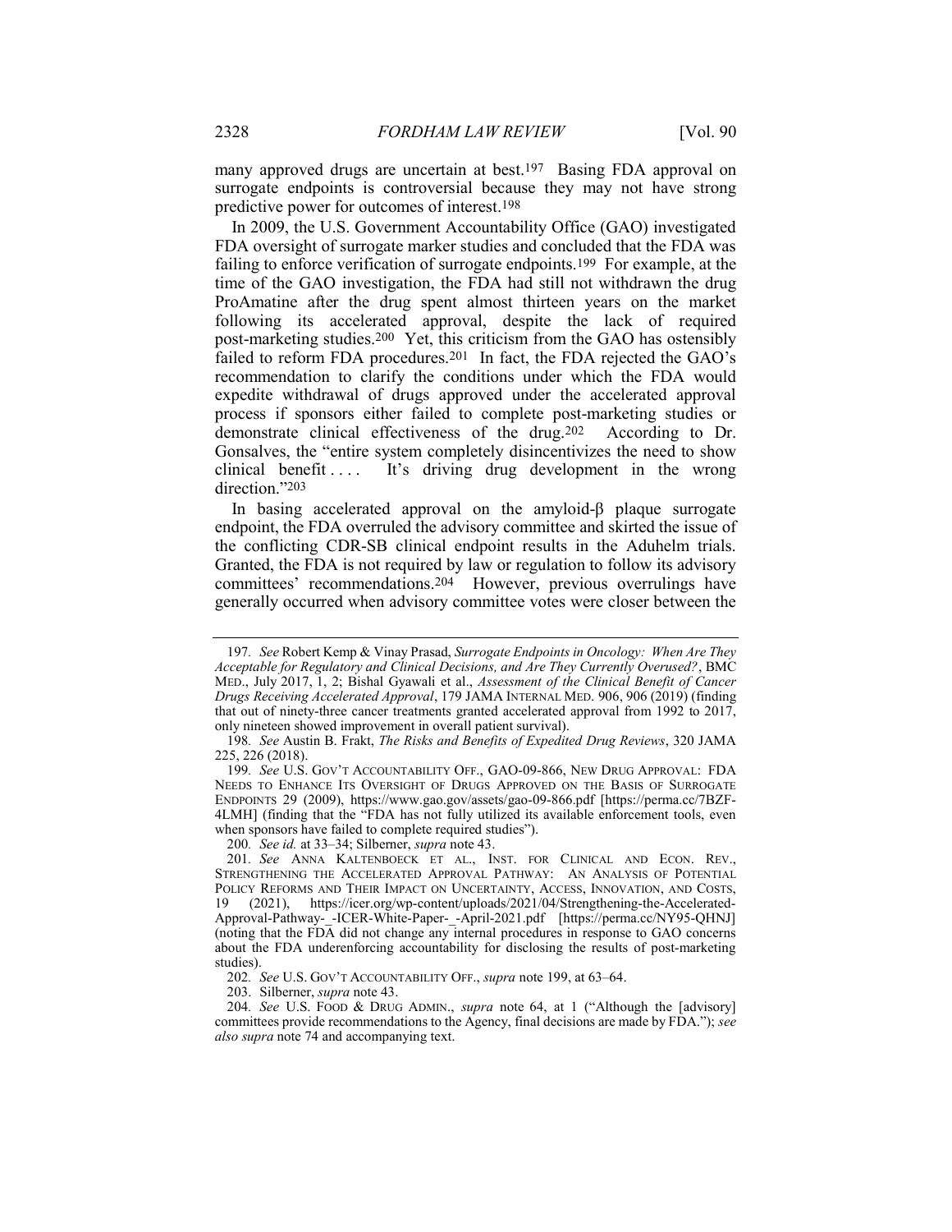many approved drugs are uncertain at best.[197] Basing FDA approval on surrogate endpoints is controversial because they may not have strong predictive power for outcomes of interest.[198]

In 2009, the U.S. Government Accountability Office (GAO) investigated FDA oversight of surrogate marker studies and concluded that the FDA was failing to enforce verification of surrogate endpoints.[199] For example, at the time of the GAO investigation, the FDA had still not withdrawn the drug ProAmatine after the drug spent almost thirteen years on the market following its accelerated approval, despite the lack of required post-marketing studies.[200] Yet, this criticism from the GAO has ostensibly failed to reform FDA procedures.[201] In fact, the FDA rejected the GAO's recommendation to clarify the conditions under which the FDA would expedite withdrawal of drugs approved under the accelerated approval process if sponsors either failed to complete post-marketing studies or demonstrate clinical effectiveness of the drug.[202] According to Dr. Gonsalves, the "entire system completely disincentivizes the need to show clinical benefit . . . . It's driving drug development in the wrong direction."[203]

In basing accelerated approval on the amyloid-β plaque surrogate endpoint, the FDA overruled the advisory committee and skirted the issue of the conflicting CDR-SB clinical endpoint results in the Aduhelm trials. Granted, the FDA is not required by law or regulation to follow its advisory committees' recommendations.[204] However, previous overrulings have generally occurred when advisory committee votes were closer between the

---

197. *See* Robert Kemp & Vinay Prasad, *Surrogate Endpoints in Oncology: When Are They Acceptable for Regulatory and Clinical Decisions, and Are They Currently Overused?*, BMC MED., July 2017, 1, 2; Bishal Gyawali et al., *Assessment of the Clinical Benefit of Cancer Drugs Receiving Accelerated Approval*, 179 JAMA INTERNAL MED. 906, 906 (2019) (finding that out of ninety-three cancer treatments granted accelerated approval from 1992 to 2017, only nineteen showed improvement in overall patient survival).

198. *See* Austin B. Frakt, *The Risks and Benefits of Expedited Drug Reviews*, 320 JAMA 225, 226 (2018).

199. *See* U.S. GOV'T ACCOUNTABILITY OFF., GAO-09-866, NEW DRUG APPROVAL: FDA NEEDS TO ENHANCE ITS OVERSIGHT OF DRUGS APPROVED ON THE BASIS OF SURROGATE ENDPOINTS 29 (2009), https://www.gao.gov/assets/gao-09-866.pdf [https://perma.cc/7BZF-4LMH] (finding that the "FDA has not fully utilized its available enforcement tools, even when sponsors have failed to complete required studies").

200. *See id.* at 33–34; Silberner, *supra* note 43.

201. *See* ANNA KALTENBOECK ET AL., INST. FOR CLINICAL AND ECON. REV., STRENGTHENING THE ACCELERATED APPROVAL PATHWAY: AN ANALYSIS OF POTENTIAL POLICY REFORMS AND THEIR IMPACT ON UNCERTAINTY, ACCESS, INNOVATION, AND COSTS, 19 (2021), https://icer.org/wp-content/uploads/2021/04/Strengthening-the-Accelerated-Approval-Pathway-_-ICER-White-Paper-_-April-2021.pdf [https://perma.cc/NY95-QHNJ] (noting that the FDA did not change any internal procedures in response to GAO concerns about the FDA underenforcing accountability for disclosing the results of post-marketing studies).

202. *See* U.S. GOV'T ACCOUNTABILITY OFF., *supra* note 199, at 63–64.

203. Silberner, *supra* note 43.

204. *See* U.S. FOOD & DRUG ADMIN., *supra* note 64, at 1 ("Although the [advisory] committees provide recommendations to the Agency, final decisions are made by FDA."); *see also supra* note 74 and accompanying text.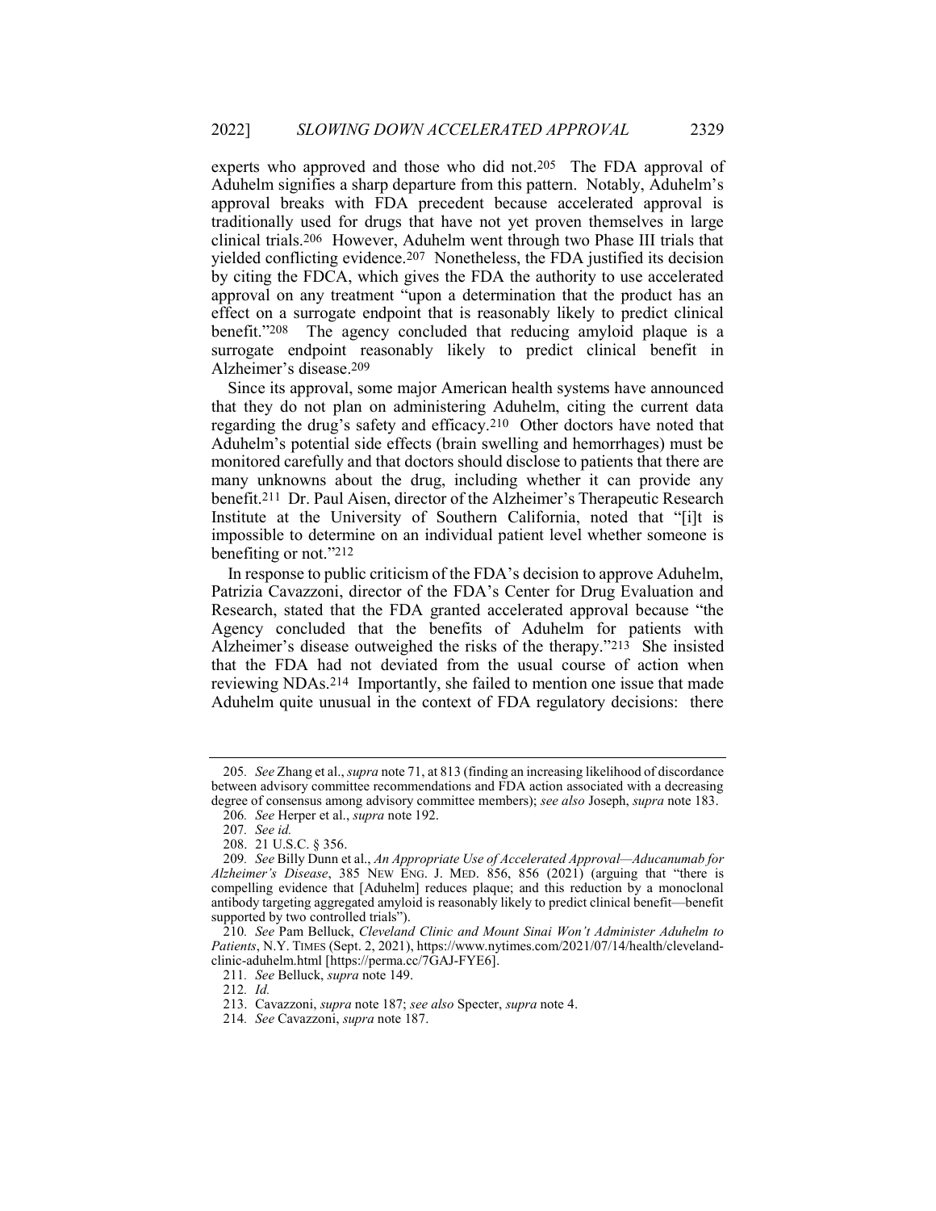experts who approved and those who did not.[205] The FDA approval of Aduhelm signifies a sharp departure from this pattern. Notably, Aduhelm's approval breaks with FDA precedent because accelerated approval is traditionally used for drugs that have not yet proven themselves in large clinical trials.[206] However, Aduhelm went through two Phase III trials that yielded conflicting evidence.[207] Nonetheless, the FDA justified its decision by citing the FDCA, which gives the FDA the authority to use accelerated approval on any treatment "upon a determination that the product has an effect on a surrogate endpoint that is reasonably likely to predict clinical benefit."[208] The agency concluded that reducing amyloid plaque is a surrogate endpoint reasonably likely to predict clinical benefit in Alzheimer's disease.[209]

Since its approval, some major American health systems have announced that they do not plan on administering Aduhelm, citing the current data regarding the drug's safety and efficacy.[210] Other doctors have noted that Aduhelm's potential side effects (brain swelling and hemorrhages) must be monitored carefully and that doctors should disclose to patients that there are many unknowns about the drug, including whether it can provide any benefit.[211] Dr. Paul Aisen, director of the Alzheimer's Therapeutic Research Institute at the University of Southern California, noted that "[i]t is impossible to determine on an individual patient level whether someone is benefiting or not."[212]

In response to public criticism of the FDA's decision to approve Aduhelm, Patrizia Cavazzoni, director of the FDA's Center for Drug Evaluation and Research, stated that the FDA granted accelerated approval because "the Agency concluded that the benefits of Aduhelm for patients with Alzheimer's disease outweighed the risks of the therapy."[213] She insisted that the FDA had not deviated from the usual course of action when reviewing NDAs.[214] Importantly, she failed to mention one issue that made Aduhelm quite unusual in the context of FDA regulatory decisions: there

---

205. *See* Zhang et al., *supra* note 71, at 813 (finding an increasing likelihood of discordance between advisory committee recommendations and FDA action associated with a decreasing degree of consensus among advisory committee members); *see also* Joseph, *supra* note 183.

206. *See* Herper et al., *supra* note 192.

207. *See id.*

208. 21 U.S.C. § 356.

209. *See* Billy Dunn et al., *An Appropriate Use of Accelerated Approval—Aducanumab for Alzheimer's Disease*, 385 NEW ENG. J. MED. 856, 856 (2021) (arguing that "there is compelling evidence that [Aduhelm] reduces plaque; and this reduction by a monoclonal antibody targeting aggregated amyloid is reasonably likely to predict clinical benefit—benefit supported by two controlled trials").

210. *See* Pam Belluck, *Cleveland Clinic and Mount Sinai Won't Administer Aduhelm to Patients*, N.Y. TIMES (Sept. 2, 2021), https://www.nytimes.com/2021/07/14/health/cleveland-clinic-aduhelm.html [https://perma.cc/7GAJ-FYE6].

211. *See* Belluck, *supra* note 149.

212. *Id.*

213. Cavazzoni, *supra* note 187; *see also* Specter, *supra* note 4.

214. *See* Cavazzoni, *supra* note 187.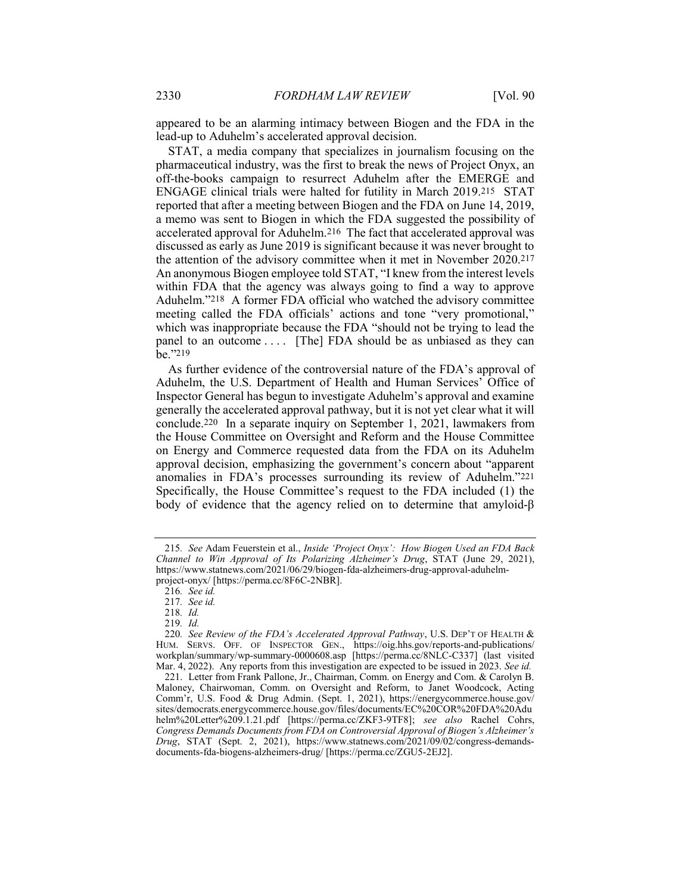appeared to be an alarming intimacy between Biogen and the FDA in the lead-up to Aduhelm's accelerated approval decision.

STAT, a media company that specializes in journalism focusing on the pharmaceutical industry, was the first to break the news of Project Onyx, an off-the-books campaign to resurrect Aduhelm after the EMERGE and ENGAGE clinical trials were halted for futility in March 2019.[215] STAT reported that after a meeting between Biogen and the FDA on June 14, 2019, a memo was sent to Biogen in which the FDA suggested the possibility of accelerated approval for Aduhelm.[216] The fact that accelerated approval was discussed as early as June 2019 is significant because it was never brought to the attention of the advisory committee when it met in November 2020.[217] An anonymous Biogen employee told STAT, "I knew from the interest levels within FDA that the agency was always going to find a way to approve Aduhelm."[218] A former FDA official who watched the advisory committee meeting called the FDA officials' actions and tone "very promotional," which was inappropriate because the FDA "should not be trying to lead the panel to an outcome . . . . [The] FDA should be as unbiased as they can be."[219]

As further evidence of the controversial nature of the FDA's approval of Aduhelm, the U.S. Department of Health and Human Services' Office of Inspector General has begun to investigate Aduhelm's approval and examine generally the accelerated approval pathway, but it is not yet clear what it will conclude.[220] In a separate inquiry on September 1, 2021, lawmakers from the House Committee on Oversight and Reform and the House Committee on Energy and Commerce requested data from the FDA on its Aduhelm approval decision, emphasizing the government's concern about "apparent anomalies in FDA's processes surrounding its review of Aduhelm."[221] Specifically, the House Committee's request to the FDA included (1) the body of evidence that the agency relied on to determine that amyloid-β

---

215. *See* Adam Feuerstein et al., *Inside 'Project Onyx': How Biogen Used an FDA Back Channel to Win Approval of Its Polarizing Alzheimer's Drug*, STAT (June 29, 2021), https://www.statnews.com/2021/06/29/biogen-fda-alzheimers-drug-approval-aduhelm-project-onyx/ [https://perma.cc/8F6C-2NBR].

216. *See id.*

217. *See id.*

218. *Id.*

219. *Id.*

220. *See Review of the FDA's Accelerated Approval Pathway*, U.S. DEP'T OF HEALTH & HUM. SERVS. OFF. OF INSPECTOR GEN., https://oig.hhs.gov/reports-and-publications/workplan/summary/wp-summary-0000608.asp [https://perma.cc/8NLC-C337] (last visited Mar. 4, 2022). Any reports from this investigation are expected to be issued in 2023. *See id.*

221. Letter from Frank Pallone, Jr., Chairman, Comm. on Energy and Com. & Carolyn B. Maloney, Chairwoman, Comm. on Oversight and Reform, to Janet Woodcock, Acting Comm'r, U.S. Food & Drug Admin. (Sept. 1, 2021), https://energycommerce.house.gov/sites/democrats.energycommerce.house.gov/files/documents/EC%20COR%20FDA%20Aduhelm%20Letter%209.1.21.pdf [https://perma.cc/ZKF3-9TF8]; *see also* Rachel Cohrs, *Congress Demands Documents from FDA on Controversial Approval of Biogen's Alzheimer's Drug*, STAT (Sept. 2, 2021), https://www.statnews.com/2021/09/02/congress-demands-documents-fda-biogens-alzheimers-drug/ [https://perma.cc/ZGU5-2EJ2].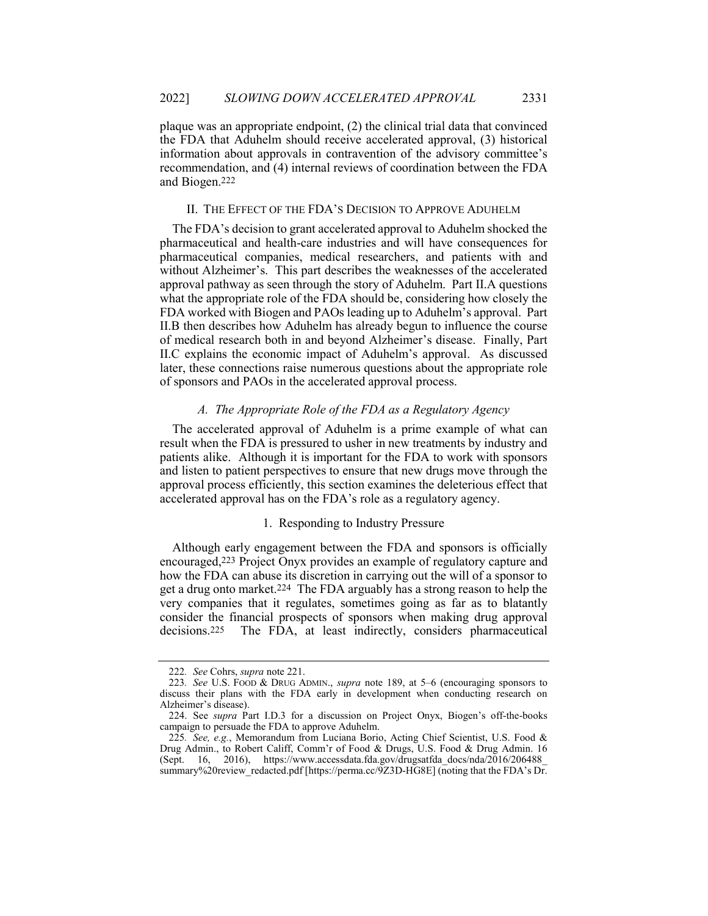plaque was an appropriate endpoint, (2) the clinical trial data that convinced the FDA that Aduhelm should receive accelerated approval, (3) historical information about approvals in contravention of the advisory committee's recommendation, and (4) internal reviews of coordination between the FDA and Biogen.[222]

## II. THE EFFECT OF THE FDA'S DECISION TO APPROVE ADUHELM

The FDA's decision to grant accelerated approval to Aduhelm shocked the pharmaceutical and health-care industries and will have consequences for pharmaceutical companies, medical researchers, and patients with and without Alzheimer's. This part describes the weaknesses of the accelerated approval pathway as seen through the story of Aduhelm. Part II.A questions what the appropriate role of the FDA should be, considering how closely the FDA worked with Biogen and PAOs leading up to Aduhelm's approval. Part II.B then describes how Aduhelm has already begun to influence the course of medical research both in and beyond Alzheimer's disease. Finally, Part II.C explains the economic impact of Aduhelm's approval. As discussed later, these connections raise numerous questions about the appropriate role of sponsors and PAOs in the accelerated approval process.

### *A. The Appropriate Role of the FDA as a Regulatory Agency*

The accelerated approval of Aduhelm is a prime example of what can result when the FDA is pressured to usher in new treatments by industry and patients alike. Although it is important for the FDA to work with sponsors and listen to patient perspectives to ensure that new drugs move through the approval process efficiently, this section examines the deleterious effect that accelerated approval has on the FDA's role as a regulatory agency.

#### 1. Responding to Industry Pressure

Although early engagement between the FDA and sponsors is officially encouraged,[223] Project Onyx provides an example of regulatory capture and how the FDA can abuse its discretion in carrying out the will of a sponsor to get a drug onto market.[224] The FDA arguably has a strong reason to help the very companies that it regulates, sometimes going as far as to blatantly consider the financial prospects of sponsors when making drug approval decisions.[225] The FDA, at least indirectly, considers pharmaceutical

---

222. *See* Cohrs, *supra* note 221.

223. *See* U.S. FOOD & DRUG ADMIN., *supra* note 189, at 5–6 (encouraging sponsors to discuss their plans with the FDA early in development when conducting research on Alzheimer's disease).

224. See *supra* Part I.D.3 for a discussion on Project Onyx, Biogen's off-the-books campaign to persuade the FDA to approve Aduhelm.

225. *See, e.g.*, Memorandum from Luciana Borio, Acting Chief Scientist, U.S. Food & Drug Admin., to Robert Califf, Comm'r of Food & Drugs, U.S. Food & Drug Admin. 16 (Sept. 16, 2016), https://www.accessdata.fda.gov/drugsatfda_docs/nda/2016/206488_summary%20review_redacted.pdf [https://perma.cc/9Z3D-HG8E] (noting that the FDA's Dr.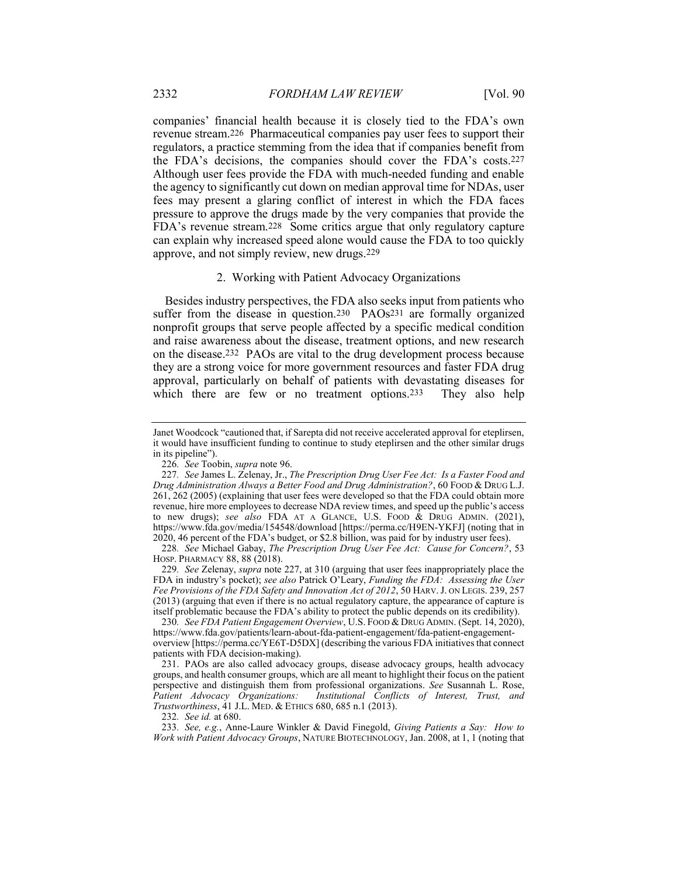companies' financial health because it is closely tied to the FDA's own revenue stream.[226] Pharmaceutical companies pay user fees to support their regulators, a practice stemming from the idea that if companies benefit from the FDA's decisions, the companies should cover the FDA's costs.[227] Although user fees provide the FDA with much-needed funding and enable the agency to significantly cut down on median approval time for NDAs, user fees may present a glaring conflict of interest in which the FDA faces pressure to approve the drugs made by the very companies that provide the FDA's revenue stream.[228] Some critics argue that only regulatory capture can explain why increased speed alone would cause the FDA to too quickly approve, and not simply review, new drugs.[229]

### 2. Working with Patient Advocacy Organizations

Besides industry perspectives, the FDA also seeks input from patients who suffer from the disease in question.[230] PAOs[231] are formally organized nonprofit groups that serve people affected by a specific medical condition and raise awareness about the disease, treatment options, and new research on the disease.[232] PAOs are vital to the drug development process because they are a strong voice for more government resources and faster FDA drug approval, particularly on behalf of patients with devastating diseases for which there are few or no treatment options.[233] They also help

---

Janet Woodcock "cautioned that, if Sarepta did not receive accelerated approval for eteplirsen, it would have insufficient funding to continue to study eteplirsen and the other similar drugs in its pipeline").

226. *See* Toobin, *supra* note 96.

227. *See* James L. Zelenay, Jr., *The Prescription Drug User Fee Act: Is a Faster Food and Drug Administration Always a Better Food and Drug Administration?*, 60 FOOD & DRUG L.J. 261, 262 (2005) (explaining that user fees were developed so that the FDA could obtain more revenue, hire more employees to decrease NDA review times, and speed up the public's access to new drugs); *see also* FDA AT A GLANCE, U.S. FOOD & DRUG ADMIN. (2021), https://www.fda.gov/media/154548/download [https://perma.cc/H9EN-YKFJ] (noting that in 2020, 46 percent of the FDA's budget, or $2.8 billion, was paid for by industry user fees).

228. *See* Michael Gabay, *The Prescription Drug User Fee Act: Cause for Concern?*, 53 HOSP. PHARMACY 88, 88 (2018).

229. *See* Zelenay, *supra* note 227, at 310 (arguing that user fees inappropriately place the FDA in industry's pocket); *see also* Patrick O'Leary, *Funding the FDA: Assessing the User Fee Provisions of the FDA Safety and Innovation Act of 2012*, 50 HARV. J. ON LEGIS. 239, 257 (2013) (arguing that even if there is no actual regulatory capture, the appearance of capture is itself problematic because the FDA's ability to protect the public depends on its credibility).

230. *See FDA Patient Engagement Overview*, U.S. FOOD & DRUG ADMIN. (Sept. 14, 2020), https://www.fda.gov/patients/learn-about-fda-patient-engagement/fda-patient-engagement-overview [https://perma.cc/YE6T-D5DX] (describing the various FDA initiatives that connect patients with FDA decision-making).

231. PAOs are also called advocacy groups, disease advocacy groups, health advocacy groups, and health consumer groups, which are all meant to highlight their focus on the patient perspective and distinguish them from professional organizations. *See* Susannah L. Rose, *Patient Advocacy Organizations: Institutional Conflicts of Interest, Trust, and Trustworthiness*, 41 J.L. MED. & ETHICS 680, 685 n.1 (2013).

232. *See id.* at 680.

233. *See, e.g.*, Anne-Laure Winkler & David Finegold, *Giving Patients a Say: How to Work with Patient Advocacy Groups*, NATURE BIOTECHNOLOGY, Jan. 2008, at 1, 1 (noting that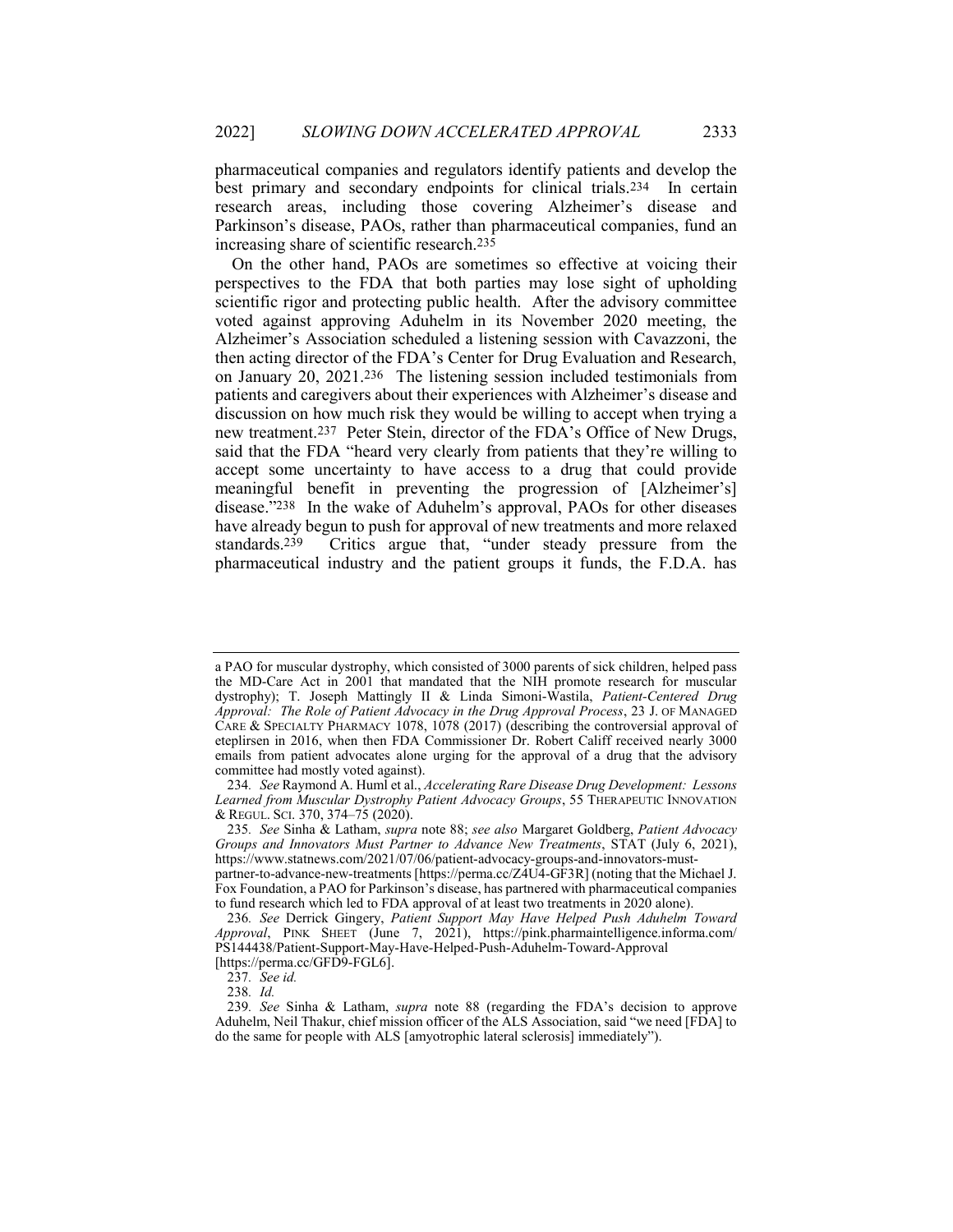pharmaceutical companies and regulators identify patients and develop the best primary and secondary endpoints for clinical trials.[234] In certain research areas, including those covering Alzheimer's disease and Parkinson's disease, PAOs, rather than pharmaceutical companies, fund an increasing share of scientific research.[235]

On the other hand, PAOs are sometimes so effective at voicing their perspectives to the FDA that both parties may lose sight of upholding scientific rigor and protecting public health. After the advisory committee voted against approving Aduhelm in its November 2020 meeting, the Alzheimer's Association scheduled a listening session with Cavazzoni, the then acting director of the FDA's Center for Drug Evaluation and Research, on January 20, 2021.[236] The listening session included testimonials from patients and caregivers about their experiences with Alzheimer's disease and discussion on how much risk they would be willing to accept when trying a new treatment.[237] Peter Stein, director of the FDA's Office of New Drugs, said that the FDA "heard very clearly from patients that they're willing to accept some uncertainty to have access to a drug that could provide meaningful benefit in preventing the progression of [Alzheimer's] disease."[238] In the wake of Aduhelm's approval, PAOs for other diseases have already begun to push for approval of new treatments and more relaxed standards.[239] Critics argue that, "under steady pressure from the pharmaceutical industry and the patient groups it funds, the F.D.A. has

---

a PAO for muscular dystrophy, which consisted of 3000 parents of sick children, helped pass the MD-Care Act in 2001 that mandated that the NIH promote research for muscular dystrophy); T. Joseph Mattingly II & Linda Simoni-Wastila, *Patient-Centered Drug Approval: The Role of Patient Advocacy in the Drug Approval Process*, 23 J. OF MANAGED CARE & SPECIALTY PHARMACY 1078, 1078 (2017) (describing the controversial approval of eteplirsen in 2016, when then FDA Commissioner Dr. Robert Califf received nearly 3000 emails from patient advocates alone urging for the approval of a drug that the advisory committee had mostly voted against).

234. *See* Raymond A. Huml et al., *Accelerating Rare Disease Drug Development: Lessons Learned from Muscular Dystrophy Patient Advocacy Groups*, 55 THERAPEUTIC INNOVATION & REGUL. SCI. 370, 374–75 (2020).

235. *See* Sinha & Latham, *supra* note 88; *see also* Margaret Goldberg, *Patient Advocacy Groups and Innovators Must Partner to Advance New Treatments*, STAT (July 6, 2021), https://www.statnews.com/2021/07/06/patient-advocacy-groups-and-innovators-must-partner-to-advance-new-treatments [https://perma.cc/Z4U4-GF3R] (noting that the Michael J. Fox Foundation, a PAO for Parkinson's disease, has partnered with pharmaceutical companies to fund research which led to FDA approval of at least two treatments in 2020 alone).

236. *See* Derrick Gingery, *Patient Support May Have Helped Push Aduhelm Toward Approval*, PINK SHEET (June 7, 2021), https://pink.pharmaintelligence.informa.com/PS144438/Patient-Support-May-Have-Helped-Push-Aduhelm-Toward-Approval [https://perma.cc/GFD9-FGL6].

237. *See id.*

238. *Id.*

239. *See* Sinha & Latham, *supra* note 88 (regarding the FDA's decision to approve Aduhelm, Neil Thakur, chief mission officer of the ALS Association, said "we need [FDA] to do the same for people with ALS [amyotrophic lateral sclerosis] immediately").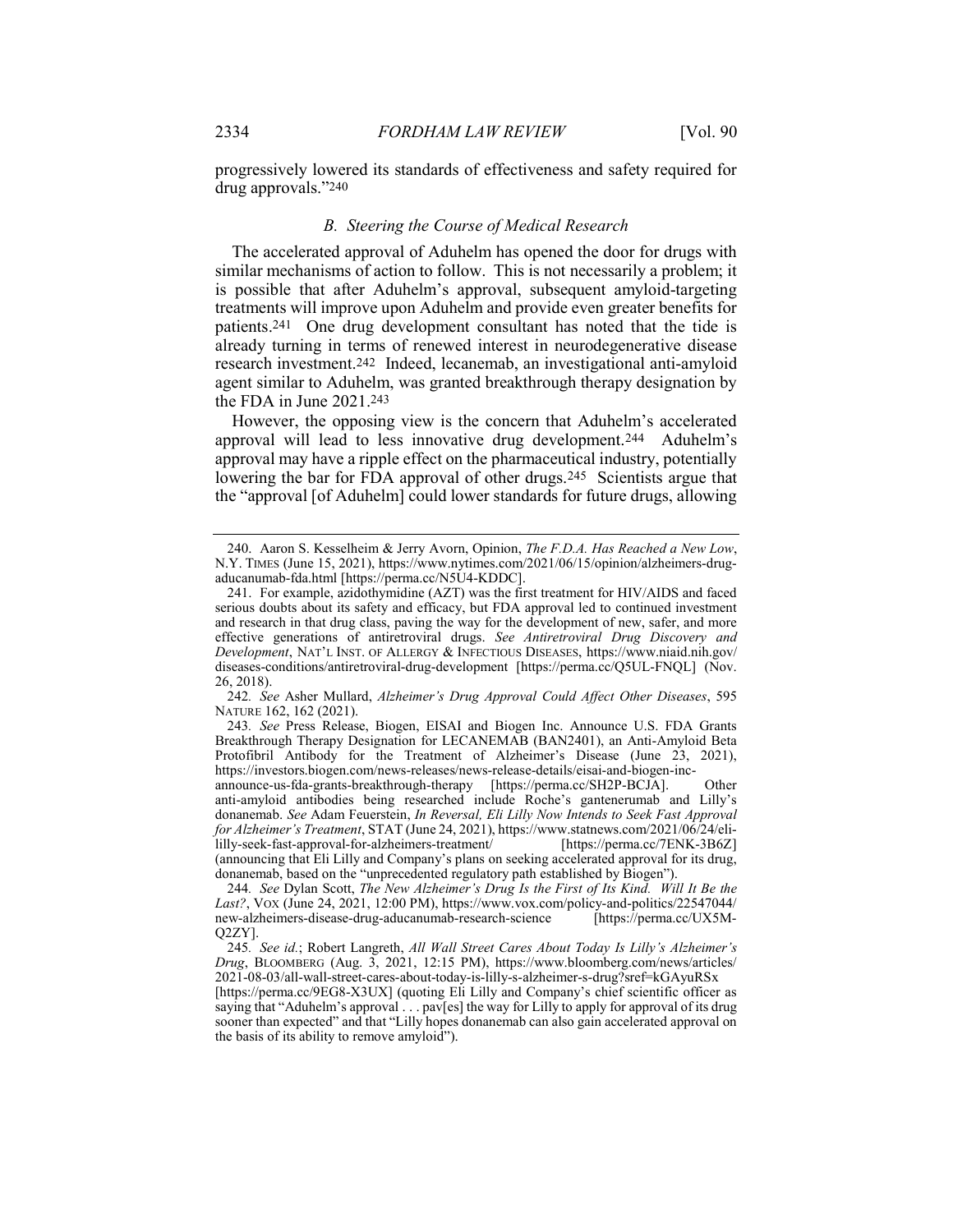progressively lowered its standards of effectiveness and safety required for drug approvals."[240]

### *B. Steering the Course of Medical Research*

The accelerated approval of Aduhelm has opened the door for drugs with similar mechanisms of action to follow. This is not necessarily a problem; it is possible that after Aduhelm's approval, subsequent amyloid-targeting treatments will improve upon Aduhelm and provide even greater benefits for patients.[241] One drug development consultant has noted that the tide is already turning in terms of renewed interest in neurodegenerative disease research investment.[242] Indeed, lecanemab, an investigational anti-amyloid agent similar to Aduhelm, was granted breakthrough therapy designation by the FDA in June 2021.[243]

However, the opposing view is the concern that Aduhelm's accelerated approval will lead to less innovative drug development.[244] Aduhelm's approval may have a ripple effect on the pharmaceutical industry, potentially lowering the bar for FDA approval of other drugs.[245] Scientists argue that the "approval [of Aduhelm] could lower standards for future drugs, allowing

---

240. Aaron S. Kesselheim & Jerry Avorn, Opinion, *The F.D.A. Has Reached a New Low*, N.Y. TIMES (June 15, 2021), https://www.nytimes.com/2021/06/15/opinion/alzheimers-drug-aducanumab-fda.html [https://perma.cc/N5U4-KDDC].

241. For example, azidothymidine (AZT) was the first treatment for HIV/AIDS and faced serious doubts about its safety and efficacy, but FDA approval led to continued investment and research in that drug class, paving the way for the development of new, safer, and more effective generations of antiretroviral drugs. *See Antiretroviral Drug Discovery and Development*, NAT'L INST. OF ALLERGY & INFECTIOUS DISEASES, https://www.niaid.nih.gov/diseases-conditions/antiretroviral-drug-development [https://perma.cc/Q5UL-FNQL] (Nov. 26, 2018).

242. *See* Asher Mullard, *Alzheimer's Drug Approval Could Affect Other Diseases*, 595 NATURE 162, 162 (2021).

243. *See* Press Release, Biogen, EISAI and Biogen Inc. Announce U.S. FDA Grants Breakthrough Therapy Designation for LECANEMAB (BAN2401), an Anti-Amyloid Beta Protofibril Antibody for the Treatment of Alzheimer's Disease (June 23, 2021), https://investors.biogen.com/news-releases/news-release-details/eisai-and-biogen-inc-announce-us-fda-grants-breakthrough-therapy [https://perma.cc/SH2P-BCJA]. Other anti-amyloid antibodies being researched include Roche's gantenerumab and Lilly's donanemab. *See* Adam Feuerstein, *In Reversal, Eli Lilly Now Intends to Seek Fast Approval for Alzheimer's Treatment*, STAT (June 24, 2021), https://www.statnews.com/2021/06/24/eli-lilly-seek-fast-approval-for-alzheimers-treatment/ [https://perma.cc/7ENK-3B6Z] (announcing that Eli Lilly and Company's plans on seeking accelerated approval for its drug, donanemab, based on the "unprecedented regulatory path established by Biogen").

244. *See* Dylan Scott, *The New Alzheimer's Drug Is the First of Its Kind. Will It Be the Last?*, VOX (June 24, 2021, 12:00 PM), https://www.vox.com/policy-and-politics/22547044/new-alzheimers-disease-drug-aducanumab-research-science [https://perma.cc/UX5M-Q2ZY].

245. *See id.*; Robert Langreth, *All Wall Street Cares About Today Is Lilly's Alzheimer's Drug*, BLOOMBERG (Aug. 3, 2021, 12:15 PM), https://www.bloomberg.com/news/articles/2021-08-03/all-wall-street-cares-about-today-is-lilly-s-alzheimer-s-drug?sref=kGAyuRSx [https://perma.cc/9EG8-X3UX] (quoting Eli Lilly and Company's chief scientific officer as saying that "Aduhelm's approval . . . pav[es] the way for Lilly to apply for approval of its drug sooner than expected" and that "Lilly hopes donanemab can also gain accelerated approval on the basis of its ability to remove amyloid").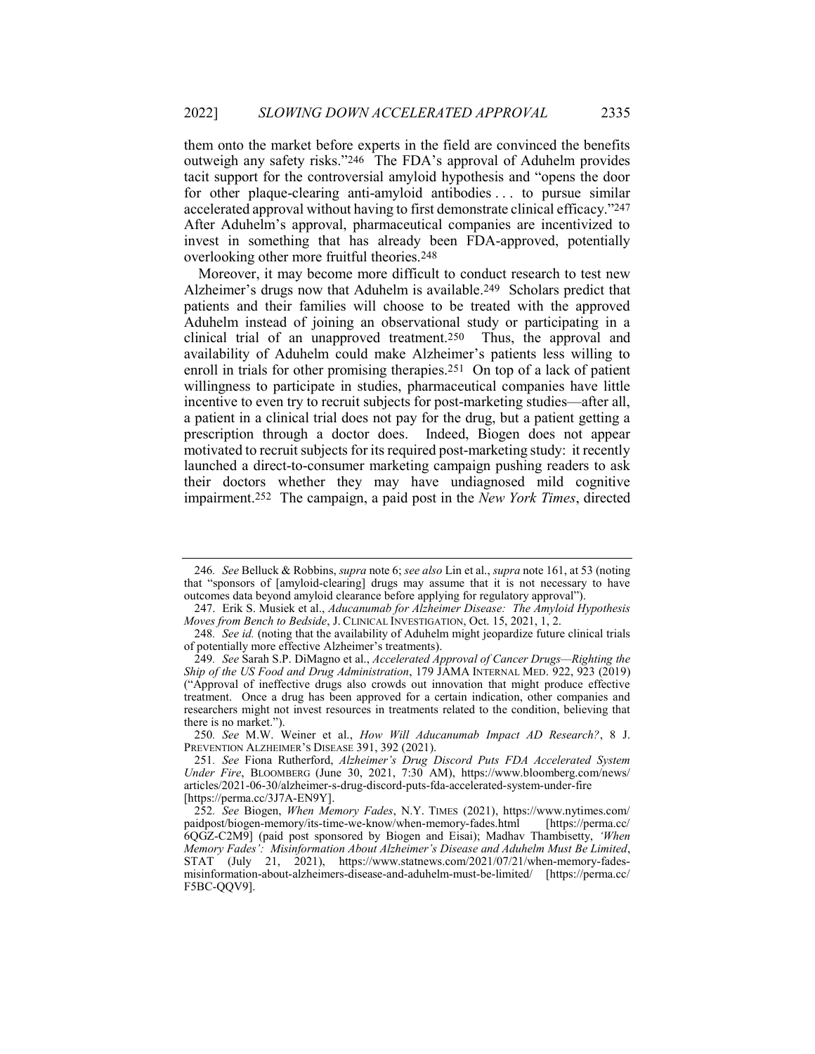them onto the market before experts in the field are convinced the benefits outweigh any safety risks."[246] The FDA's approval of Aduhelm provides tacit support for the controversial amyloid hypothesis and "opens the door for other plaque-clearing anti-amyloid antibodies . . . to pursue similar accelerated approval without having to first demonstrate clinical efficacy."[247] After Aduhelm's approval, pharmaceutical companies are incentivized to invest in something that has already been FDA-approved, potentially overlooking other more fruitful theories.[248]

Moreover, it may become more difficult to conduct research to test new Alzheimer's drugs now that Aduhelm is available.[249] Scholars predict that patients and their families will choose to be treated with the approved Aduhelm instead of joining an observational study or participating in a clinical trial of an unapproved treatment.[250] Thus, the approval and availability of Aduhelm could make Alzheimer's patients less willing to enroll in trials for other promising therapies.[251] On top of a lack of patient willingness to participate in studies, pharmaceutical companies have little incentive to even try to recruit subjects for post-marketing studies—after all, a patient in a clinical trial does not pay for the drug, but a patient getting a prescription through a doctor does. Indeed, Biogen does not appear motivated to recruit subjects for its required post-marketing study: it recently launched a direct-to-consumer marketing campaign pushing readers to ask their doctors whether they may have undiagnosed mild cognitive impairment.[252] The campaign, a paid post in the *New York Times*, directed

---

246. *See* Belluck & Robbins, *supra* note 6; *see also* Lin et al., *supra* note 161, at 53 (noting that "sponsors of [amyloid-clearing] drugs may assume that it is not necessary to have outcomes data beyond amyloid clearance before applying for regulatory approval").

247. Erik S. Musiek et al., *Aducanumab for Alzheimer Disease: The Amyloid Hypothesis Moves from Bench to Bedside*, J. CLINICAL INVESTIGATION, Oct. 15, 2021, 1, 2.

248. *See id.* (noting that the availability of Aduhelm might jeopardize future clinical trials of potentially more effective Alzheimer's treatments).

249. *See* Sarah S.P. DiMagno et al., *Accelerated Approval of Cancer Drugs—Righting the Ship of the US Food and Drug Administration*, 179 JAMA INTERNAL MED. 922, 923 (2019) ("Approval of ineffective drugs also crowds out innovation that might produce effective treatment. Once a drug has been approved for a certain indication, other companies and researchers might not invest resources in treatments related to the condition, believing that there is no market.").

250. *See* M.W. Weiner et al., *How Will Aducanumab Impact AD Research?*, 8 J. PREVENTION ALZHEIMER'S DISEASE 391, 392 (2021).

251. *See* Fiona Rutherford, *Alzheimer's Drug Discord Puts FDA Accelerated System Under Fire*, BLOOMBERG (June 30, 2021, 7:30 AM), https://www.bloomberg.com/news/articles/2021-06-30/alzheimer-s-drug-discord-puts-fda-accelerated-system-under-fire [https://perma.cc/3J7A-EN9Y].

252. *See* Biogen, *When Memory Fades*, N.Y. TIMES (2021), https://www.nytimes.com/paidpost/biogen-memory/its-time-we-know/when-memory-fades.html [https://perma.cc/6QGZ-C2M9] (paid post sponsored by Biogen and Eisai); Madhav Thambisetty, *'When Memory Fades': Misinformation About Alzheimer's Disease and Aduhelm Must Be Limited*, STAT (July 21, 2021), https://www.statnews.com/2021/07/21/when-memory-fades-misinformation-about-alzheimers-disease-and-aduhelm-must-be-limited/ [https://perma.cc/F5BC-QQV9].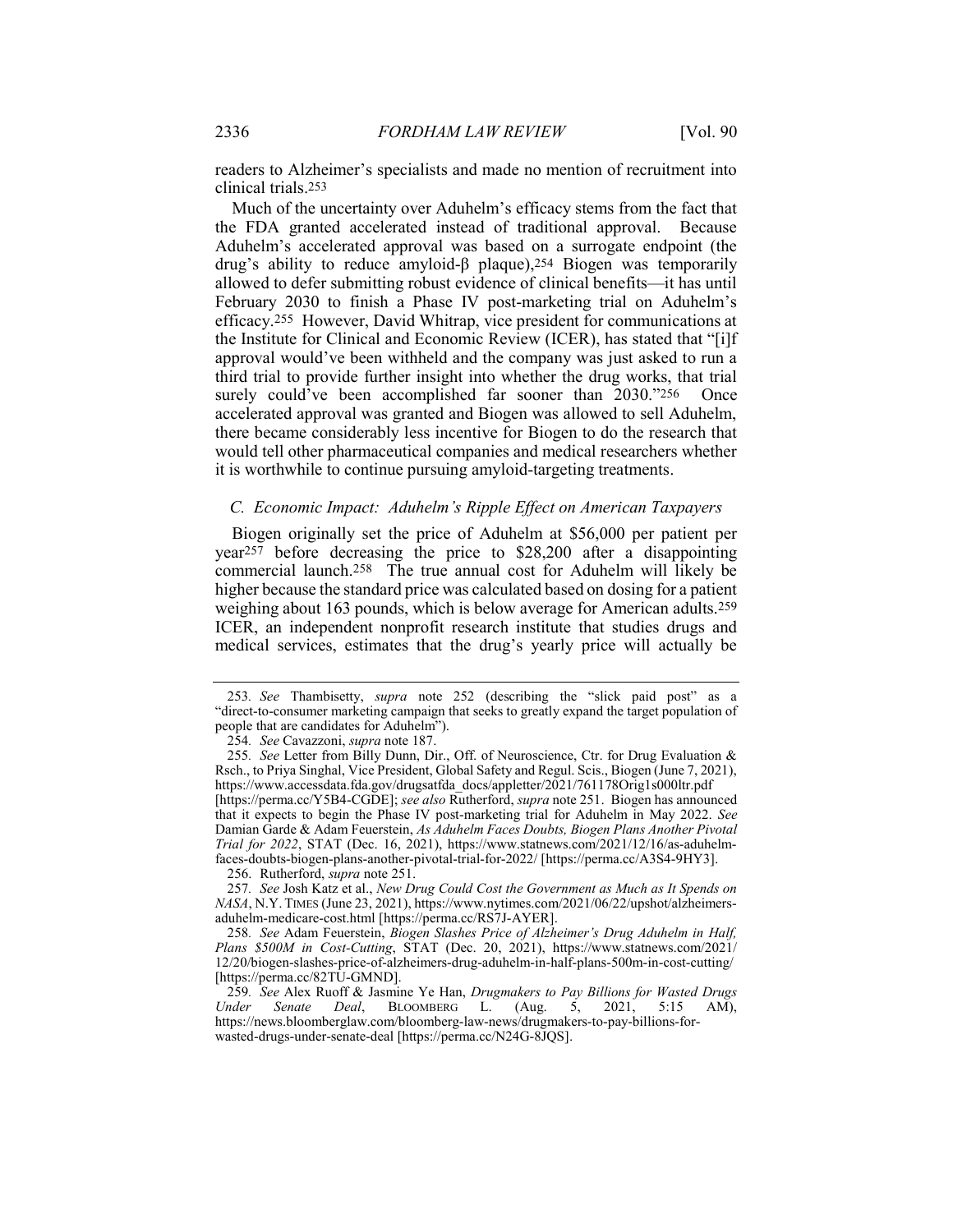readers to Alzheimer's specialists and made no mention of recruitment into clinical trials.[253]

Much of the uncertainty over Aduhelm's efficacy stems from the fact that the FDA granted accelerated instead of traditional approval. Because Aduhelm's accelerated approval was based on a surrogate endpoint (the drug's ability to reduce amyloid-β plaque),[254] Biogen was temporarily allowed to defer submitting robust evidence of clinical benefits—it has until February 2030 to finish a Phase IV post-marketing trial on Aduhelm's efficacy.[255] However, David Whitrap, vice president for communications at the Institute for Clinical and Economic Review (ICER), has stated that "[i]f approval would've been withheld and the company was just asked to run a third trial to provide further insight into whether the drug works, that trial surely could've been accomplished far sooner than 2030."[256] Once accelerated approval was granted and Biogen was allowed to sell Aduhelm, there became considerably less incentive for Biogen to do the research that would tell other pharmaceutical companies and medical researchers whether it is worthwhile to continue pursuing amyloid-targeting treatments.

### *C. Economic Impact: Aduhelm's Ripple Effect on American Taxpayers*

Biogen originally set the price of Aduhelm at $56,000 per patient per year[257] before decreasing the price to $28,200 after a disappointing commercial launch.[258] The true annual cost for Aduhelm will likely be higher because the standard price was calculated based on dosing for a patient weighing about 163 pounds, which is below average for American adults.[259] ICER, an independent nonprofit research institute that studies drugs and medical services, estimates that the drug's yearly price will actually be

---

253. *See* Thambisetty, *supra* note 252 (describing the "slick paid post" as a "direct-to-consumer marketing campaign that seeks to greatly expand the target population of people that are candidates for Aduhelm").

254. *See* Cavazzoni, *supra* note 187.

255. *See* Letter from Billy Dunn, Dir., Off. of Neuroscience, Ctr. for Drug Evaluation & Rsch., to Priya Singhal, Vice President, Global Safety and Regul. Scis., Biogen (June 7, 2021), https://www.accessdata.fda.gov/drugsatfda_docs/appletter/2021/761178Orig1s000ltr.pdf [https://perma.cc/Y5B4-CGDE]; *see also* Rutherford, *supra* note 251. Biogen has announced that it expects to begin the Phase IV post-marketing trial for Aduhelm in May 2022. *See* Damian Garde & Adam Feuerstein, *As Aduhelm Faces Doubts, Biogen Plans Another Pivotal Trial for 2022*, STAT (Dec. 16, 2021), https://www.statnews.com/2021/12/16/as-aduhelm-faces-doubts-biogen-plans-another-pivotal-trial-for-2022/ [https://perma.cc/A3S4-9HY3].

256. Rutherford, *supra* note 251.

257. *See* Josh Katz et al., *New Drug Could Cost the Government as Much as It Spends on NASA*, N.Y. TIMES (June 23, 2021), https://www.nytimes.com/2021/06/22/upshot/alzheimers-aduhelm-medicare-cost.html [https://perma.cc/RS7J-AYER].

258. *See* Adam Feuerstein, *Biogen Slashes Price of Alzheimer's Drug Aduhelm in Half, Plans $500M in Cost-Cutting*, STAT (Dec. 20, 2021), https://www.statnews.com/2021/12/20/biogen-slashes-price-of-alzheimers-drug-aduhelm-in-half-plans-500m-in-cost-cutting/ [https://perma.cc/82TU-GMND].

259. *See* Alex Ruoff & Jasmine Ye Han, *Drugmakers to Pay Billions for Wasted Drugs Under Senate Deal*, BLOOMBERG L. (Aug. 5, 2021, 5:15 AM), https://news.bloomberglaw.com/bloomberg-law-news/drugmakers-to-pay-billions-for-wasted-drugs-under-senate-deal [https://perma.cc/N24G-8JQS].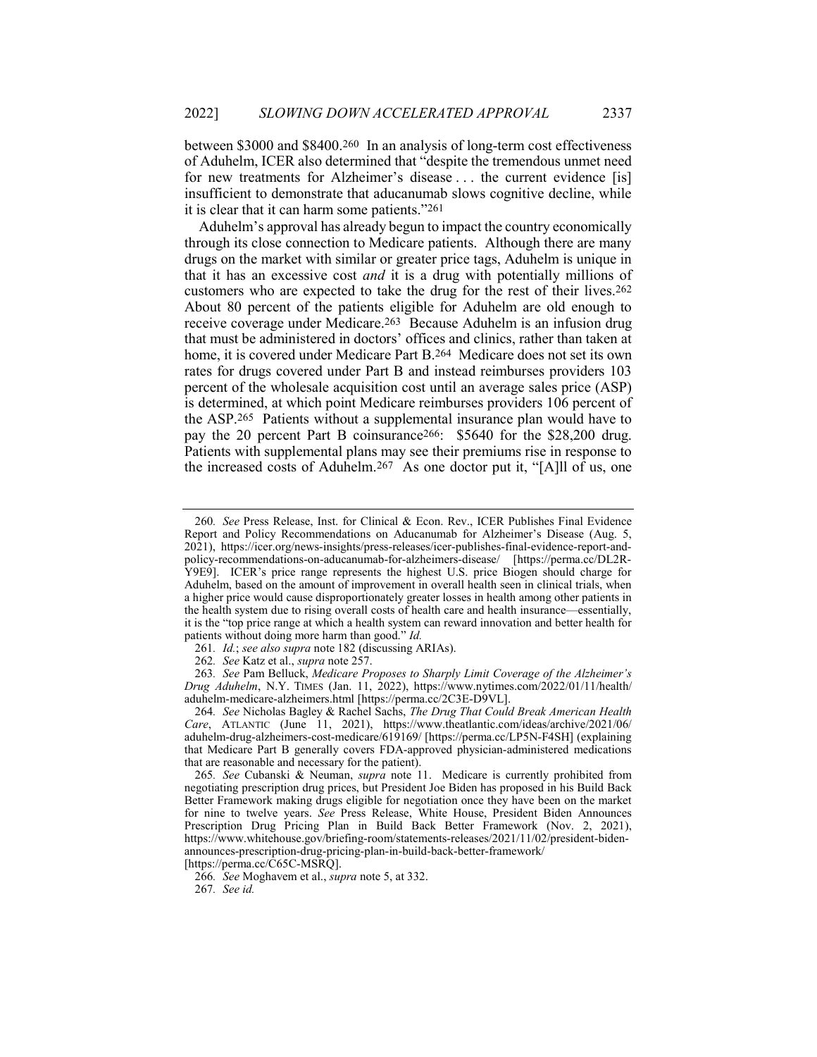between $3000 and $8400.[260] In an analysis of long-term cost effectiveness of Aduhelm, ICER also determined that "despite the tremendous unmet need for new treatments for Alzheimer's disease . . . the current evidence [is] insufficient to demonstrate that aducanumab slows cognitive decline, while it is clear that it can harm some patients."[261]

Aduhelm's approval has already begun to impact the country economically through its close connection to Medicare patients. Although there are many drugs on the market with similar or greater price tags, Aduhelm is unique in that it has an excessive cost *and* it is a drug with potentially millions of customers who are expected to take the drug for the rest of their lives.[262] About 80 percent of the patients eligible for Aduhelm are old enough to receive coverage under Medicare.[263] Because Aduhelm is an infusion drug that must be administered in doctors' offices and clinics, rather than taken at home, it is covered under Medicare Part B.[264] Medicare does not set its own rates for drugs covered under Part B and instead reimburses providers 103 percent of the wholesale acquisition cost until an average sales price (ASP) is determined, at which point Medicare reimburses providers 106 percent of the ASP.[265] Patients without a supplemental insurance plan would have to pay the 20 percent Part B coinsurance[266]: $5640 for the $28,200 drug. Patients with supplemental plans may see their premiums rise in response to the increased costs of Aduhelm.[267] As one doctor put it, "[A]ll of us, one

---

260. *See* Press Release, Inst. for Clinical & Econ. Rev., ICER Publishes Final Evidence Report and Policy Recommendations on Aducanumab for Alzheimer's Disease (Aug. 5, 2021), https://icer.org/news-insights/press-releases/icer-publishes-final-evidence-report-and-policy-recommendations-on-aducanumab-for-alzheimers-disease/ [https://perma.cc/DL2R-Y9E9]. ICER's price range represents the highest U.S. price Biogen should charge for Aduhelm, based on the amount of improvement in overall health seen in clinical trials, when a higher price would cause disproportionately greater losses in health among other patients in the health system due to rising overall costs of health care and health insurance—essentially, it is the "top price range at which a health system can reward innovation and better health for patients without doing more harm than good." *Id.*

261. *Id.*; *see also supra* note 182 (discussing ARIAs).

262. *See* Katz et al., *supra* note 257.

263. *See* Pam Belluck, *Medicare Proposes to Sharply Limit Coverage of the Alzheimer's Drug Aduhelm*, N.Y. TIMES (Jan. 11, 2022), https://www.nytimes.com/2022/01/11/health/aduhelm-medicare-alzheimers.html [https://perma.cc/2C3E-D9VL].

264. *See* Nicholas Bagley & Rachel Sachs, *The Drug That Could Break American Health Care*, ATLANTIC (June 11, 2021), https://www.theatlantic.com/ideas/archive/2021/06/aduhelm-drug-alzheimers-cost-medicare/619169/ [https://perma.cc/LP5N-F4SH] (explaining that Medicare Part B generally covers FDA-approved physician-administered medications that are reasonable and necessary for the patient).

265. *See* Cubanski & Neuman, *supra* note 11. Medicare is currently prohibited from negotiating prescription drug prices, but President Joe Biden has proposed in his Build Back Better Framework making drugs eligible for negotiation once they have been on the market for nine to twelve years. *See* Press Release, White House, President Biden Announces Prescription Drug Pricing Plan in Build Back Better Framework (Nov. 2, 2021), https://www.whitehouse.gov/briefing-room/statements-releases/2021/11/02/president-biden-announces-prescription-drug-pricing-plan-in-build-back-better-framework/ [https://perma.cc/C65C-MSRQ].

266. *See* Moghavem et al., *supra* note 5, at 332.

267. *See id.*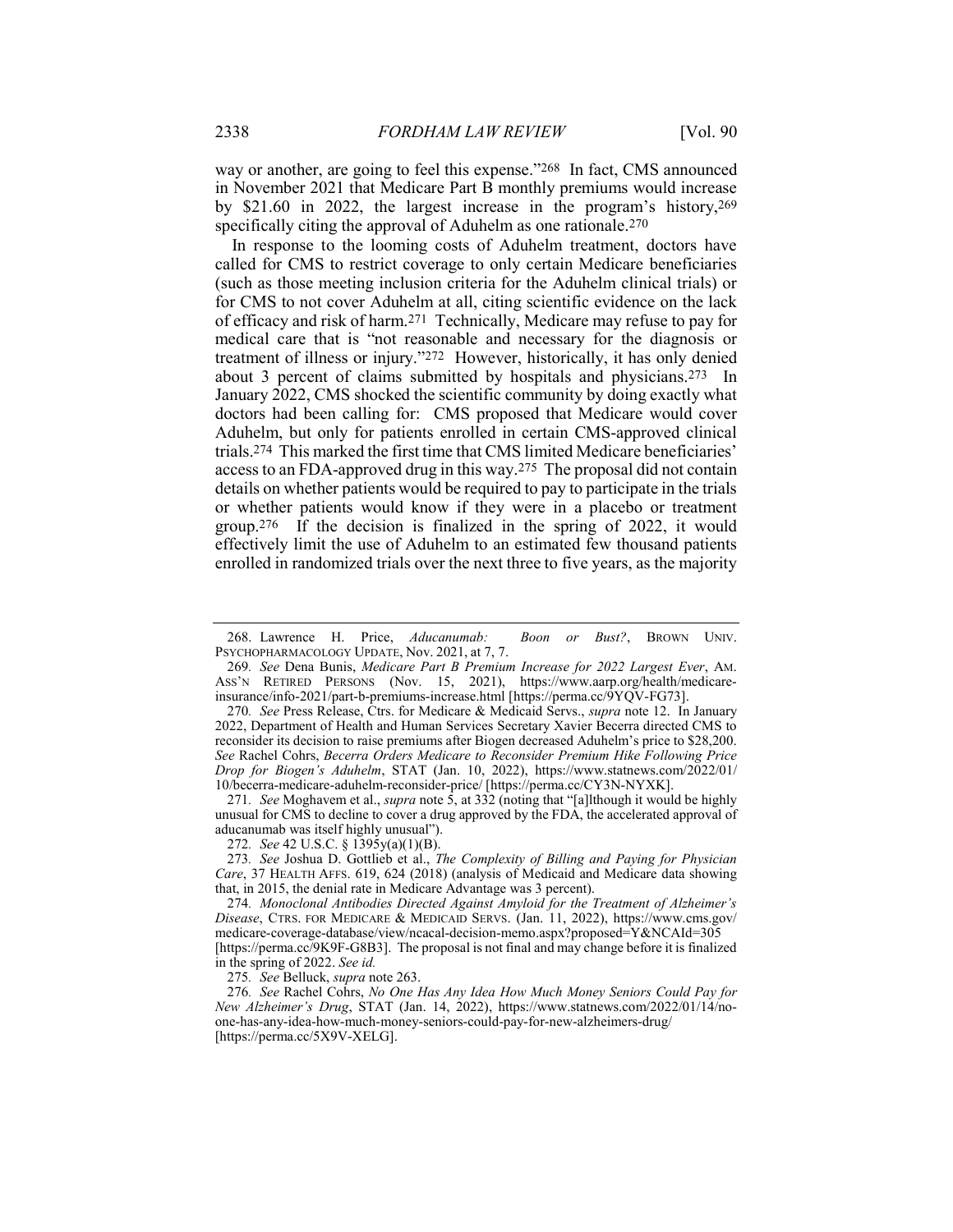way or another, are going to feel this expense."[268] In fact, CMS announced in November 2021 that Medicare Part B monthly premiums would increase by $21.60 in 2022, the largest increase in the program's history,[269] specifically citing the approval of Aduhelm as one rationale.[270]

In response to the looming costs of Aduhelm treatment, doctors have called for CMS to restrict coverage to only certain Medicare beneficiaries (such as those meeting inclusion criteria for the Aduhelm clinical trials) or for CMS to not cover Aduhelm at all, citing scientific evidence on the lack of efficacy and risk of harm.[271] Technically, Medicare may refuse to pay for medical care that is "not reasonable and necessary for the diagnosis or treatment of illness or injury."[272] However, historically, it has only denied about 3 percent of claims submitted by hospitals and physicians.[273] In January 2022, CMS shocked the scientific community by doing exactly what doctors had been calling for: CMS proposed that Medicare would cover Aduhelm, but only for patients enrolled in certain CMS-approved clinical trials.[274] This marked the first time that CMS limited Medicare beneficiaries' access to an FDA-approved drug in this way.[275] The proposal did not contain details on whether patients would be required to pay to participate in the trials or whether patients would know if they were in a placebo or treatment group.[276] If the decision is finalized in the spring of 2022, it would effectively limit the use of Aduhelm to an estimated few thousand patients enrolled in randomized trials over the next three to five years, as the majority

---

268. Lawrence H. Price, *Aducanumab: Boon or Bust?*, BROWN UNIV. PSYCHOPHARMACOLOGY UPDATE, Nov. 2021, at 7, 7.

269. *See* Dena Bunis, *Medicare Part B Premium Increase for 2022 Largest Ever*, AM. ASS'N RETIRED PERSONS (Nov. 15, 2021), https://www.aarp.org/health/medicare-insurance/info-2021/part-b-premiums-increase.html [https://perma.cc/9YQV-FG73].

270. *See* Press Release, Ctrs. for Medicare & Medicaid Servs., *supra* note 12. In January 2022, Department of Health and Human Services Secretary Xavier Becerra directed CMS to reconsider its decision to raise premiums after Biogen decreased Aduhelm's price to $28,200. *See* Rachel Cohrs, *Becerra Orders Medicare to Reconsider Premium Hike Following Price Drop for Biogen's Aduhelm*, STAT (Jan. 10, 2022), https://www.statnews.com/2022/01/10/becerra-medicare-aduhelm-reconsider-price/ [https://perma.cc/CY3N-NYXK].

271. *See* Moghavem et al., *supra* note 5, at 332 (noting that "[a]lthough it would be highly unusual for CMS to decline to cover a drug approved by the FDA, the accelerated approval of aducanumab was itself highly unusual").

272. *See* 42 U.S.C. § 1395y(a)(1)(B).

273. *See* Joshua D. Gottlieb et al., *The Complexity of Billing and Paying for Physician Care*, 37 HEALTH AFFS. 619, 624 (2018) (analysis of Medicaid and Medicare data showing that, in 2015, the denial rate in Medicare Advantage was 3 percent).

274. *Monoclonal Antibodies Directed Against Amyloid for the Treatment of Alzheimer's Disease*, CTRS. FOR MEDICARE & MEDICAID SERVS. (Jan. 11, 2022), https://www.cms.gov/medicare-coverage-database/view/ncacal-decision-memo.aspx?proposed=Y&NCAId=305 [https://perma.cc/9K9F-G8B3]. The proposal is not final and may change before it is finalized in the spring of 2022. *See id.*

275. *See* Belluck, *supra* note 263.

276. *See* Rachel Cohrs, *No One Has Any Idea How Much Money Seniors Could Pay for New Alzheimer's Drug*, STAT (Jan. 14, 2022), https://www.statnews.com/2022/01/14/no-one-has-any-idea-how-much-money-seniors-could-pay-for-new-alzheimers-drug/ [https://perma.cc/5X9V-XELG].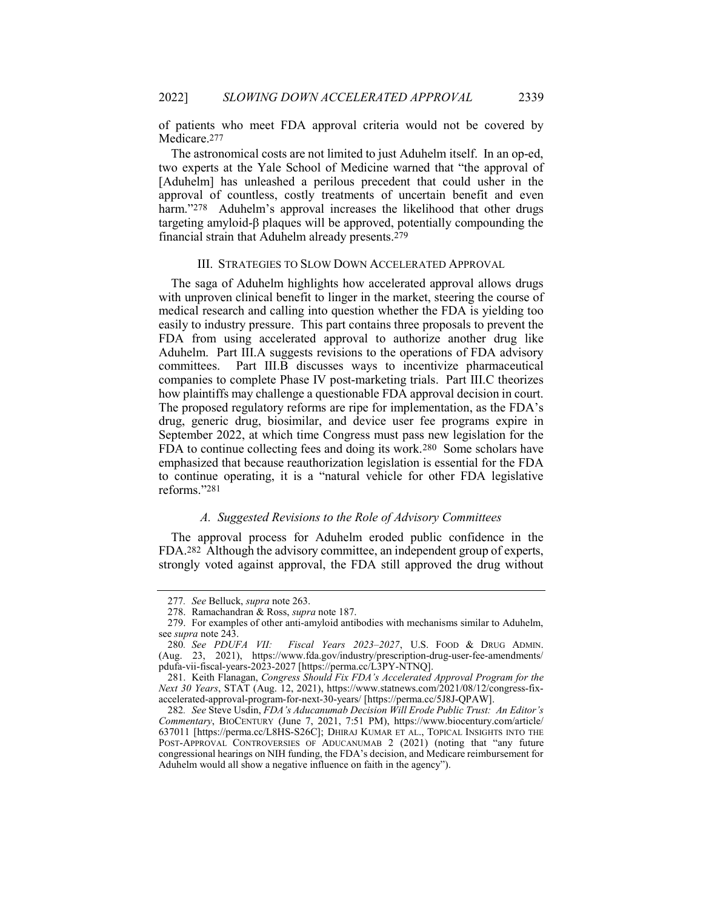of patients who meet FDA approval criteria would not be covered by Medicare.[277]

The astronomical costs are not limited to just Aduhelm itself. In an op-ed, two experts at the Yale School of Medicine warned that "the approval of [Aduhelm] has unleashed a perilous precedent that could usher in the approval of countless, costly treatments of uncertain benefit and even harm."[278] Aduhelm's approval increases the likelihood that other drugs targeting amyloid-β plaques will be approved, potentially compounding the financial strain that Aduhelm already presents.[279]

## III. STRATEGIES TO SLOW DOWN ACCELERATED APPROVAL

The saga of Aduhelm highlights how accelerated approval allows drugs with unproven clinical benefit to linger in the market, steering the course of medical research and calling into question whether the FDA is yielding too easily to industry pressure. This part contains three proposals to prevent the FDA from using accelerated approval to authorize another drug like Aduhelm. Part III.A suggests revisions to the operations of FDA advisory committees. Part III.B discusses ways to incentivize pharmaceutical companies to complete Phase IV post-marketing trials. Part III.C theorizes how plaintiffs may challenge a questionable FDA approval decision in court. The proposed regulatory reforms are ripe for implementation, as the FDA's drug, generic drug, biosimilar, and device user fee programs expire in September 2022, at which time Congress must pass new legislation for the FDA to continue collecting fees and doing its work.[280] Some scholars have emphasized that because reauthorization legislation is essential for the FDA to continue operating, it is a "natural vehicle for other FDA legislative reforms."[281]

### *A. Suggested Revisions to the Role of Advisory Committees*

The approval process for Aduhelm eroded public confidence in the FDA.[282] Although the advisory committee, an independent group of experts, strongly voted against approval, the FDA still approved the drug without

---

277. *See* Belluck, *supra* note 263.

278. Ramachandran & Ross, *supra* note 187.

279. For examples of other anti-amyloid antibodies with mechanisms similar to Aduhelm, see *supra* note 243.

280. *See PDUFA VII: Fiscal Years 2023–2027*, U.S. FOOD & DRUG ADMIN. (Aug. 23, 2021), https://www.fda.gov/industry/prescription-drug-user-fee-amendments/pdufa-vii-fiscal-years-2023-2027 [https://perma.cc/L3PY-NTNQ].

281. Keith Flanagan, *Congress Should Fix FDA's Accelerated Approval Program for the Next 30 Years*, STAT (Aug. 12, 2021), https://www.statnews.com/2021/08/12/congress-fix-accelerated-approval-program-for-next-30-years/ [https://perma.cc/5J8J-QPAW].

282. *See* Steve Usdin, *FDA's Aducanumab Decision Will Erode Public Trust: An Editor's Commentary*, BIOCENTURY (June 7, 2021, 7:51 PM), https://www.biocentury.com/article/637011 [https://perma.cc/L8HS-S26C]; DHIRAJ KUMAR ET AL., TOPICAL INSIGHTS INTO THE POST-APPROVAL CONTROVERSIES OF ADUCANUMAB 2 (2021) (noting that "any future congressional hearings on NIH funding, the FDA's decision, and Medicare reimbursement for Aduhelm would all show a negative influence on faith in the agency").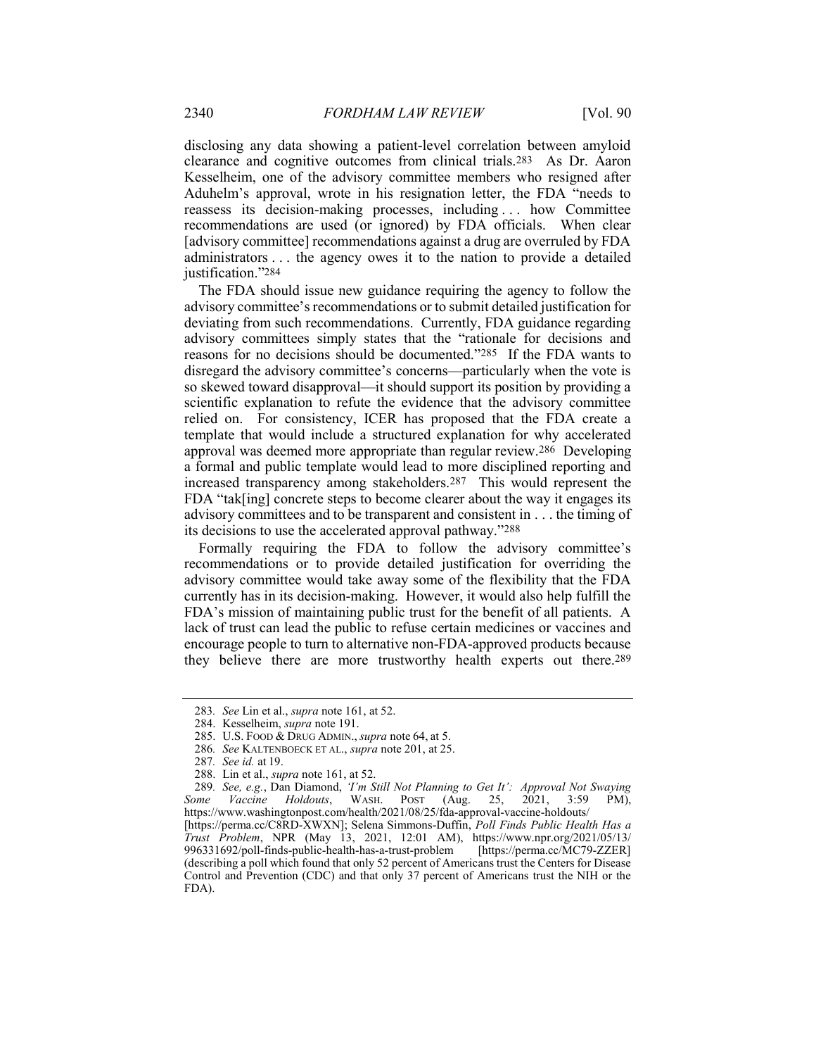disclosing any data showing a patient-level correlation between amyloid clearance and cognitive outcomes from clinical trials.[283] As Dr. Aaron Kesselheim, one of the advisory committee members who resigned after Aduhelm's approval, wrote in his resignation letter, the FDA "needs to reassess its decision-making processes, including . . . how Committee recommendations are used (or ignored) by FDA officials. When clear [advisory committee] recommendations against a drug are overruled by FDA administrators . . . the agency owes it to the nation to provide a detailed justification."[284]

The FDA should issue new guidance requiring the agency to follow the advisory committee's recommendations or to submit detailed justification for deviating from such recommendations. Currently, FDA guidance regarding advisory committees simply states that the "rationale for decisions and reasons for no decisions should be documented."[285] If the FDA wants to disregard the advisory committee's concerns—particularly when the vote is so skewed toward disapproval—it should support its position by providing a scientific explanation to refute the evidence that the advisory committee relied on. For consistency, ICER has proposed that the FDA create a template that would include a structured explanation for why accelerated approval was deemed more appropriate than regular review.[286] Developing a formal and public template would lead to more disciplined reporting and increased transparency among stakeholders.[287] This would represent the FDA "tak[ing] concrete steps to become clearer about the way it engages its advisory committees and to be transparent and consistent in . . . the timing of its decisions to use the accelerated approval pathway."[288]

Formally requiring the FDA to follow the advisory committee's recommendations or to provide detailed justification for overriding the advisory committee would take away some of the flexibility that the FDA currently has in its decision-making. However, it would also help fulfill the FDA's mission of maintaining public trust for the benefit of all patients. A lack of trust can lead the public to refuse certain medicines or vaccines and encourage people to turn to alternative non-FDA-approved products because they believe there are more trustworthy health experts out there.[289]

---

283. *See* Lin et al., *supra* note 161, at 52.

284. Kesselheim, *supra* note 191.

285. U.S. FOOD & DRUG ADMIN., *supra* note 64, at 5.

286. *See* KALTENBOECK ET AL., *supra* note 201, at 25.

287. *See id.* at 19.

288. Lin et al., *supra* note 161, at 52.

289. *See, e.g.*, Dan Diamond, *'I'm Still Not Planning to Get It': Approval Not Swaying Some Vaccine Holdouts*, WASH. POST (Aug. 25, 2021, 3:59 PM), https://www.washingtonpost.com/health/2021/08/25/fda-approval-vaccine-holdouts/ [https://perma.cc/C8RD-XWXN]; Selena Simmons-Duffin, *Poll Finds Public Health Has a Trust Problem*, NPR (May 13, 2021, 12:01 AM), https://www.npr.org/2021/05/13/996331692/poll-finds-public-health-has-a-trust-problem [https://perma.cc/MC79-ZZER] (describing a poll which found that only 52 percent of Americans trust the Centers for Disease Control and Prevention (CDC) and that only 37 percent of Americans trust the NIH or the FDA).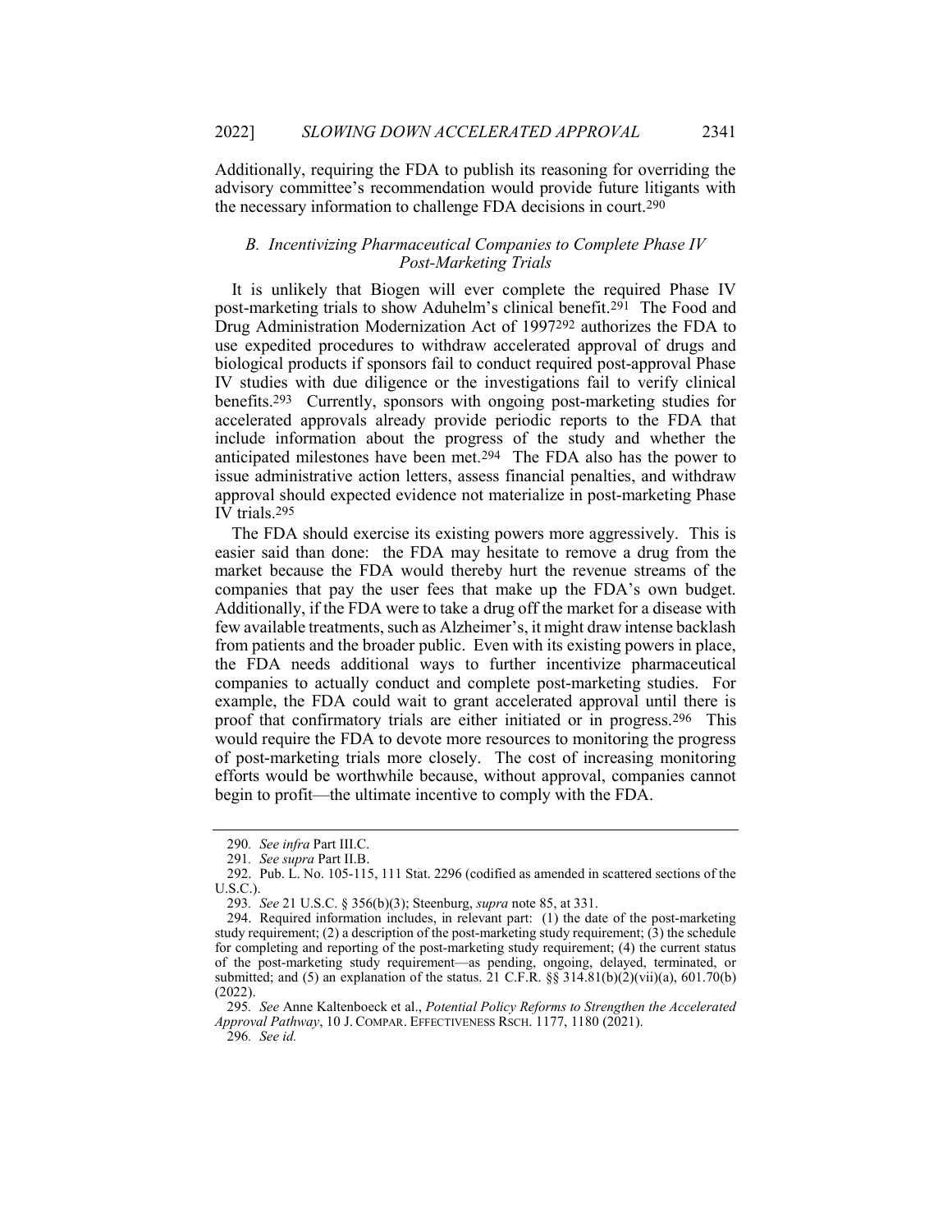Additionally, requiring the FDA to publish its reasoning for overriding the advisory committee's recommendation would provide future litigants with the necessary information to challenge FDA decisions in court.[290]

### *B. Incentivizing Pharmaceutical Companies to Complete Phase IV Post-Marketing Trials*

It is unlikely that Biogen will ever complete the required Phase IV post-marketing trials to show Aduhelm's clinical benefit.[291] The Food and Drug Administration Modernization Act of 1997[292] authorizes the FDA to use expedited procedures to withdraw accelerated approval of drugs and biological products if sponsors fail to conduct required post-approval Phase IV studies with due diligence or the investigations fail to verify clinical benefits.[293] Currently, sponsors with ongoing post-marketing studies for accelerated approvals already provide periodic reports to the FDA that include information about the progress of the study and whether the anticipated milestones have been met.[294] The FDA also has the power to issue administrative action letters, assess financial penalties, and withdraw approval should expected evidence not materialize in post-marketing Phase IV trials.[295]

The FDA should exercise its existing powers more aggressively. This is easier said than done: the FDA may hesitate to remove a drug from the market because the FDA would thereby hurt the revenue streams of the companies that pay the user fees that make up the FDA's own budget. Additionally, if the FDA were to take a drug off the market for a disease with few available treatments, such as Alzheimer's, it might draw intense backlash from patients and the broader public. Even with its existing powers in place, the FDA needs additional ways to further incentivize pharmaceutical companies to actually conduct and complete post-marketing studies. For example, the FDA could wait to grant accelerated approval until there is proof that confirmatory trials are either initiated or in progress.[296] This would require the FDA to devote more resources to monitoring the progress of post-marketing trials more closely. The cost of increasing monitoring efforts would be worthwhile because, without approval, companies cannot begin to profit—the ultimate incentive to comply with the FDA.

---

290. *See infra* Part III.C.

291. *See supra* Part II.B.

292. Pub. L. No. 105-115, 111 Stat. 2296 (codified as amended in scattered sections of the U.S.C.).

293. *See* 21 U.S.C. § 356(b)(3); Steenburg, *supra* note 85, at 331.

294. Required information includes, in relevant part: (1) the date of the post-marketing study requirement; (2) a description of the post-marketing study requirement; (3) the schedule for completing and reporting of the post-marketing study requirement; (4) the current status of the post-marketing study requirement—as pending, ongoing, delayed, terminated, or submitted; and (5) an explanation of the status. 21 C.F.R. §§ 314.81(b)(2)(vii)(a), 601.70(b) (2022).

295. *See* Anne Kaltenboeck et al., *Potential Policy Reforms to Strengthen the Accelerated Approval Pathway*, 10 J. COMPAR. EFFECTIVENESS RSCH. 1177, 1180 (2021).

296. *See id.*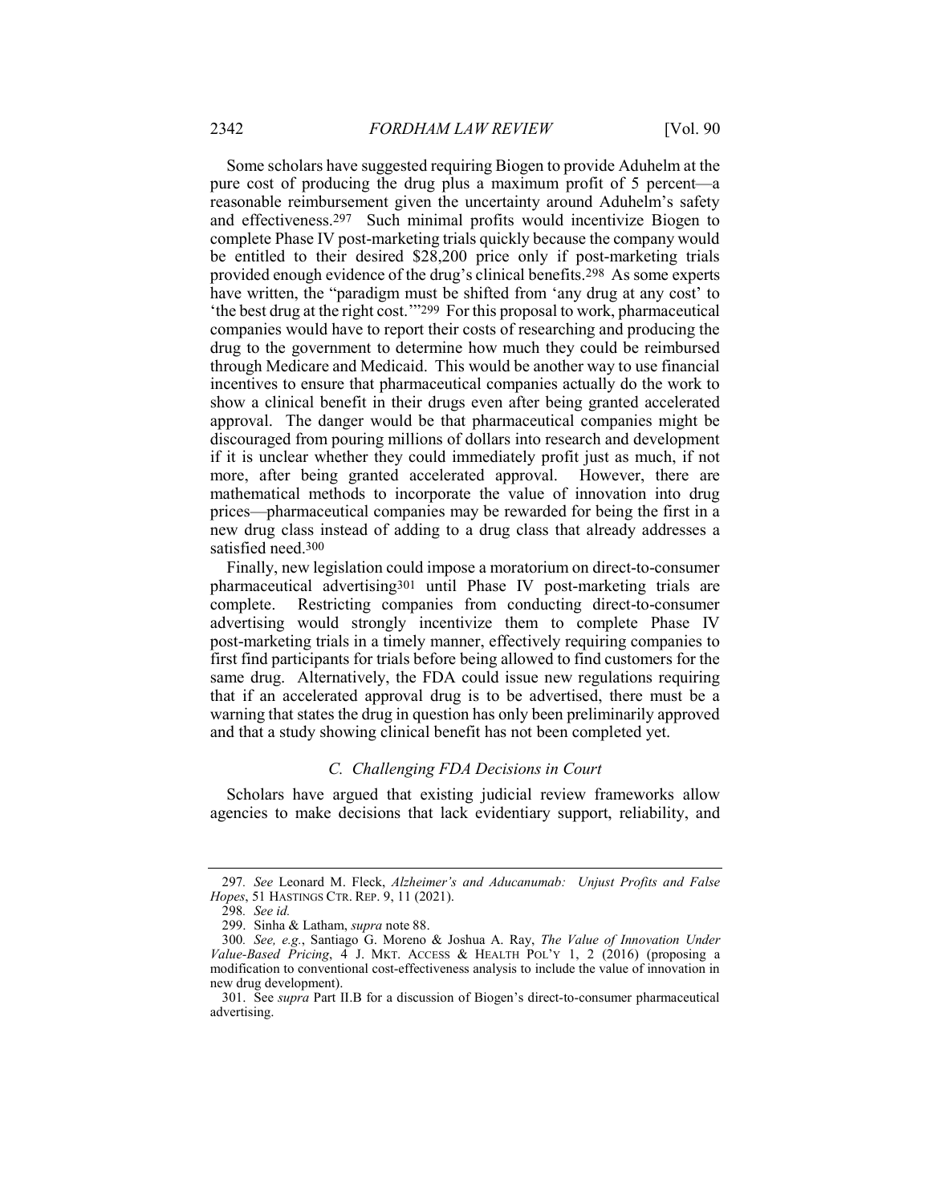Some scholars have suggested requiring Biogen to provide Aduhelm at the pure cost of producing the drug plus a maximum profit of 5 percent—a reasonable reimbursement given the uncertainty around Aduhelm's safety and effectiveness.[297] Such minimal profits would incentivize Biogen to complete Phase IV post-marketing trials quickly because the company would be entitled to their desired $28,200 price only if post-marketing trials provided enough evidence of the drug's clinical benefits.[298] As some experts have written, the "paradigm must be shifted from 'any drug at any cost' to 'the best drug at the right cost.'"[299] For this proposal to work, pharmaceutical companies would have to report their costs of researching and producing the drug to the government to determine how much they could be reimbursed through Medicare and Medicaid. This would be another way to use financial incentives to ensure that pharmaceutical companies actually do the work to show a clinical benefit in their drugs even after being granted accelerated approval. The danger would be that pharmaceutical companies might be discouraged from pouring millions of dollars into research and development if it is unclear whether they could immediately profit just as much, if not more, after being granted accelerated approval. However, there are mathematical methods to incorporate the value of innovation into drug prices—pharmaceutical companies may be rewarded for being the first in a new drug class instead of adding to a drug class that already addresses a satisfied need.[300]

Finally, new legislation could impose a moratorium on direct-to-consumer pharmaceutical advertising[301] until Phase IV post-marketing trials are complete. Restricting companies from conducting direct-to-consumer advertising would strongly incentivize them to complete Phase IV post-marketing trials in a timely manner, effectively requiring companies to first find participants for trials before being allowed to find customers for the same drug. Alternatively, the FDA could issue new regulations requiring that if an accelerated approval drug is to be advertised, there must be a warning that states the drug in question has only been preliminarily approved and that a study showing clinical benefit has not been completed yet.

### *C. Challenging FDA Decisions in Court*

Scholars have argued that existing judicial review frameworks allow agencies to make decisions that lack evidentiary support, reliability, and

---

297. *See* Leonard M. Fleck, *Alzheimer's and Aducanumab: Unjust Profits and False Hopes*, 51 HASTINGS CTR. REP. 9, 11 (2021).

298. *See id.*

299. Sinha & Latham, *supra* note 88.

300. *See, e.g.*, Santiago G. Moreno & Joshua A. Ray, *The Value of Innovation Under Value-Based Pricing*, 4 J. MKT. ACCESS & HEALTH POL'Y 1, 2 (2016) (proposing a modification to conventional cost-effectiveness analysis to include the value of innovation in new drug development).

301. See *supra* Part II.B for a discussion of Biogen's direct-to-consumer pharmaceutical advertising.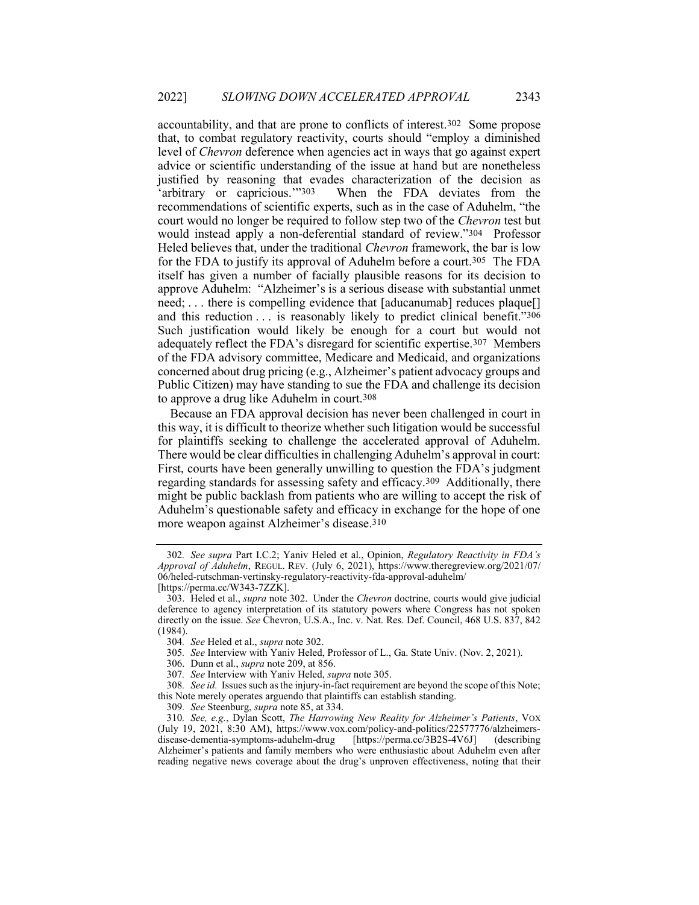accountability, and that are prone to conflicts of interest.[302] Some propose that, to combat regulatory reactivity, courts should "employ a diminished level of *Chevron* deference when agencies act in ways that go against expert advice or scientific understanding of the issue at hand but are nonetheless justified by reasoning that evades characterization of the decision as 'arbitrary or capricious.'"[303] When the FDA deviates from the recommendations of scientific experts, such as in the case of Aduhelm, "the court would no longer be required to follow step two of the *Chevron* test but would instead apply a non-deferential standard of review."[304] Professor Heled believes that, under the traditional *Chevron* framework, the bar is low for the FDA to justify its approval of Aduhelm before a court.[305] The FDA itself has given a number of facially plausible reasons for its decision to approve Aduhelm: "Alzheimer's is a serious disease with substantial unmet need; . . . there is compelling evidence that [aducanumab] reduces plaque[] and this reduction . . . is reasonably likely to predict clinical benefit."[306] Such justification would likely be enough for a court but would not adequately reflect the FDA's disregard for scientific expertise.[307] Members of the FDA advisory committee, Medicare and Medicaid, and organizations concerned about drug pricing (e.g., Alzheimer's patient advocacy groups and Public Citizen) may have standing to sue the FDA and challenge its decision to approve a drug like Aduhelm in court.[308]

Because an FDA approval decision has never been challenged in court in this way, it is difficult to theorize whether such litigation would be successful for plaintiffs seeking to challenge the accelerated approval of Aduhelm. There would be clear difficulties in challenging Aduhelm's approval in court: First, courts have been generally unwilling to question the FDA's judgment regarding standards for assessing safety and efficacy.[309] Additionally, there might be public backlash from patients who are willing to accept the risk of Aduhelm's questionable safety and efficacy in exchange for the hope of one more weapon against Alzheimer's disease.[310]

---

302. *See supra* Part I.C.2; Yaniv Heled et al., Opinion, *Regulatory Reactivity in FDA's Approval of Aduhelm*, REGUL. REV. (July 6, 2021), https://www.theregreview.org/2021/07/06/heled-rutschman-vertinsky-regulatory-reactivity-fda-approval-aduhelm/ [https://perma.cc/W343-7ZZK].

303. Heled et al., *supra* note 302. Under the *Chevron* doctrine, courts would give judicial deference to agency interpretation of its statutory powers where Congress has not spoken directly on the issue. *See* Chevron, U.S.A., Inc. v. Nat. Res. Def. Council, 468 U.S. 837, 842 (1984).

304. *See* Heled et al., *supra* note 302.

305. *See* Interview with Yaniv Heled, Professor of L., Ga. State Univ. (Nov. 2, 2021).

306. Dunn et al., *supra* note 209, at 856.

307. *See* Interview with Yaniv Heled, *supra* note 305.

308. *See id.* Issues such as the injury-in-fact requirement are beyond the scope of this Note; this Note merely operates arguendo that plaintiffs can establish standing.

309. *See* Steenburg, *supra* note 85, at 334.

310. *See, e.g.*, Dylan Scott, *The Harrowing New Reality for Alzheimer's Patients*, VOX (July 19, 2021, 8:30 AM), https://www.vox.com/policy-and-politics/22577776/alzheimers-disease-dementia-symptoms-aduhelm-drug [https://perma.cc/3B2S-4V6J] (describing Alzheimer's patients and family members who were enthusiastic about Aduhelm even after reading negative news coverage about the drug's unproven effectiveness, noting that their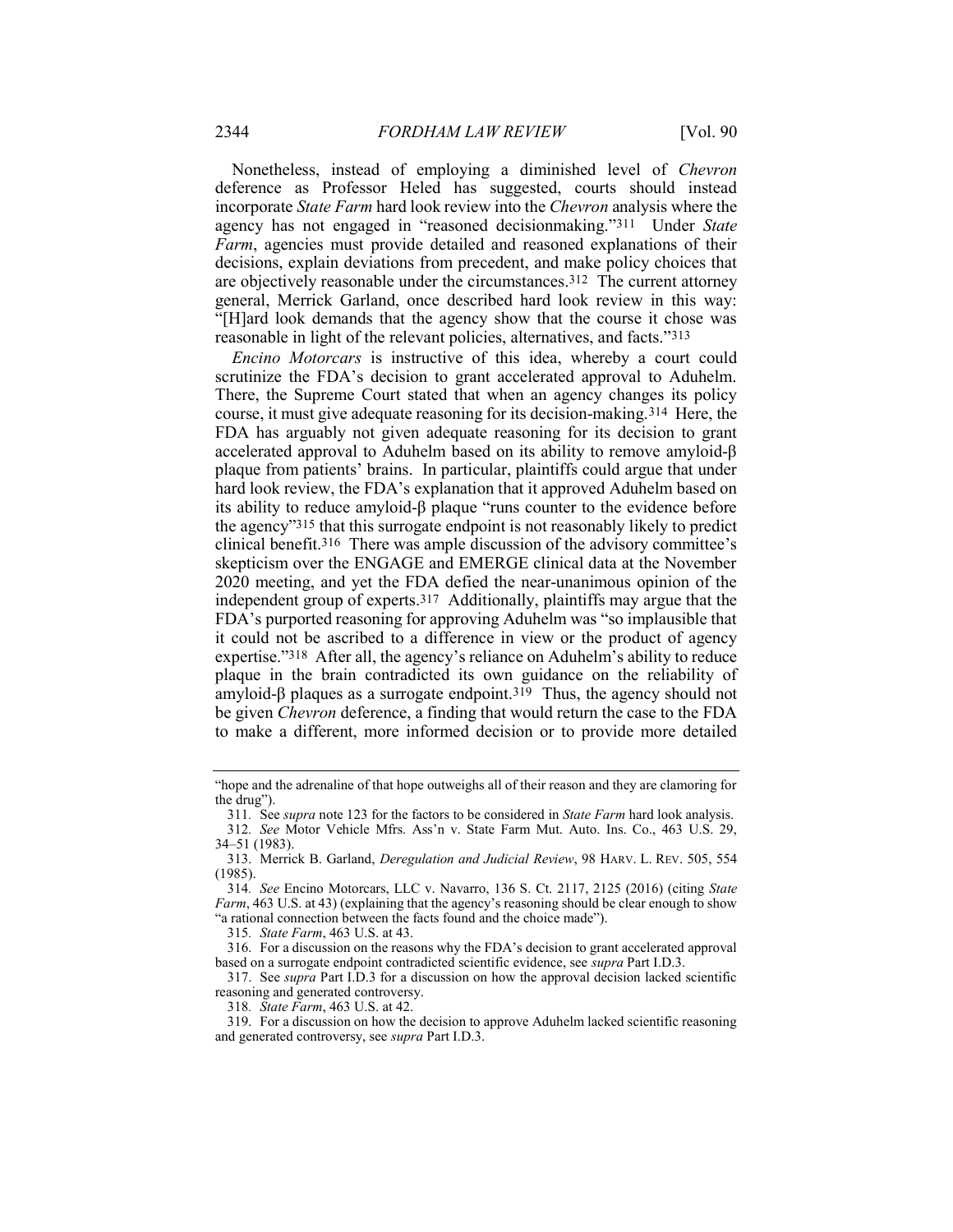Nonetheless, instead of employing a diminished level of *Chevron* deference as Professor Heled has suggested, courts should instead incorporate *State Farm* hard look review into the *Chevron* analysis where the agency has not engaged in "reasoned decisionmaking."[311] Under *State Farm*, agencies must provide detailed and reasoned explanations of their decisions, explain deviations from precedent, and make policy choices that are objectively reasonable under the circumstances.[312] The current attorney general, Merrick Garland, once described hard look review in this way: "[H]ard look demands that the agency show that the course it chose was reasonable in light of the relevant policies, alternatives, and facts."[313]

*Encino Motorcars* is instructive of this idea, whereby a court could scrutinize the FDA's decision to grant accelerated approval to Aduhelm. There, the Supreme Court stated that when an agency changes its policy course, it must give adequate reasoning for its decision-making.[314] Here, the FDA has arguably not given adequate reasoning for its decision to grant accelerated approval to Aduhelm based on its ability to remove amyloid-β plaque from patients' brains. In particular, plaintiffs could argue that under hard look review, the FDA's explanation that it approved Aduhelm based on its ability to reduce amyloid-β plaque "runs counter to the evidence before the agency"[315] that this surrogate endpoint is not reasonably likely to predict clinical benefit.[316] There was ample discussion of the advisory committee's skepticism over the ENGAGE and EMERGE clinical data at the November 2020 meeting, and yet the FDA defied the near-unanimous opinion of the independent group of experts.[317] Additionally, plaintiffs may argue that the FDA's purported reasoning for approving Aduhelm was "so implausible that it could not be ascribed to a difference in view or the product of agency expertise."[318] After all, the agency's reliance on Aduhelm's ability to reduce plaque in the brain contradicted its own guidance on the reliability of amyloid-β plaques as a surrogate endpoint.[319] Thus, the agency should not be given *Chevron* deference, a finding that would return the case to the FDA to make a different, more informed decision or to provide more detailed

---

"hope and the adrenaline of that hope outweighs all of their reason and they are clamoring for the drug").

311. See *supra* note 123 for the factors to be considered in *State Farm* hard look analysis.

312. *See* Motor Vehicle Mfrs. Ass'n v. State Farm Mut. Auto. Ins. Co., 463 U.S. 29, 34–51 (1983).

313. Merrick B. Garland, *Deregulation and Judicial Review*, 98 HARV. L. REV. 505, 554 (1985).

314. *See* Encino Motorcars, LLC v. Navarro, 136 S. Ct. 2117, 2125 (2016) (citing *State Farm*, 463 U.S. at 43) (explaining that the agency's reasoning should be clear enough to show "a rational connection between the facts found and the choice made").

315. *State Farm*, 463 U.S. at 43.

316. For a discussion on the reasons why the FDA's decision to grant accelerated approval based on a surrogate endpoint contradicted scientific evidence, see *supra* Part I.D.3.

317. See *supra* Part I.D.3 for a discussion on how the approval decision lacked scientific reasoning and generated controversy.

318. *State Farm*, 463 U.S. at 42.

319. For a discussion on how the decision to approve Aduhelm lacked scientific reasoning and generated controversy, see *supra* Part I.D.3.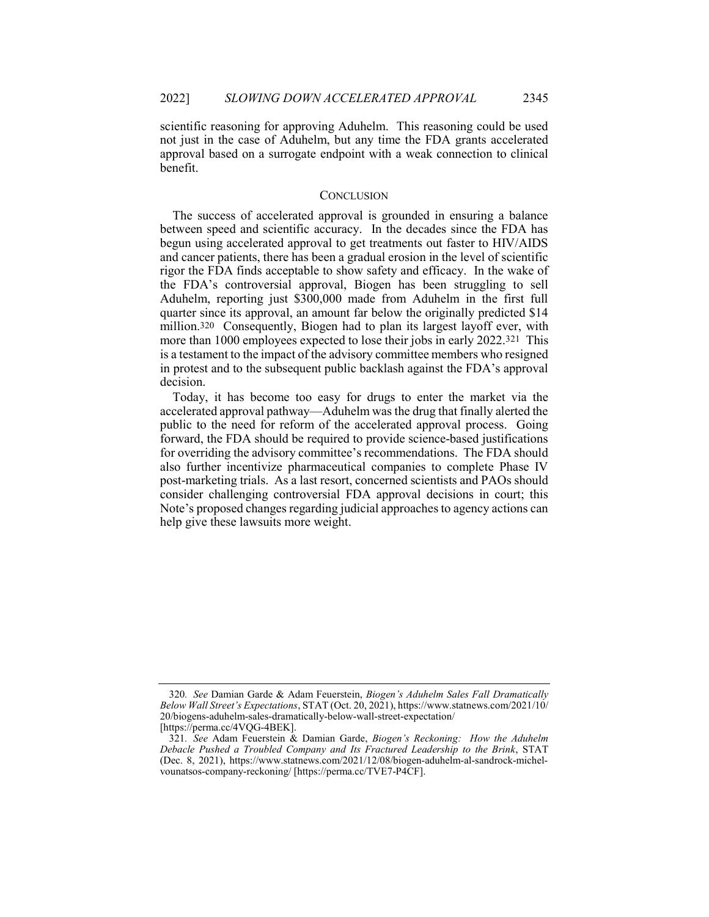scientific reasoning for approving Aduhelm. This reasoning could be used not just in the case of Aduhelm, but any time the FDA grants accelerated approval based on a surrogate endpoint with a weak connection to clinical benefit.

## CONCLUSION

The success of accelerated approval is grounded in ensuring a balance between speed and scientific accuracy. In the decades since the FDA has begun using accelerated approval to get treatments out faster to HIV/AIDS and cancer patients, there has been a gradual erosion in the level of scientific rigor the FDA finds acceptable to show safety and efficacy. In the wake of the FDA's controversial approval, Biogen has been struggling to sell Aduhelm, reporting just $300,000 made from Aduhelm in the first full quarter since its approval, an amount far below the originally predicted $14 million.[320] Consequently, Biogen had to plan its largest layoff ever, with more than 1000 employees expected to lose their jobs in early 2022.[321] This is a testament to the impact of the advisory committee members who resigned in protest and to the subsequent public backlash against the FDA's approval decision.

Today, it has become too easy for drugs to enter the market via the accelerated approval pathway—Aduhelm was the drug that finally alerted the public to the need for reform of the accelerated approval process. Going forward, the FDA should be required to provide science-based justifications for overriding the advisory committee's recommendations. The FDA should also further incentivize pharmaceutical companies to complete Phase IV post-marketing trials. As a last resort, concerned scientists and PAOs should consider challenging controversial FDA approval decisions in court; this Note's proposed changes regarding judicial approaches to agency actions can help give these lawsuits more weight.

---

320. *See* Damian Garde & Adam Feuerstein, *Biogen's Aduhelm Sales Fall Dramatically Below Wall Street's Expectations*, STAT (Oct. 20, 2021), https://www.statnews.com/2021/10/20/biogens-aduhelm-sales-dramatically-below-wall-street-expectation/ [https://perma.cc/4VQG-4BEK].

321. *See* Adam Feuerstein & Damian Garde, *Biogen's Reckoning: How the Aduhelm Debacle Pushed a Troubled Company and Its Fractured Leadership to the Brink*, STAT (Dec. 8, 2021), https://www.statnews.com/2021/12/08/biogen-aduhelm-al-sandrock-michel-vounatsos-company-reckoning/ [https://perma.cc/TVE7-P4CF].